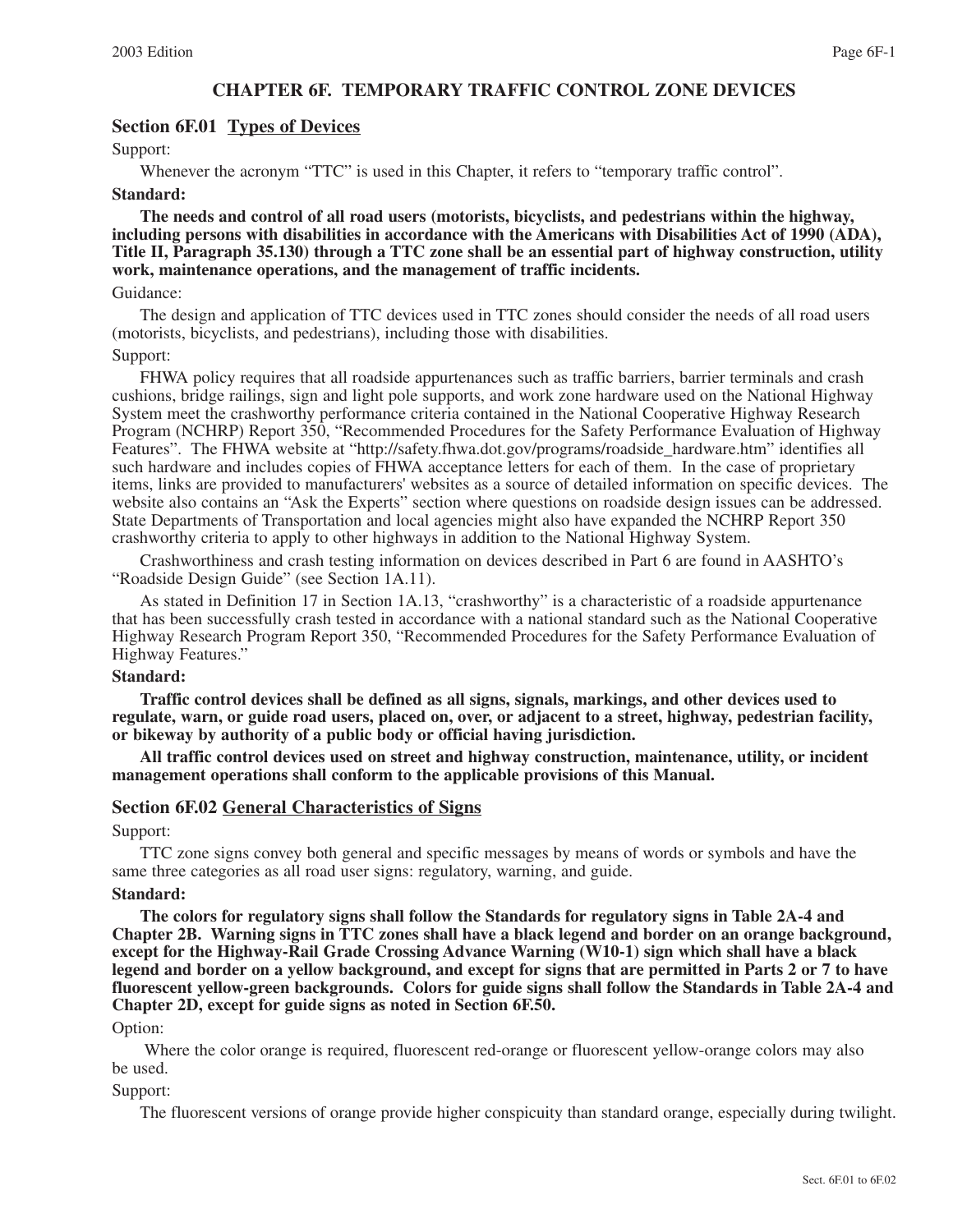# CHAPTER 6F. TEMPORARY TRAFFIC CONTROL ZONE DEVICES

## Section 6F.01 Types of Devices

Support:

Whenever the acronym "TTC" is used in this Chapter, it refers to "temporary traffic control".

**Standard:**

**The needs and control of all road users (motorists, bicyclists, and pedestrians within the highway, including persons with disabilities in accordance with the Americans with Disabilities Act of 1990 (ADA), Title II, Paragraph 35.130) through a TTC zone shall be an essential part of highway construction, utility work, maintenance operations, and the management of traffic incidents.**

Guidance:

The design and application of TTC devices used in TTC zones should consider the needs of all road users (motorists, bicyclists, and pedestrians), including those with disabilities.

Support:

FHWA policy requires that all roadside appurtenances such as traffic barriers, barrier terminals and crash cushions, bridge railings, sign and light pole supports, and work zone hardware used on the National Highway System meet the crashworthy performance criteria contained in the National Cooperative Highway Research Program (NCHRP) Report 350, "Recommended Procedures for the Safety Performance Evaluation of Highway Features". The FHWA website at "http://safety.fhwa.dot.gov/programs/roadside_hardware.htm" identifies all such hardware and includes copies of FHWA acceptance letters for each of them. In the case of proprietary items, links are provided to manufacturers' websites as a source of detailed information on specific devices. The website also contains an "Ask the Experts" section where questions on roadside design issues can be addressed. State Departments of Transportation and local agencies might also have expanded the NCHRP Report 350 crashworthy criteria to apply to other highways in addition to the National Highway System.

Crashworthiness and crash testing information on devices described in Part 6 are found in AASHTO's "Roadside Design Guide" (see Section 1A.11).

As stated in Definition 17 in Section 1A.13, "crashworthy" is a characteristic of a roadside appurtenance that has been successfully crash tested in accordance with a national standard such as the National Cooperative Highway Research Program Report 350, "Recommended Procedures for the Safety Performance Evaluation of Highway Features."

**Standard:**

**Traffic control devices shall be defined as all signs, signals, markings, and other devices used to regulate, warn, or guide road users, placed on, over, or adjacent to a street, highway, pedestrian facility, or bikeway by authority of a public body or official having jurisdiction.**

**All traffic control devices used on street and highway construction, maintenance, utility, or incident management operations shall conform to the applicable provisions of this Manual.**

## Section 6F.02 General Characteristics of Signs

Support:

TTC zone signs convey both general and specific messages by means of words or symbols and have the same three categories as all road user signs: regulatory, warning, and guide.

**Standard:**

**The colors for regulatory signs shall follow the Standards for regulatory signs in Table 2A-4 and Chapter 2B. Warning signs in TTC zones shall have a black legend and border on an orange background, except for the Highway-Rail Grade Crossing Advance Warning (W10-1) sign which shall have a black legend and border on a yellow background, and except for signs that are permitted in Parts 2 or 7 to have fluorescent yellow-green backgrounds. Colors for guide signs shall follow the Standards in Table 2A-4 and Chapter 2D, except for guide signs as noted in Section 6F.50.**

Option:

Where the color orange is required, fluorescent red-orange or fluorescent yellow-orange colors may also be used.

Support:

The fluorescent versions of orange provide higher conspicuity than standard orange, especially during twilight.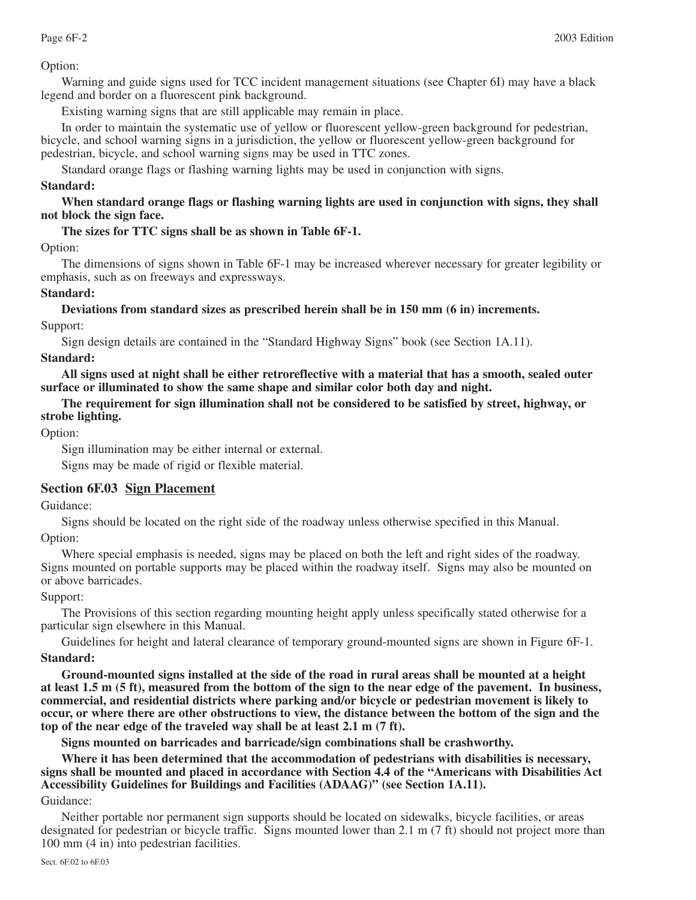Option:

Warning and guide signs used for TCC incident management situations (see Chapter 6I) may have a black legend and border on a fluorescent pink background.

Existing warning signs that are still applicable may remain in place.

In order to maintain the systematic use of yellow or fluorescent yellow-green background for pedestrian, bicycle, and school warning signs in a jurisdiction, the yellow or fluorescent yellow-green background for pedestrian, bicycle, and school warning signs may be used in TTC zones.

Standard orange flags or flashing warning lights may be used in conjunction with signs.

**Standard:**

**When standard orange flags or flashing warning lights are used in conjunction with signs, they shall not block the sign face.**

**The sizes for TTC signs shall be as shown in Table 6F-1.**

Option:

The dimensions of signs shown in Table 6F-1 may be increased wherever necessary for greater legibility or emphasis, such as on freeways and expressways.

**Standard:**

**Deviations from standard sizes as prescribed herein shall be in 150 mm (6 in) increments.**

Support:

Sign design details are contained in the "Standard Highway Signs" book (see Section 1A.11).

**Standard:**

**All signs used at night shall be either retroreflective with a material that has a smooth, sealed outer surface or illuminated to show the same shape and similar color both day and night.**

**The requirement for sign illumination shall not be considered to be satisfied by street, highway, or strobe lighting.**

Option:

Sign illumination may be either internal or external.

Signs may be made of rigid or flexible material.

## Section 6F.03 Sign Placement

Guidance:

Signs should be located on the right side of the roadway unless otherwise specified in this Manual.

Option:

Where special emphasis is needed, signs may be placed on both the left and right sides of the roadway. Signs mounted on portable supports may be placed within the roadway itself. Signs may also be mounted on or above barricades.

Support:

The Provisions of this section regarding mounting height apply unless specifically stated otherwise for a particular sign elsewhere in this Manual.

Guidelines for height and lateral clearance of temporary ground-mounted signs are shown in Figure 6F-1.

**Standard:**

**Ground-mounted signs installed at the side of the road in rural areas shall be mounted at a height at least 1.5 m (5 ft), measured from the bottom of the sign to the near edge of the pavement. In business, commercial, and residential districts where parking and/or bicycle or pedestrian movement is likely to occur, or where there are other obstructions to view, the distance between the bottom of the sign and the top of the near edge of the traveled way shall be at least 2.1 m (7 ft).**

**Signs mounted on barricades and barricade/sign combinations shall be crashworthy.**

**Where it has been determined that the accommodation of pedestrians with disabilities is necessary, signs shall be mounted and placed in accordance with Section 4.4 of the "Americans with Disabilities Act Accessibility Guidelines for Buildings and Facilities (ADAAG)" (see Section 1A.11).**

Guidance:

Neither portable nor permanent sign supports should be located on sidewalks, bicycle facilities, or areas designated for pedestrian or bicycle traffic. Signs mounted lower than 2.1 m (7 ft) should not project more than 100 mm (4 in) into pedestrian facilities.

Sect. 6F.02 to 6F.03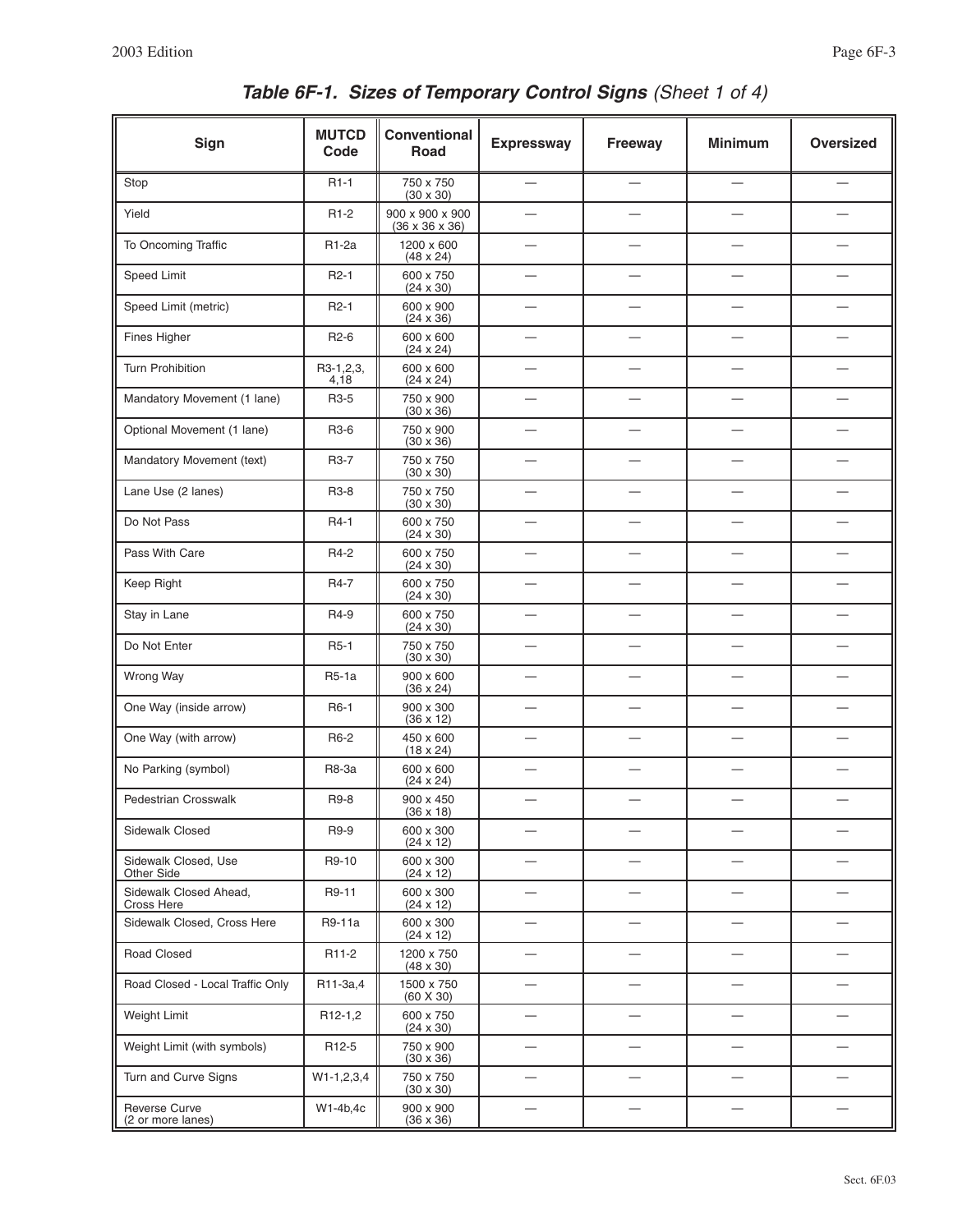## *Table 6F-1. Sizes of Temporary Control Signs (Sheet 1 of 4)*

| Sign | MUTCD Code | Conventional Road | Expressway | Freeway | Minimum | Oversized |
|---|---|---|---|---|---|---|
| Stop | R1-1 | 750 x 750 (30 x 30) | — | — | — | — |
| Yield | R1-2 | 900 x 900 x 900 (36 x 36 x 36) | — | — | — | — |
| To Oncoming Traffic | R1-2a | 1200 x 600 (48 x 24) | — | — | — | — |
| Speed Limit | R2-1 | 600 x 750 (24 x 30) | — | — | — | — |
| Speed Limit (metric) | R2-1 | 600 x 900 (24 x 36) | — | — | — | — |
| Fines Higher | R2-6 | 600 x 600 (24 x 24) | — | — | — | — |
| Turn Prohibition | R3-1,2,3, 4,18 | 600 x 600 (24 x 24) | — | — | — | — |
| Mandatory Movement (1 lane) | R3-5 | 750 x 900 (30 x 36) | — | — | — | — |
| Optional Movement (1 lane) | R3-6 | 750 x 900 (30 x 36) | — | — | — | — |
| Mandatory Movement (text) | R3-7 | 750 x 750 (30 x 30) | — | — | — | — |
| Lane Use (2 lanes) | R3-8 | 750 x 750 (30 x 30) | — | — | — | — |
| Do Not Pass | R4-1 | 600 x 750 (24 x 30) | — | — | — | — |
| Pass With Care | R4-2 | 600 x 750 (24 x 30) | — | — | — | — |
| Keep Right | R4-7 | 600 x 750 (24 x 30) | — | — | — | — |
| Stay in Lane | R4-9 | 600 x 750 (24 x 30) | — | — | — | — |
| Do Not Enter | R5-1 | 750 x 750 (30 x 30) | — | — | — | — |
| Wrong Way | R5-1a | 900 x 600 (36 x 24) | — | — | — | — |
| One Way (inside arrow) | R6-1 | 900 x 300 (36 x 12) | — | — | — | — |
| One Way (with arrow) | R6-2 | 450 x 600 (18 x 24) | — | — | — | — |
| No Parking (symbol) | R8-3a | 600 x 600 (24 x 24) | — | — | — | — |
| Pedestrian Crosswalk | R9-8 | 900 x 450 (36 x 18) | — | — | — | — |
| Sidewalk Closed | R9-9 | 600 x 300 (24 x 12) | — | — | — | — |
| Sidewalk Closed, Use Other Side | R9-10 | 600 x 300 (24 x 12) | — | — | — | — |
| Sidewalk Closed Ahead, Cross Here | R9-11 | 600 x 300 (24 x 12) | — | — | — | — |
| Sidewalk Closed, Cross Here | R9-11a | 600 x 300 (24 x 12) | — | — | — | — |
| Road Closed | R11-2 | 1200 x 750 (48 x 30) | — | — | — | — |
| Road Closed - Local Traffic Only | R11-3a,4 | 1500 x 750 (60 X 30) | — | — | — | — |
| Weight Limit | R12-1,2 | 600 x 750 (24 x 30) | — | — | — | — |
| Weight Limit (with symbols) | R12-5 | 750 x 900 (30 x 36) | — | — | — | — |
| Turn and Curve Signs | W1-1,2,3,4 | 750 x 750 (30 x 30) | — | — | — | — |
| Reverse Curve (2 or more lanes) | W1-4b,4c | 900 x 900 (36 x 36) | — | — | — | — |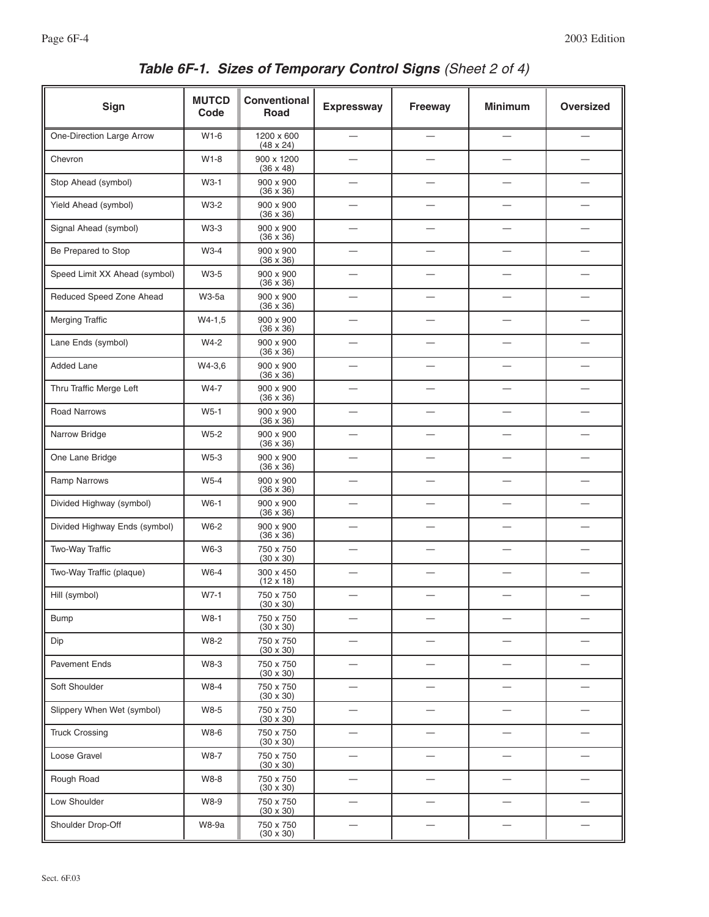## *Table 6F-1. Sizes of Temporary Control Signs* (Sheet 2 of 4)

| Sign | MUTCD Code | Conventional Road | Expressway | Freeway | Minimum | Oversized |
|---|---|---|---|---|---|---|
| One-Direction Large Arrow | W1-6 | 1200 x 600 (48 x 24) | — | — | — | — |
| Chevron | W1-8 | 900 x 1200 (36 x 48) | — | — | — | — |
| Stop Ahead (symbol) | W3-1 | 900 x 900 (36 x 36) | — | — | — | — |
| Yield Ahead (symbol) | W3-2 | 900 x 900 (36 x 36) | — | — | — | — |
| Signal Ahead (symbol) | W3-3 | 900 x 900 (36 x 36) | — | — | — | — |
| Be Prepared to Stop | W3-4 | 900 x 900 (36 x 36) | — | — | — | — |
| Speed Limit XX Ahead (symbol) | W3-5 | 900 x 900 (36 x 36) | — | — | — | — |
| Reduced Speed Zone Ahead | W3-5a | 900 x 900 (36 x 36) | — | — | — | — |
| Merging Traffic | W4-1,5 | 900 x 900 (36 x 36) | — | — | — | — |
| Lane Ends (symbol) | W4-2 | 900 x 900 (36 x 36) | — | — | — | — |
| Added Lane | W4-3,6 | 900 x 900 (36 x 36) | — | — | — | — |
| Thru Traffic Merge Left | W4-7 | 900 x 900 (36 x 36) | — | — | — | — |
| Road Narrows | W5-1 | 900 x 900 (36 x 36) | — | — | — | — |
| Narrow Bridge | W5-2 | 900 x 900 (36 x 36) | — | — | — | — |
| One Lane Bridge | W5-3 | 900 x 900 (36 x 36) | — | — | — | — |
| Ramp Narrows | W5-4 | 900 x 900 (36 x 36) | — | — | — | — |
| Divided Highway (symbol) | W6-1 | 900 x 900 (36 x 36) | — | — | — | — |
| Divided Highway Ends (symbol) | W6-2 | 900 x 900 (36 x 36) | — | — | — | — |
| Two-Way Traffic | W6-3 | 750 x 750 (30 x 30) | — | — | — | — |
| Two-Way Traffic (plaque) | W6-4 | 300 x 450 (12 x 18) | — | — | — | — |
| Hill (symbol) | W7-1 | 750 x 750 (30 x 30) | — | — | — | — |
| Bump | W8-1 | 750 x 750 (30 x 30) | — | — | — | — |
| Dip | W8-2 | 750 x 750 (30 x 30) | — | — | — | — |
| Pavement Ends | W8-3 | 750 x 750 (30 x 30) | — | — | — | — |
| Soft Shoulder | W8-4 | 750 x 750 (30 x 30) | — | — | — | — |
| Slippery When Wet (symbol) | W8-5 | 750 x 750 (30 x 30) | — | — | — | — |
| Truck Crossing | W8-6 | 750 x 750 (30 x 30) | — | — | — | — |
| Loose Gravel | W8-7 | 750 x 750 (30 x 30) | — | — | — | — |
| Rough Road | W8-8 | 750 x 750 (30 x 30) | — | — | — | — |
| Low Shoulder | W8-9 | 750 x 750 (30 x 30) | — | — | — | — |
| Shoulder Drop-Off | W8-9a | 750 x 750 (30 x 30) | — | — | — | — |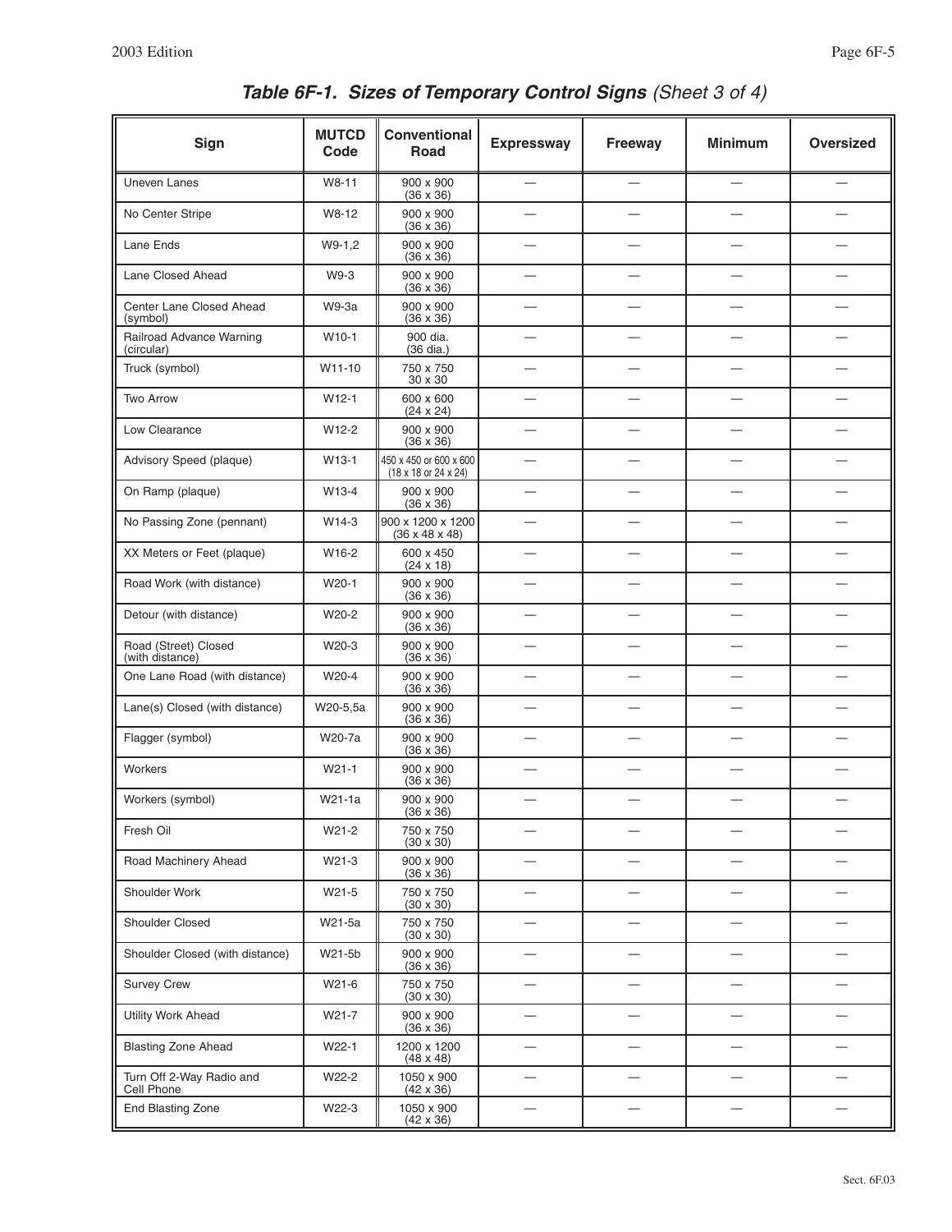## *Table 6F-1. Sizes of Temporary Control Signs (Sheet 3 of 4)*

| Sign | MUTCD Code | Conventional Road | Expressway | Freeway | Minimum | Oversized |
|---|---|---|---|---|---|---|
| Uneven Lanes | W8-11 | 900 x 900 (36 x 36) | — | — | — | — |
| No Center Stripe | W8-12 | 900 x 900 (36 x 36) | — | — | — | — |
| Lane Ends | W9-1,2 | 900 x 900 (36 x 36) | — | — | — | — |
| Lane Closed Ahead | W9-3 | 900 x 900 (36 x 36) | — | — | — | — |
| Center Lane Closed Ahead (symbol) | W9-3a | 900 x 900 (36 x 36) | — | — | — | — |
| Railroad Advance Warning (circular) | W10-1 | 900 dia. (36 dia.) | — | — | — | — |
| Truck (symbol) | W11-10 | 750 x 750 30 x 30 | — | — | — | — |
| Two Arrow | W12-1 | 600 x 600 (24 x 24) | — | — | — | — |
| Low Clearance | W12-2 | 900 x 900 (36 x 36) | — | — | — | — |
| Advisory Speed (plaque) | W13-1 | 450 x 450 or 600 x 600 (18 x 18 or 24 x 24) | — | — | — | — |
| On Ramp (plaque) | W13-4 | 900 x 900 (36 x 36) | — | — | — | — |
| No Passing Zone (pennant) | W14-3 | 900 x 1200 x 1200 (36 x 48 x 48) | — | — | — | — |
| XX Meters or Feet (plaque) | W16-2 | 600 x 450 (24 x 18) | — | — | — | — |
| Road Work (with distance) | W20-1 | 900 x 900 (36 x 36) | — | — | — | — |
| Detour (with distance) | W20-2 | 900 x 900 (36 x 36) | — | — | — | — |
| Road (Street) Closed (with distance) | W20-3 | 900 x 900 (36 x 36) | — | — | — | — |
| One Lane Road (with distance) | W20-4 | 900 x 900 (36 x 36) | — | — | — | — |
| Lane(s) Closed (with distance) | W20-5,5a | 900 x 900 (36 x 36) | — | — | — | — |
| Flagger (symbol) | W20-7a | 900 x 900 (36 x 36) | — | — | — | — |
| Workers | W21-1 | 900 x 900 (36 x 36) | — | — | — | — |
| Workers (symbol) | W21-1a | 900 x 900 (36 x 36) | — | — | — | — |
| Fresh Oil | W21-2 | 750 x 750 (30 x 30) | — | — | — | — |
| Road Machinery Ahead | W21-3 | 900 x 900 (36 x 36) | — | — | — | — |
| Shoulder Work | W21-5 | 750 x 750 (30 x 30) | — | — | — | — |
| Shoulder Closed | W21-5a | 750 x 750 (30 x 30) | — | — | — | — |
| Shoulder Closed (with distance) | W21-5b | 900 x 900 (36 x 36) | — | — | — | — |
| Survey Crew | W21-6 | 750 x 750 (30 x 30) | — | — | — | — |
| Utility Work Ahead | W21-7 | 900 x 900 (36 x 36) | — | — | — | — |
| Blasting Zone Ahead | W22-1 | 1200 x 1200 (48 x 48) | — | — | — | — |
| Turn Off 2-Way Radio and Cell Phone | W22-2 | 1050 x 900 (42 x 36) | — | — | — | — |
| End Blasting Zone | W22-3 | 1050 x 900 (42 x 36) | — | — | — | — |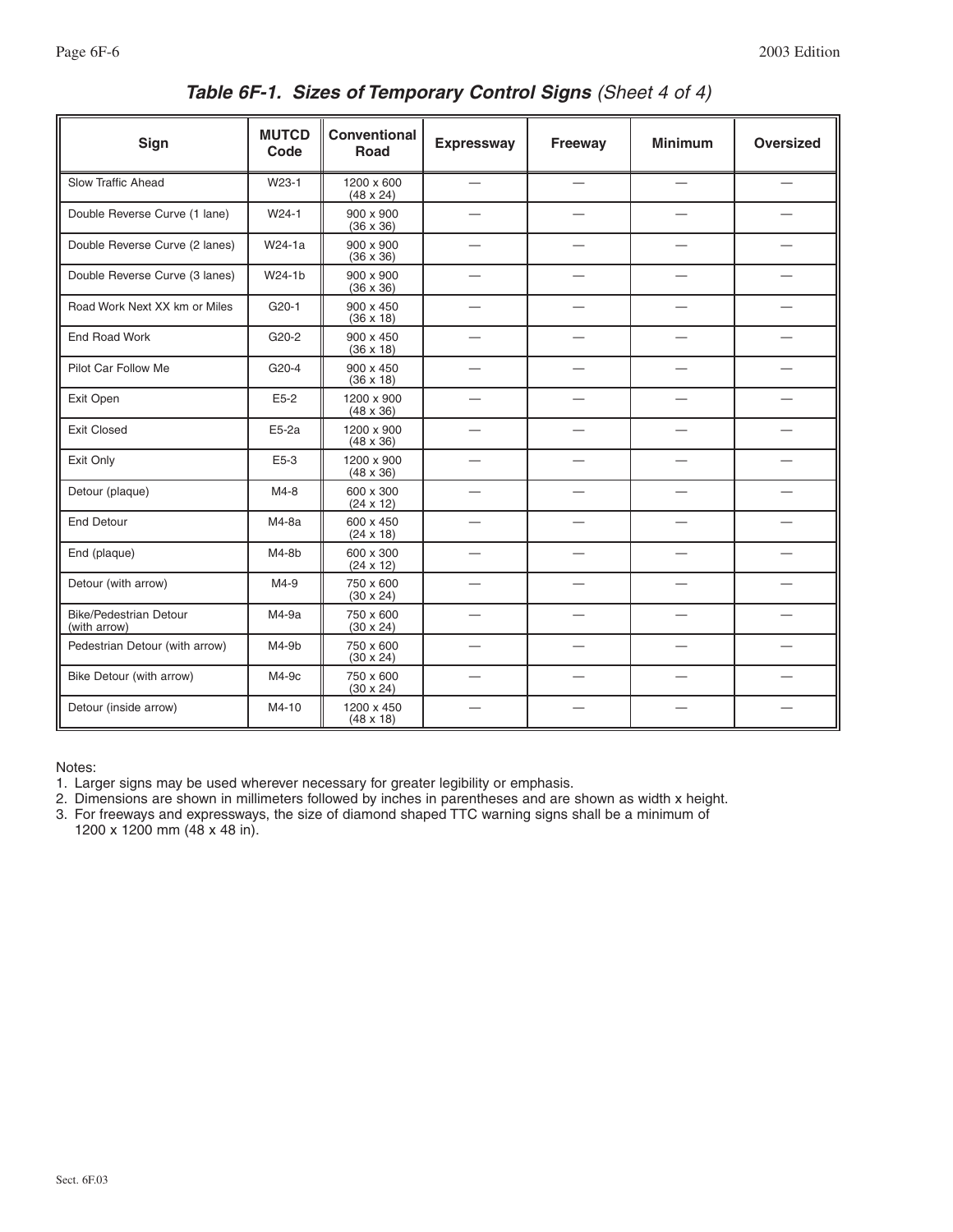## *Table 6F-1. Sizes of Temporary Control Signs (Sheet 4 of 4)*

| Sign | MUTCD Code | Conventional Road | Expressway | Freeway | Minimum | Oversized |
|---|---|---|---|---|---|---|
| Slow Traffic Ahead | W23-1 | 1200 x 600 (48 x 24) | — | — | — | — |
| Double Reverse Curve (1 lane) | W24-1 | 900 x 900 (36 x 36) | — | — | — | — |
| Double Reverse Curve (2 lanes) | W24-1a | 900 x 900 (36 x 36) | — | — | — | — |
| Double Reverse Curve (3 lanes) | W24-1b | 900 x 900 (36 x 36) | — | — | — | — |
| Road Work Next XX km or Miles | G20-1 | 900 x 450 (36 x 18) | — | — | — | — |
| End Road Work | G20-2 | 900 x 450 (36 x 18) | — | — | — | — |
| Pilot Car Follow Me | G20-4 | 900 x 450 (36 x 18) | — | — | — | — |
| Exit Open | E5-2 | 1200 x 900 (48 x 36) | — | — | — | — |
| Exit Closed | E5-2a | 1200 x 900 (48 x 36) | — | — | — | — |
| Exit Only | E5-3 | 1200 x 900 (48 x 36) | — | — | — | — |
| Detour (plaque) | M4-8 | 600 x 300 (24 x 12) | — | — | — | — |
| End Detour | M4-8a | 600 x 450 (24 x 18) | — | — | — | — |
| End (plaque) | M4-8b | 600 x 300 (24 x 12) | — | — | — | — |
| Detour (with arrow) | M4-9 | 750 x 600 (30 x 24) | — | — | — | — |
| Bike/Pedestrian Detour (with arrow) | M4-9a | 750 x 600 (30 x 24) | — | — | — | — |
| Pedestrian Detour (with arrow) | M4-9b | 750 x 600 (30 x 24) | — | — | — | — |
| Bike Detour (with arrow) | M4-9c | 750 x 600 (30 x 24) | — | — | — | — |
| Detour (inside arrow) | M4-10 | 1200 x 450 (48 x 18) | — | — | — | — |

Notes:
1. Larger signs may be used wherever necessary for greater legibility or emphasis.
2. Dimensions are shown in millimeters followed by inches in parentheses and are shown as width x height.
3. For freeways and expressways, the size of diamond shaped TTC warning signs shall be a minimum of 1200 x 1200 mm (48 x 48 in).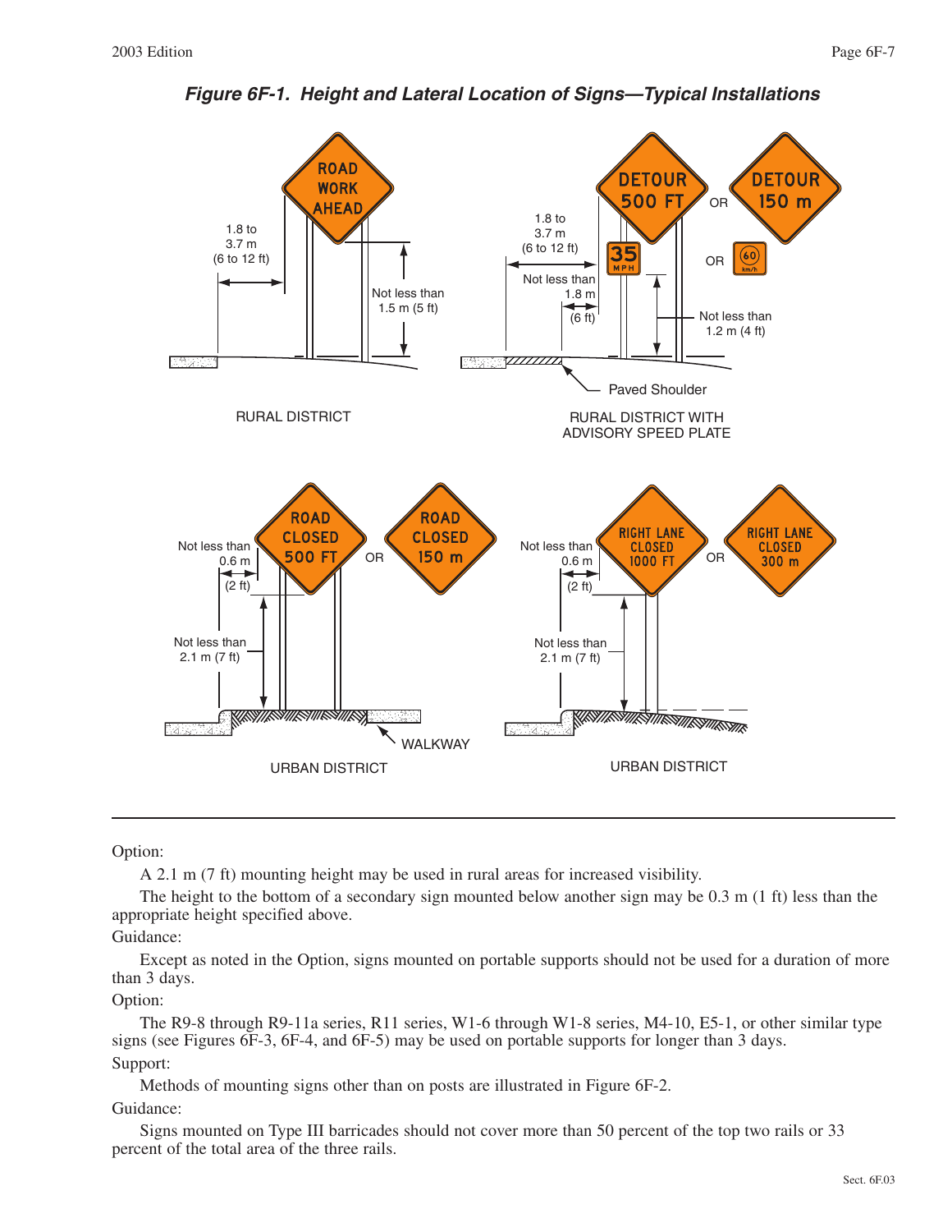***Figure 6F-1. Height and Lateral Location of Signs—Typical Installations***

Option:

A 2.1 m (7 ft) mounting height may be used in rural areas for increased visibility.

The height to the bottom of a secondary sign mounted below another sign may be 0.3 m (1 ft) less than the appropriate height specified above.

Guidance:

Except as noted in the Option, signs mounted on portable supports should not be used for a duration of more than 3 days.

Option:

The R9-8 through R9-11a series, R11 series, W1-6 through W1-8 series, M4-10, E5-1, or other similar type signs (see Figures 6F-3, 6F-4, and 6F-5) may be used on portable supports for longer than 3 days.

Support:

Methods of mounting signs other than on posts are illustrated in Figure 6F-2.

Guidance:

Signs mounted on Type III barricades should not cover more than 50 percent of the top two rails or 33 percent of the total area of the three rails.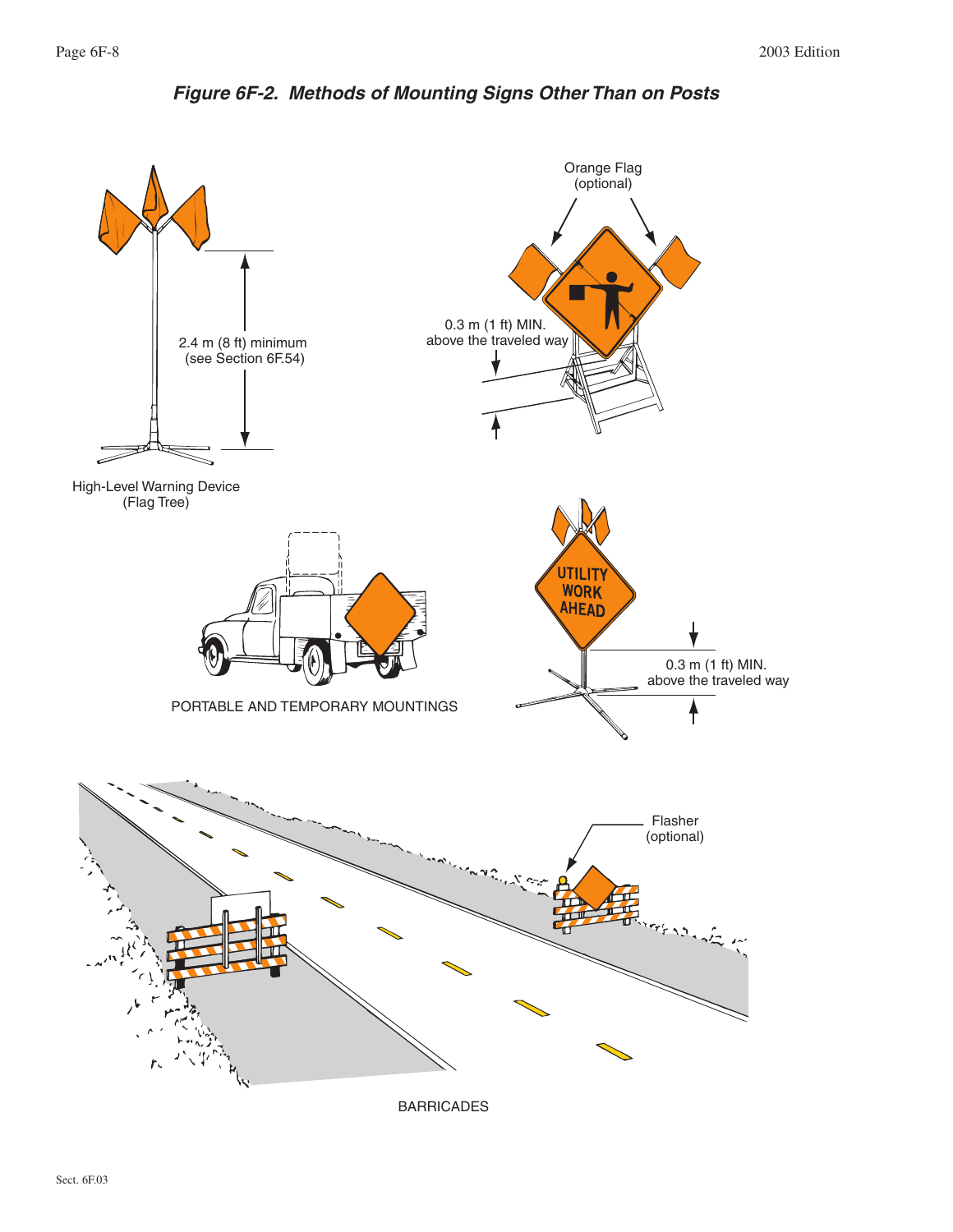## Figure 6F-2. Methods of Mounting Signs Other Than on Posts

Orange Flag (optional)

2.4 m (8 ft) minimum (see Section 6F.54)

0.3 m (1 ft) MIN. above the traveled way

High-Level Warning Device (Flag Tree)

UTILITY WORK AHEAD

0.3 m (1 ft) MIN. above the traveled way

PORTABLE AND TEMPORARY MOUNTINGS

Flasher (optional)

BARRICADES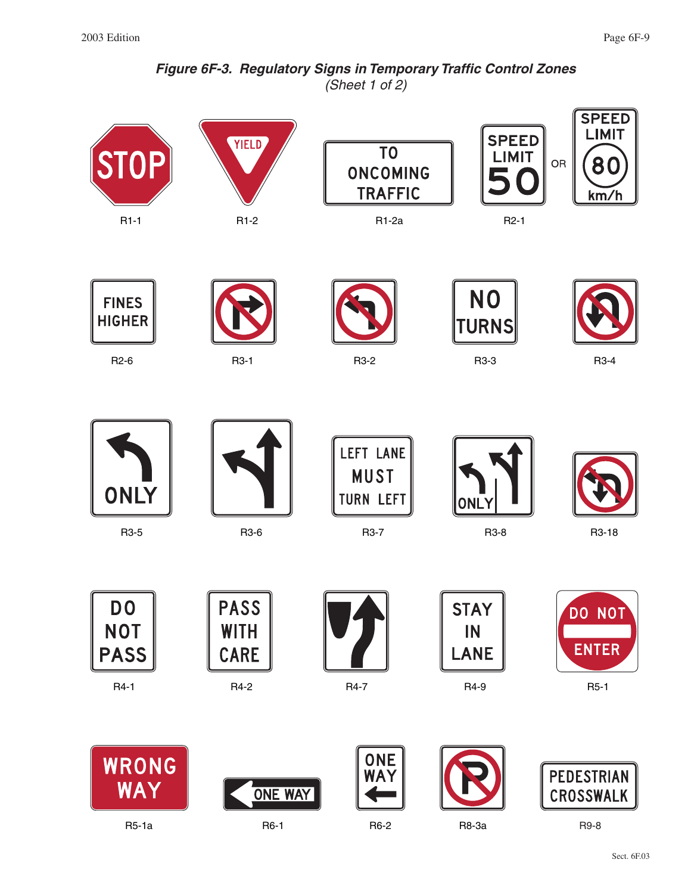***Figure 6F-3. Regulatory Signs in Temporary Traffic Control Zones***
*(Sheet 1 of 2)*

| Sign | Text |
| --- | --- |
| R1-1 | STOP |
| R1-2 | YIELD |
| R1-2a | TO ONCOMING TRAFFIC |
| R2-1 | SPEED LIMIT 50 OR SPEED LIMIT 80 km/h |
| R2-6 | FINES HIGHER |
| R3-1 | |
| R3-2 | |
| R3-3 | NO TURNS |
| R3-4 | |
| R3-5 | ONLY |
| R3-6 | |
| R3-7 | LEFT LANE MUST TURN LEFT |
| R3-8 | ONLY |
| R3-18 | |
| R4-1 | DO NOT PASS |
| R4-2 | PASS WITH CARE |
| R4-7 | |
| R4-9 | STAY IN LANE |
| R5-1 | DO NOT ENTER |
| R5-1a | WRONG WAY |
| R6-1 | ONE WAY |
| R6-2 | ONE WAY |
| R8-3a | |
| R9-8 | PEDESTRIAN CROSSWALK |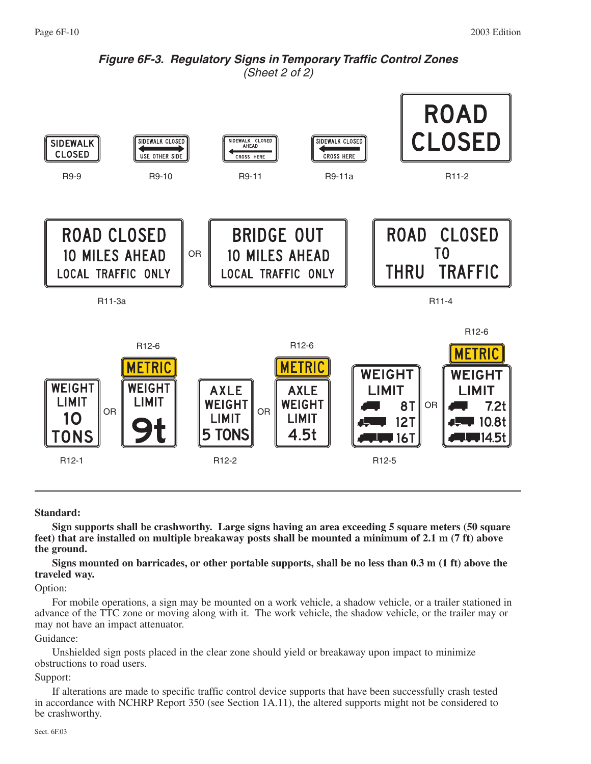***Figure 6F-3. Regulatory Signs in Temporary Traffic Control Zones***
*(Sheet 2 of 2)*

SIDEWALK CLOSED

R9-9

SIDEWALK CLOSED
USE OTHER SIDE

R9-10

SIDEWALK CLOSED AHEAD
CROSS HERE

R9-11

SIDEWALK CLOSED
CROSS HERE

R9-11a

ROAD CLOSED

R11-2

ROAD CLOSED 10 MILES AHEAD LOCAL TRAFFIC ONLY OR BRIDGE OUT 10 MILES AHEAD LOCAL TRAFFIC ONLY

R11-3a

ROAD CLOSED TO THRU TRAFFIC

R11-4

WEIGHT LIMIT 10 TONS OR METRIC (R12-6) WEIGHT LIMIT 9t

R12-1

AXLE WEIGHT LIMIT 5 TONS OR METRIC (R12-6) AXLE WEIGHT LIMIT 4.5t

R12-2

WEIGHT LIMIT 8T 12T 16T OR METRIC (R12-6) WEIGHT LIMIT 7.2t 10.8t 14.5t

R12-5

---

**Standard:**

**Sign supports shall be crashworthy. Large signs having an area exceeding 5 square meters (50 square feet) that are installed on multiple breakaway posts shall be mounted a minimum of 2.1 m (7 ft) above the ground.**

**Signs mounted on barricades, or other portable supports, shall be no less than 0.3 m (1 ft) above the traveled way.**

Option:

For mobile operations, a sign may be mounted on a work vehicle, a shadow vehicle, or a trailer stationed in advance of the TTC zone or moving along with it. The work vehicle, the shadow vehicle, or the trailer may or may not have an impact attenuator.

Guidance:

*Unshielded sign posts placed in the clear zone should yield or breakaway upon impact to minimize obstructions to road users.*

Support:

If alterations are made to specific traffic control device supports that have been successfully crash tested in accordance with NCHRP Report 350 (see Section 1A.11), the altered supports might not be considered to be crashworthy.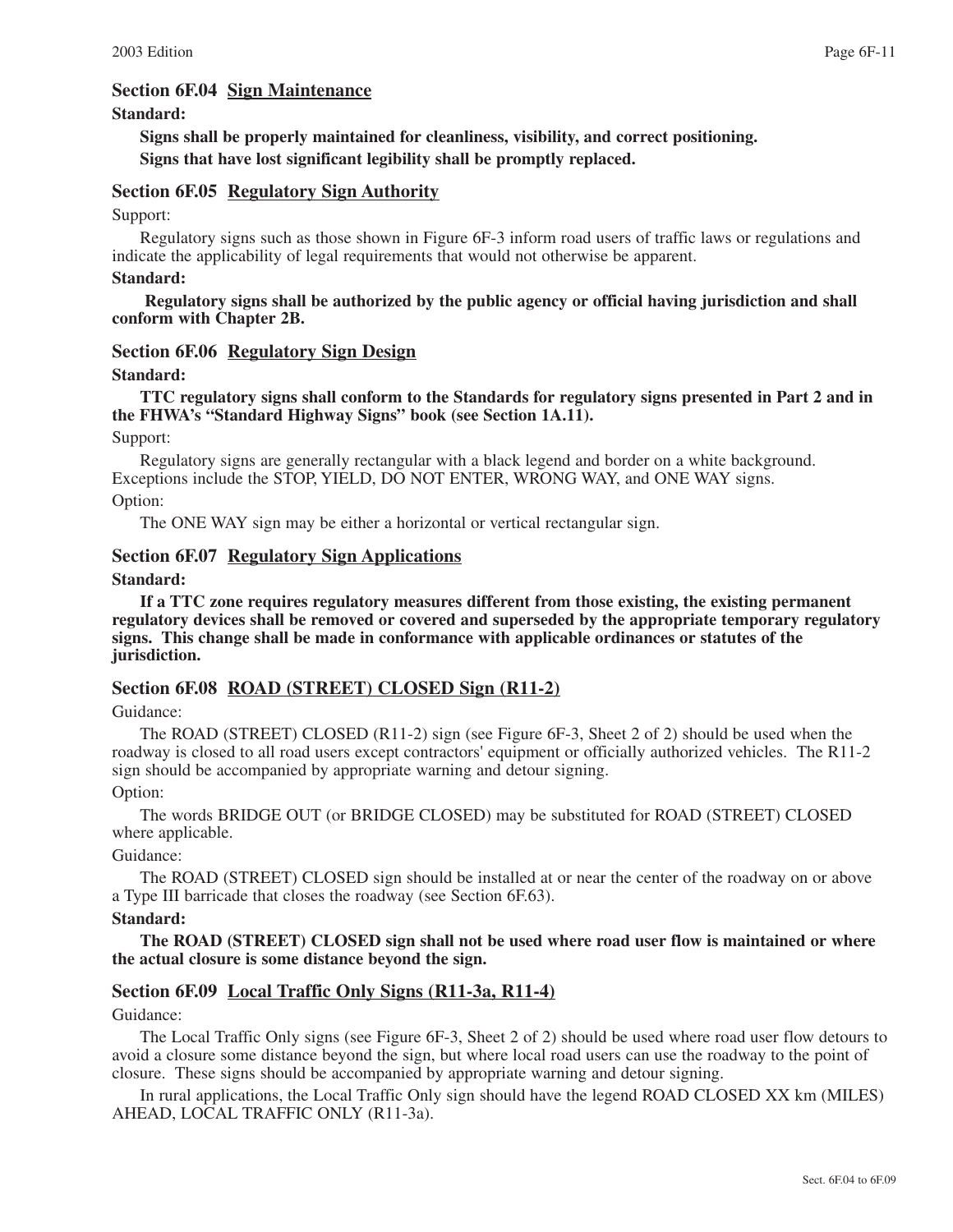## Section 6F.04 Sign Maintenance

**Standard:**

**Signs shall be properly maintained for cleanliness, visibility, and correct positioning.**

**Signs that have lost significant legibility shall be promptly replaced.**

## Section 6F.05 Regulatory Sign Authority

Support:

Regulatory signs such as those shown in Figure 6F-3 inform road users of traffic laws or regulations and indicate the applicability of legal requirements that would not otherwise be apparent.

**Standard:**

**Regulatory signs shall be authorized by the public agency or official having jurisdiction and shall conform with Chapter 2B.**

## Section 6F.06 Regulatory Sign Design

**Standard:**

**TTC regulatory signs shall conform to the Standards for regulatory signs presented in Part 2 and in the FHWA's "Standard Highway Signs" book (see Section 1A.11).**

Support:

Regulatory signs are generally rectangular with a black legend and border on a white background. Exceptions include the STOP, YIELD, DO NOT ENTER, WRONG WAY, and ONE WAY signs.

Option:

The ONE WAY sign may be either a horizontal or vertical rectangular sign.

## Section 6F.07 Regulatory Sign Applications

**Standard:**

**If a TTC zone requires regulatory measures different from those existing, the existing permanent regulatory devices shall be removed or covered and superseded by the appropriate temporary regulatory signs. This change shall be made in conformance with applicable ordinances or statutes of the jurisdiction.**

## Section 6F.08 ROAD (STREET) CLOSED Sign (R11-2)

Guidance:

The ROAD (STREET) CLOSED (R11-2) sign (see Figure 6F-3, Sheet 2 of 2) should be used when the roadway is closed to all road users except contractors' equipment or officially authorized vehicles. The R11-2 sign should be accompanied by appropriate warning and detour signing.

Option:

The words BRIDGE OUT (or BRIDGE CLOSED) may be substituted for ROAD (STREET) CLOSED where applicable.

Guidance:

The ROAD (STREET) CLOSED sign should be installed at or near the center of the roadway on or above a Type III barricade that closes the roadway (see Section 6F.63).

**Standard:**

**The ROAD (STREET) CLOSED sign shall not be used where road user flow is maintained or where the actual closure is some distance beyond the sign.**

## Section 6F.09 Local Traffic Only Signs (R11-3a, R11-4)

Guidance:

The Local Traffic Only signs (see Figure 6F-3, Sheet 2 of 2) should be used where road user flow detours to avoid a closure some distance beyond the sign, but where local road users can use the roadway to the point of closure. These signs should be accompanied by appropriate warning and detour signing.

In rural applications, the Local Traffic Only sign should have the legend ROAD CLOSED XX km (MILES) AHEAD, LOCAL TRAFFIC ONLY (R11-3a).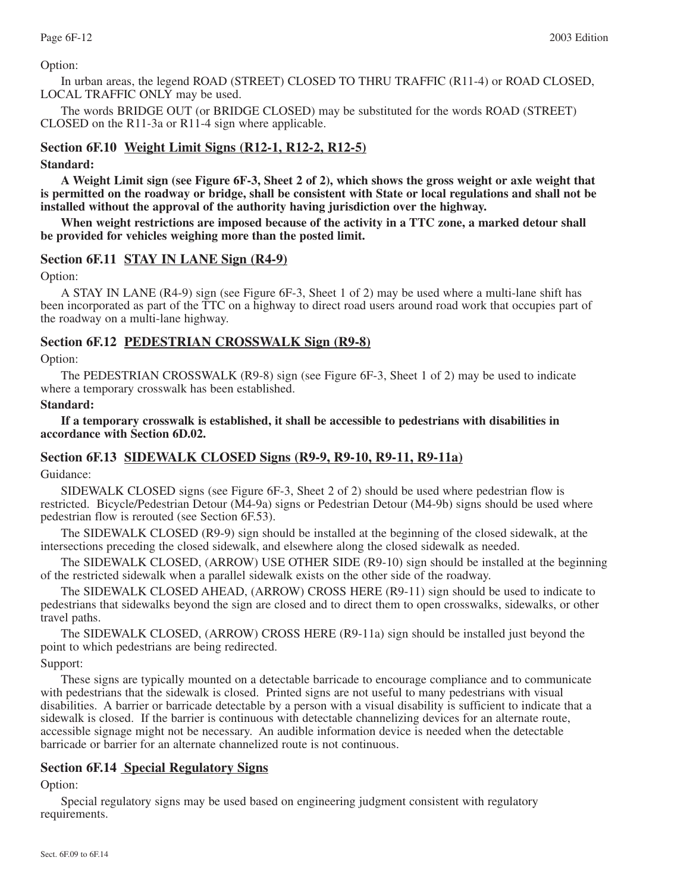Option:

In urban areas, the legend ROAD (STREET) CLOSED TO THRU TRAFFIC (R11-4) or ROAD CLOSED, LOCAL TRAFFIC ONLY may be used.

The words BRIDGE OUT (or BRIDGE CLOSED) may be substituted for the words ROAD (STREET) CLOSED on the R11-3a or R11-4 sign where applicable.

## Section 6F.10 Weight Limit Signs (R12-1, R12-2, R12-5)

**Standard:**

**A Weight Limit sign (see Figure 6F-3, Sheet 2 of 2), which shows the gross weight or axle weight that is permitted on the roadway or bridge, shall be consistent with State or local regulations and shall not be installed without the approval of the authority having jurisdiction over the highway.**

**When weight restrictions are imposed because of the activity in a TTC zone, a marked detour shall be provided for vehicles weighing more than the posted limit.**

## Section 6F.11 STAY IN LANE Sign (R4-9)

Option:

A STAY IN LANE (R4-9) sign (see Figure 6F-3, Sheet 1 of 2) may be used where a multi-lane shift has been incorporated as part of the TTC on a highway to direct road users around road work that occupies part of the roadway on a multi-lane highway.

## Section 6F.12 PEDESTRIAN CROSSWALK Sign (R9-8)

Option:

The PEDESTRIAN CROSSWALK (R9-8) sign (see Figure 6F-3, Sheet 1 of 2) may be used to indicate where a temporary crosswalk has been established.

**Standard:**

**If a temporary crosswalk is established, it shall be accessible to pedestrians with disabilities in accordance with Section 6D.02.**

## Section 6F.13 SIDEWALK CLOSED Signs (R9-9, R9-10, R9-11, R9-11a)

Guidance:

SIDEWALK CLOSED signs (see Figure 6F-3, Sheet 2 of 2) should be used where pedestrian flow is restricted. Bicycle/Pedestrian Detour (M4-9a) signs or Pedestrian Detour (M4-9b) signs should be used where pedestrian flow is rerouted (see Section 6F.53).

The SIDEWALK CLOSED (R9-9) sign should be installed at the beginning of the closed sidewalk, at the intersections preceding the closed sidewalk, and elsewhere along the closed sidewalk as needed.

The SIDEWALK CLOSED, (ARROW) USE OTHER SIDE (R9-10) sign should be installed at the beginning of the restricted sidewalk when a parallel sidewalk exists on the other side of the roadway.

The SIDEWALK CLOSED AHEAD, (ARROW) CROSS HERE (R9-11) sign should be used to indicate to pedestrians that sidewalks beyond the sign are closed and to direct them to open crosswalks, sidewalks, or other travel paths.

The SIDEWALK CLOSED, (ARROW) CROSS HERE (R9-11a) sign should be installed just beyond the point to which pedestrians are being redirected.

Support:

These signs are typically mounted on a detectable barricade to encourage compliance and to communicate with pedestrians that the sidewalk is closed. Printed signs are not useful to many pedestrians with visual disabilities. A barrier or barricade detectable by a person with a visual disability is sufficient to indicate that a sidewalk is closed. If the barrier is continuous with detectable channelizing devices for an alternate route, accessible signage might not be necessary. An audible information device is needed when the detectable barricade or barrier for an alternate channelized route is not continuous.

## Section 6F.14 Special Regulatory Signs

Option:

Special regulatory signs may be used based on engineering judgment consistent with regulatory requirements.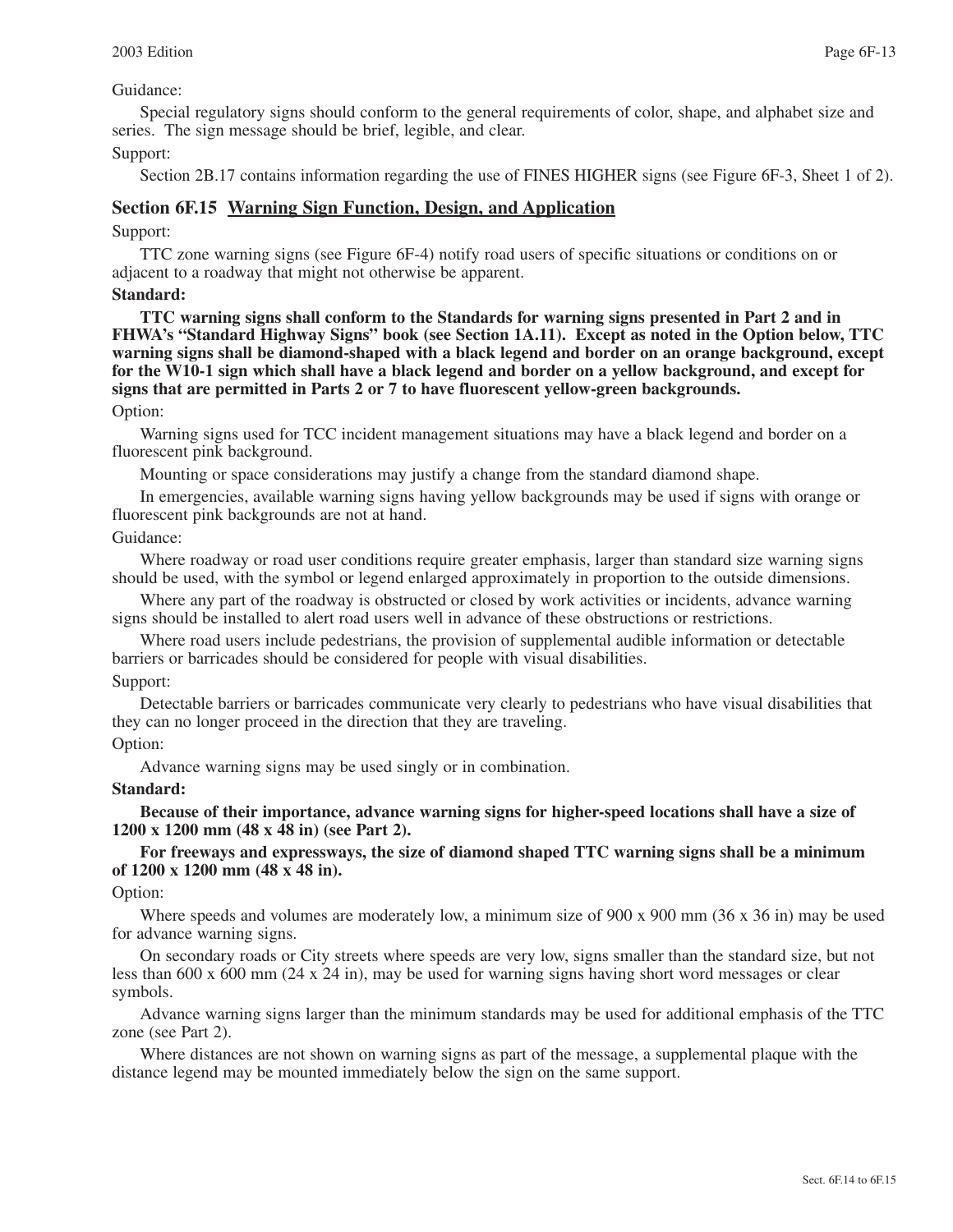Guidance:

Special regulatory signs should conform to the general requirements of color, shape, and alphabet size and series. The sign message should be brief, legible, and clear.

Support:

Section 2B.17 contains information regarding the use of FINES HIGHER signs (see Figure 6F-3, Sheet 1 of 2).

## Section 6F.15 Warning Sign Function, Design, and Application

Support:

TTC zone warning signs (see Figure 6F-4) notify road users of specific situations or conditions on or adjacent to a roadway that might not otherwise be apparent.

**Standard:**

**TTC warning signs shall conform to the Standards for warning signs presented in Part 2 and in FHWA's "Standard Highway Signs" book (see Section 1A.11). Except as noted in the Option below, TTC warning signs shall be diamond-shaped with a black legend and border on an orange background, except for the W10-1 sign which shall have a black legend and border on a yellow background, and except for signs that are permitted in Parts 2 or 7 to have fluorescent yellow-green backgrounds.**

Option:

Warning signs used for TCC incident management situations may have a black legend and border on a fluorescent pink background.

Mounting or space considerations may justify a change from the standard diamond shape.

In emergencies, available warning signs having yellow backgrounds may be used if signs with orange or fluorescent pink backgrounds are not at hand.

Guidance:

Where roadway or road user conditions require greater emphasis, larger than standard size warning signs should be used, with the symbol or legend enlarged approximately in proportion to the outside dimensions.

Where any part of the roadway is obstructed or closed by work activities or incidents, advance warning signs should be installed to alert road users well in advance of these obstructions or restrictions.

Where road users include pedestrians, the provision of supplemental audible information or detectable barriers or barricades should be considered for people with visual disabilities.

Support:

Detectable barriers or barricades communicate very clearly to pedestrians who have visual disabilities that they can no longer proceed in the direction that they are traveling.

Option:

Advance warning signs may be used singly or in combination.

**Standard:**

**Because of their importance, advance warning signs for higher-speed locations shall have a size of 1200 x 1200 mm (48 x 48 in) (see Part 2).**

**For freeways and expressways, the size of diamond shaped TTC warning signs shall be a minimum of 1200 x 1200 mm (48 x 48 in).**

Option:

Where speeds and volumes are moderately low, a minimum size of 900 x 900 mm (36 x 36 in) may be used for advance warning signs.

On secondary roads or City streets where speeds are very low, signs smaller than the standard size, but not less than 600 x 600 mm (24 x 24 in), may be used for warning signs having short word messages or clear symbols.

Advance warning signs larger than the minimum standards may be used for additional emphasis of the TTC zone (see Part 2).

Where distances are not shown on warning signs as part of the message, a supplemental plaque with the distance legend may be mounted immediately below the sign on the same support.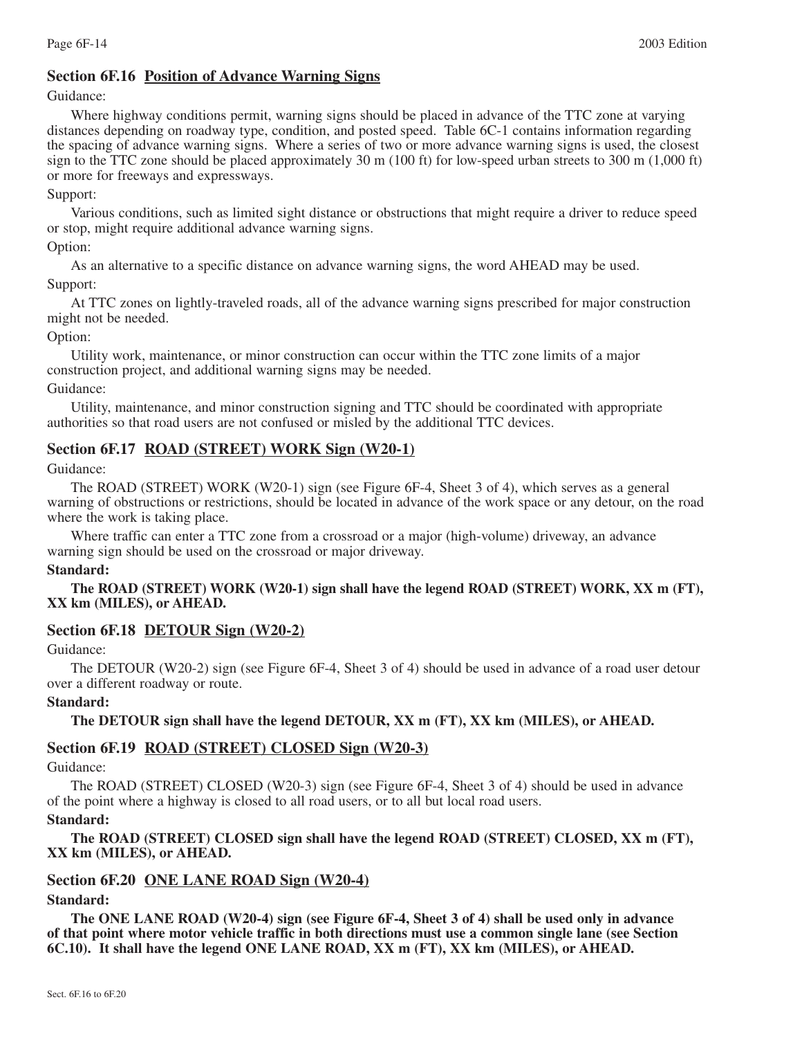## Section 6F.16 Position of Advance Warning Signs

Guidance:

Where highway conditions permit, warning signs should be placed in advance of the TTC zone at varying distances depending on roadway type, condition, and posted speed. Table 6C-1 contains information regarding the spacing of advance warning signs. Where a series of two or more advance warning signs is used, the closest sign to the TTC zone should be placed approximately 30 m (100 ft) for low-speed urban streets to 300 m (1,000 ft) or more for freeways and expressways.

Support:

Various conditions, such as limited sight distance or obstructions that might require a driver to reduce speed or stop, might require additional advance warning signs.

Option:

As an alternative to a specific distance on advance warning signs, the word AHEAD may be used.

Support:

At TTC zones on lightly-traveled roads, all of the advance warning signs prescribed for major construction might not be needed.

Option:

Utility work, maintenance, or minor construction can occur within the TTC zone limits of a major construction project, and additional warning signs may be needed.

Guidance:

Utility, maintenance, and minor construction signing and TTC should be coordinated with appropriate authorities so that road users are not confused or misled by the additional TTC devices.

## Section 6F.17 ROAD (STREET) WORK Sign (W20-1)

Guidance:

The ROAD (STREET) WORK (W20-1) sign (see Figure 6F-4, Sheet 3 of 4), which serves as a general warning of obstructions or restrictions, should be located in advance of the work space or any detour, on the road where the work is taking place.

Where traffic can enter a TTC zone from a crossroad or a major (high-volume) driveway, an advance warning sign should be used on the crossroad or major driveway.

**Standard:**

**The ROAD (STREET) WORK (W20-1) sign shall have the legend ROAD (STREET) WORK, XX m (FT), XX km (MILES), or AHEAD.**

## Section 6F.18 DETOUR Sign (W20-2)

Guidance:

The DETOUR (W20-2) sign (see Figure 6F-4, Sheet 3 of 4) should be used in advance of a road user detour over a different roadway or route.

**Standard:**

**The DETOUR sign shall have the legend DETOUR, XX m (FT), XX km (MILES), or AHEAD.**

## Section 6F.19 ROAD (STREET) CLOSED Sign (W20-3)

Guidance:

The ROAD (STREET) CLOSED (W20-3) sign (see Figure 6F-4, Sheet 3 of 4) should be used in advance of the point where a highway is closed to all road users, or to all but local road users.

**Standard:**

**The ROAD (STREET) CLOSED sign shall have the legend ROAD (STREET) CLOSED, XX m (FT), XX km (MILES), or AHEAD.**

## Section 6F.20 ONE LANE ROAD Sign (W20-4)

**Standard:**

**The ONE LANE ROAD (W20-4) sign (see Figure 6F-4, Sheet 3 of 4) shall be used only in advance of that point where motor vehicle traffic in both directions must use a common single lane (see Section 6C.10). It shall have the legend ONE LANE ROAD, XX m (FT), XX km (MILES), or AHEAD.**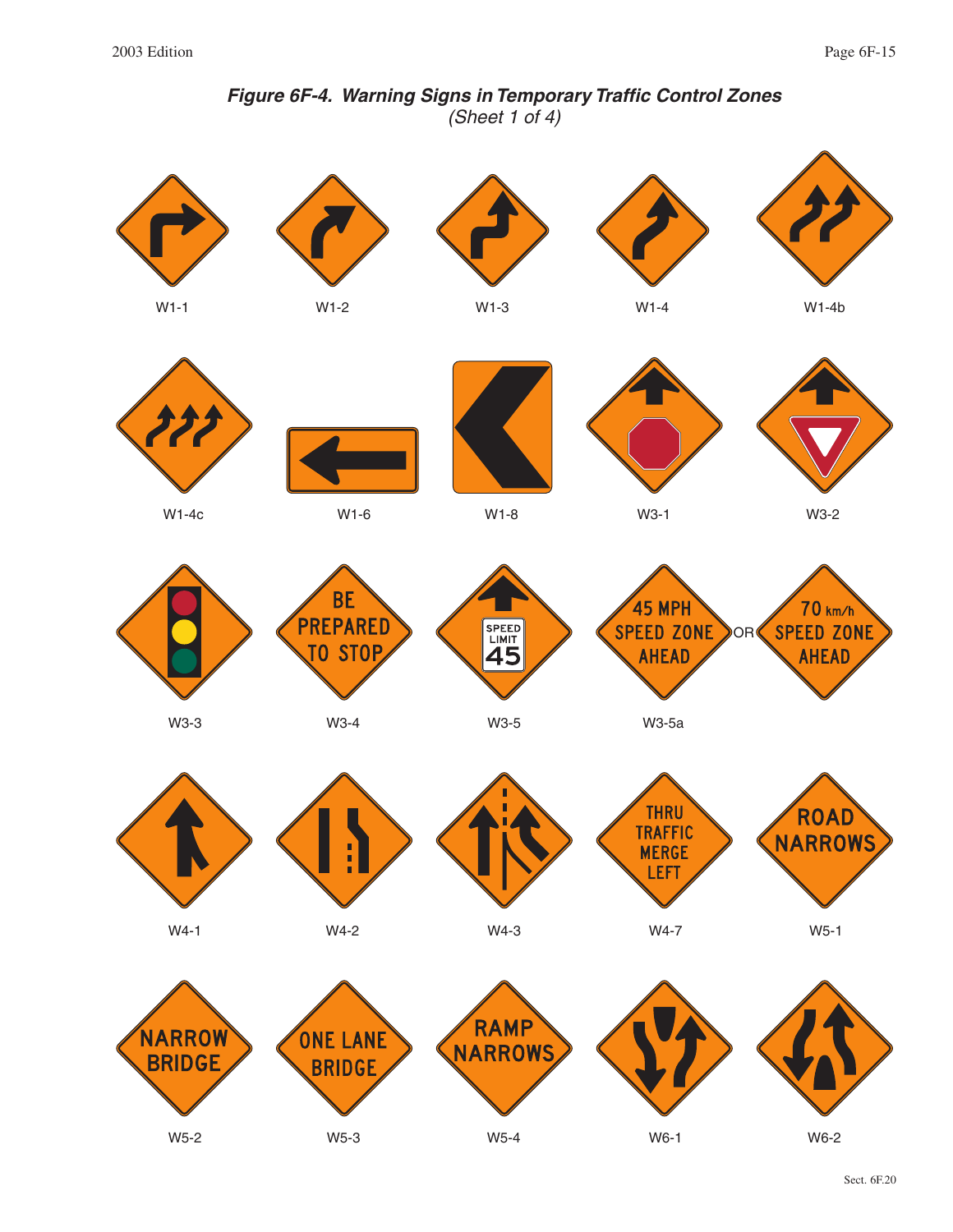***Figure 6F-4. Warning Signs in Temporary Traffic Control Zones***
*(Sheet 1 of 4)*

W1-1

W1-2

W1-3

W1-4

W1-4b

W1-4c

W1-6

W1-8

W3-1

W3-2

W3-3

BE PREPARED TO STOP

W3-4

SPEED LIMIT 45

W3-5

45 MPH SPEED ZONE AHEAD OR 70 km/h SPEED ZONE AHEAD

W3-5a

W4-1

W4-2

W4-3

THRU TRAFFIC MERGE LEFT

W4-7

ROAD NARROWS

W5-1

NARROW BRIDGE

W5-2

ONE LANE BRIDGE

W5-3

RAMP NARROWS

W5-4

W6-1

W6-2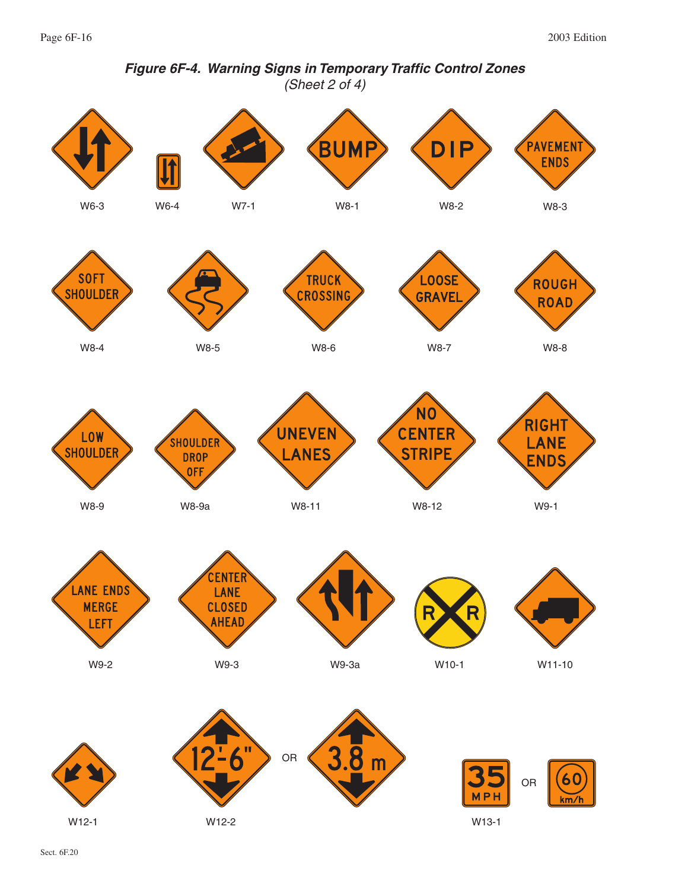***Figure 6F-4. Warning Signs in Temporary Traffic Control Zones***
*(Sheet 2 of 4)*

W6-3

W6-4

W7-1

BUMP

W8-1

DIP

W8-2

PAVEMENT ENDS

W8-3

SOFT SHOULDER

W8-4

W8-5

TRUCK CROSSING

W8-6

LOOSE GRAVEL

W8-7

ROUGH ROAD

W8-8

LOW SHOULDER

W8-9

SHOULDER DROP OFF

W8-9a

UNEVEN LANES

W8-11

NO CENTER STRIPE

W8-12

RIGHT LANE ENDS

W9-1

LANE ENDS MERGE LEFT

W9-2

CENTER LANE CLOSED AHEAD

W9-3

W9-3a

R R

W10-1

W11-10

W12-1

12'-6" OR 3.8 m

W12-2

35 MPH OR 60 km/h

W13-1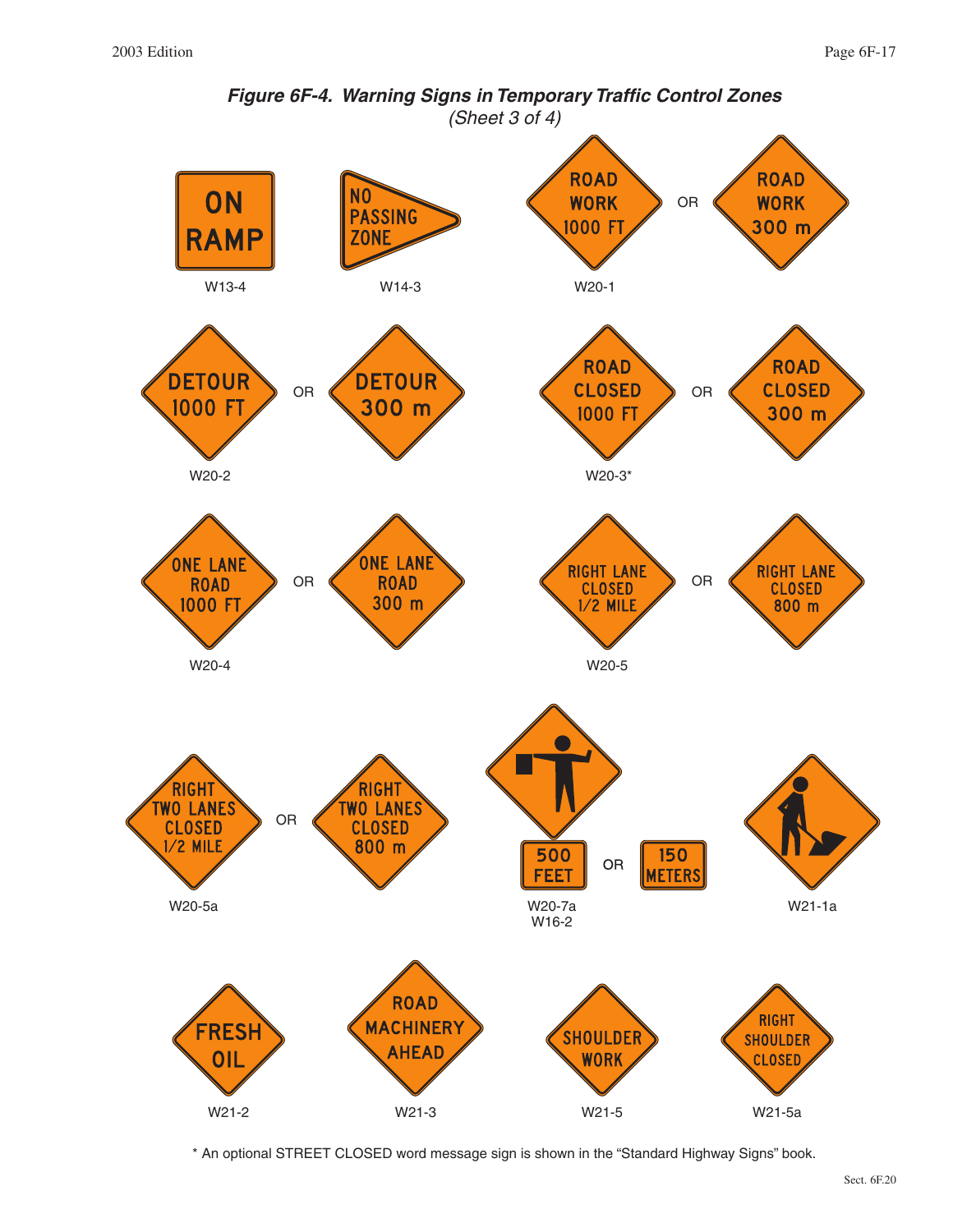***Figure 6F-4. Warning Signs in Temporary Traffic Control Zones***
*(Sheet 3 of 4)*

ON RAMP
W13-4

NO PASSING ZONE
W14-3

ROAD WORK 1000 FT OR ROAD WORK 300 m
W20-1

DETOUR 1000 FT OR DETOUR 300 m
W20-2

ROAD CLOSED 1000 FT OR ROAD CLOSED 300 m
W20-3*

ONE LANE ROAD 1000 FT OR ONE LANE ROAD 300 m
W20-4

RIGHT LANE CLOSED 1/2 MILE OR RIGHT LANE CLOSED 800 m
W20-5

RIGHT TWO LANES CLOSED 1/2 MILE OR RIGHT TWO LANES CLOSED 800 m
W20-5a

500 FEET OR 150 METERS
W20-7a
W16-2

W21-1a

FRESH OIL
W21-2

ROAD MACHINERY AHEAD
W21-3

SHOULDER WORK
W21-5

RIGHT SHOULDER CLOSED
W21-5a

* An optional STREET CLOSED word message sign is shown in the "Standard Highway Signs" book.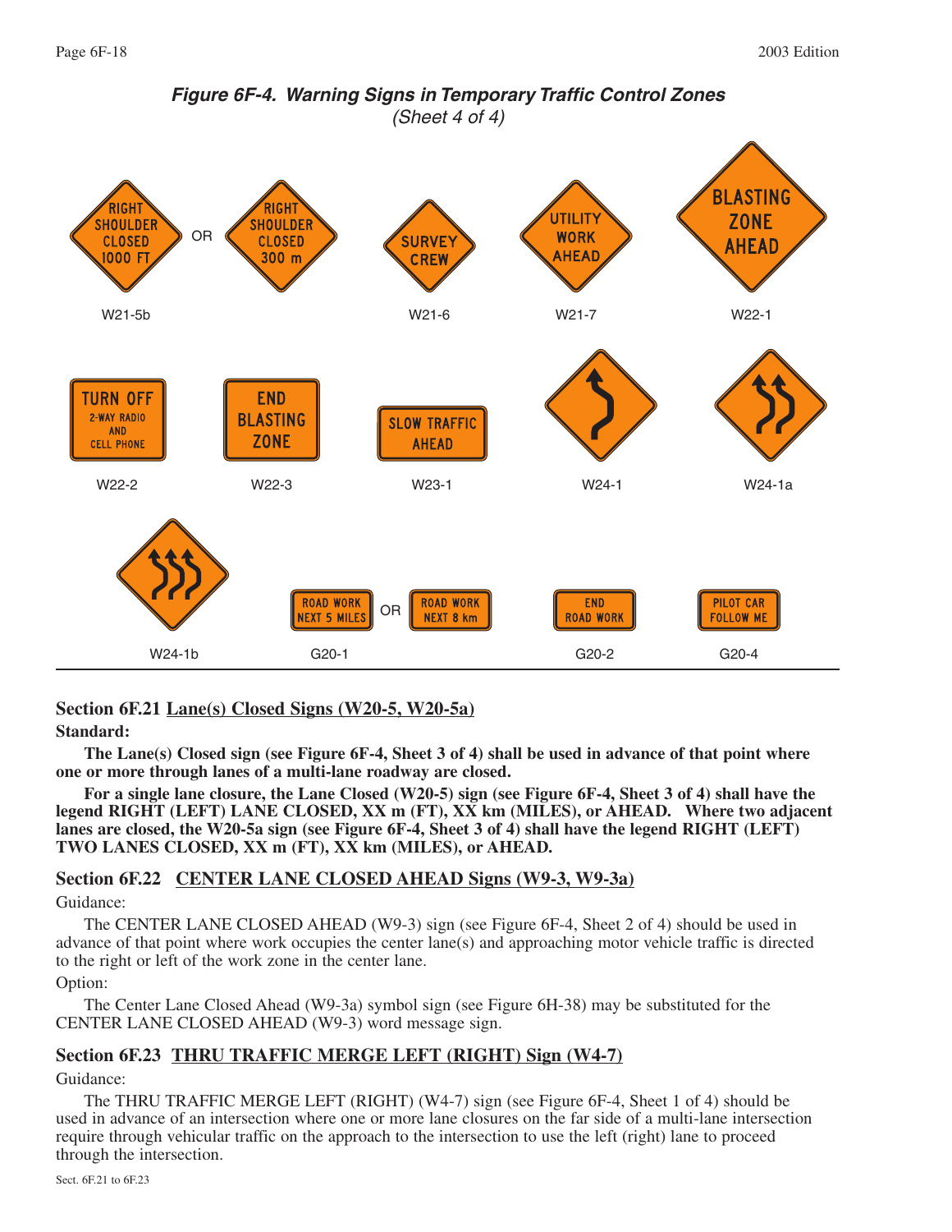***Figure 6F-4. Warning Signs in Temporary Traffic Control Zones***
*(Sheet 4 of 4)*

RIGHT SHOULDER CLOSED 1000 FT OR RIGHT SHOULDER CLOSED 300 m
W21-5b

SURVEY CREW
W21-6

UTILITY WORK AHEAD
W21-7

BLASTING ZONE AHEAD
W22-1

TURN OFF 2-WAY RADIO AND CELL PHONE
W22-2

END BLASTING ZONE
W22-3

SLOW TRAFFIC AHEAD
W23-1

W24-1

W24-1a

W24-1b

ROAD WORK NEXT 5 MILES OR ROAD WORK NEXT 8 km
G20-1

END ROAD WORK
G20-2

PILOT CAR FOLLOW ME
G20-4

## Section 6F.21 Lane(s) Closed Signs (W20-5, W20-5a)

**Standard:**

**The Lane(s) Closed sign (see Figure 6F-4, Sheet 3 of 4) shall be used in advance of that point where one or more through lanes of a multi-lane roadway are closed.**

**For a single lane closure, the Lane Closed (W20-5) sign (see Figure 6F-4, Sheet 3 of 4) shall have the legend RIGHT (LEFT) LANE CLOSED, XX m (FT), XX km (MILES), or AHEAD. Where two adjacent lanes are closed, the W20-5a sign (see Figure 6F-4, Sheet 3 of 4) shall have the legend RIGHT (LEFT) TWO LANES CLOSED, XX m (FT), XX km (MILES), or AHEAD.**

## Section 6F.22 CENTER LANE CLOSED AHEAD Signs (W9-3, W9-3a)

Guidance:

The CENTER LANE CLOSED AHEAD (W9-3) sign (see Figure 6F-4, Sheet 2 of 4) should be used in advance of that point where work occupies the center lane(s) and approaching motor vehicle traffic is directed to the right or left of the work zone in the center lane.

Option:

The Center Lane Closed Ahead (W9-3a) symbol sign (see Figure 6H-38) may be substituted for the CENTER LANE CLOSED AHEAD (W9-3) word message sign.

## Section 6F.23 THRU TRAFFIC MERGE LEFT (RIGHT) Sign (W4-7)

Guidance:

The THRU TRAFFIC MERGE LEFT (RIGHT) (W4-7) sign (see Figure 6F-4, Sheet 1 of 4) should be used in advance of an intersection where one or more lane closures on the far side of a multi-lane intersection require through vehicular traffic on the approach to the intersection to use the left (right) lane to proceed through the intersection.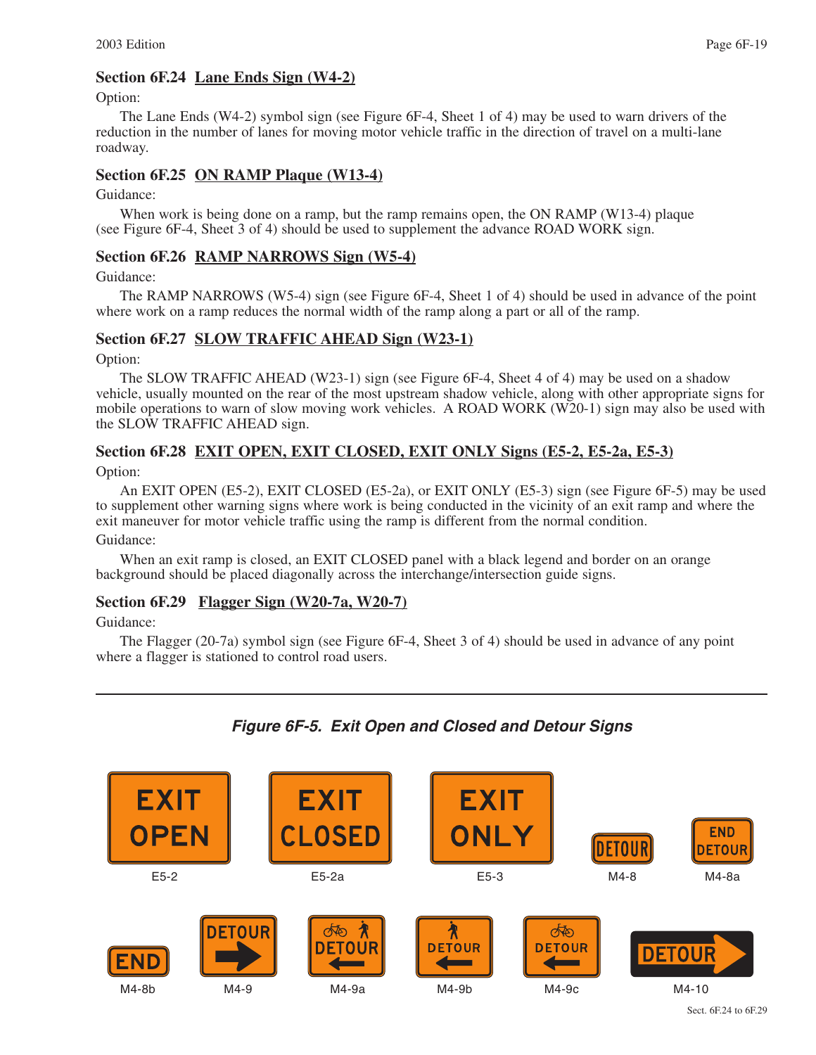### Section 6F.24 Lane Ends Sign (W4-2)

Option:

The Lane Ends (W4-2) symbol sign (see Figure 6F-4, Sheet 1 of 4) may be used to warn drivers of the reduction in the number of lanes for moving motor vehicle traffic in the direction of travel on a multi-lane roadway.

### Section 6F.25 ON RAMP Plaque (W13-4)

Guidance:

When work is being done on a ramp, but the ramp remains open, the ON RAMP (W13-4) plaque (see Figure 6F-4, Sheet 3 of 4) should be used to supplement the advance ROAD WORK sign.

### Section 6F.26 RAMP NARROWS Sign (W5-4)

Guidance:

The RAMP NARROWS (W5-4) sign (see Figure 6F-4, Sheet 1 of 4) should be used in advance of the point where work on a ramp reduces the normal width of the ramp along a part or all of the ramp.

### Section 6F.27 SLOW TRAFFIC AHEAD Sign (W23-1)

Option:

The SLOW TRAFFIC AHEAD (W23-1) sign (see Figure 6F-4, Sheet 4 of 4) may be used on a shadow vehicle, usually mounted on the rear of the most upstream shadow vehicle, along with other appropriate signs for mobile operations to warn of slow moving work vehicles. A ROAD WORK (W20-1) sign may also be used with the SLOW TRAFFIC AHEAD sign.

### Section 6F.28 EXIT OPEN, EXIT CLOSED, EXIT ONLY Signs (E5-2, E5-2a, E5-3)

Option:

An EXIT OPEN (E5-2), EXIT CLOSED (E5-2a), or EXIT ONLY (E5-3) sign (see Figure 6F-5) may be used to supplement other warning signs where work is being conducted in the vicinity of an exit ramp and where the exit maneuver for motor vehicle traffic using the ramp is different from the normal condition.

Guidance:

When an exit ramp is closed, an EXIT CLOSED panel with a black legend and border on an orange background should be placed diagonally across the interchange/intersection guide signs.

### Section 6F.29 Flagger Sign (W20-7a, W20-7)

Guidance:

The Flagger (20-7a) symbol sign (see Figure 6F-4, Sheet 3 of 4) should be used in advance of any point where a flagger is stationed to control road users.

***Figure 6F-5. Exit Open and Closed and Detour Signs***

EXIT OPEN — E5-2

EXIT CLOSED — E5-2a

EXIT ONLY — E5-3

DETOUR — M4-8

END DETOUR — M4-8a

END — M4-8b

DETOUR — M4-9

DETOUR — M4-9a

DETOUR — M4-9b

DETOUR — M4-9c

DETOUR — M4-10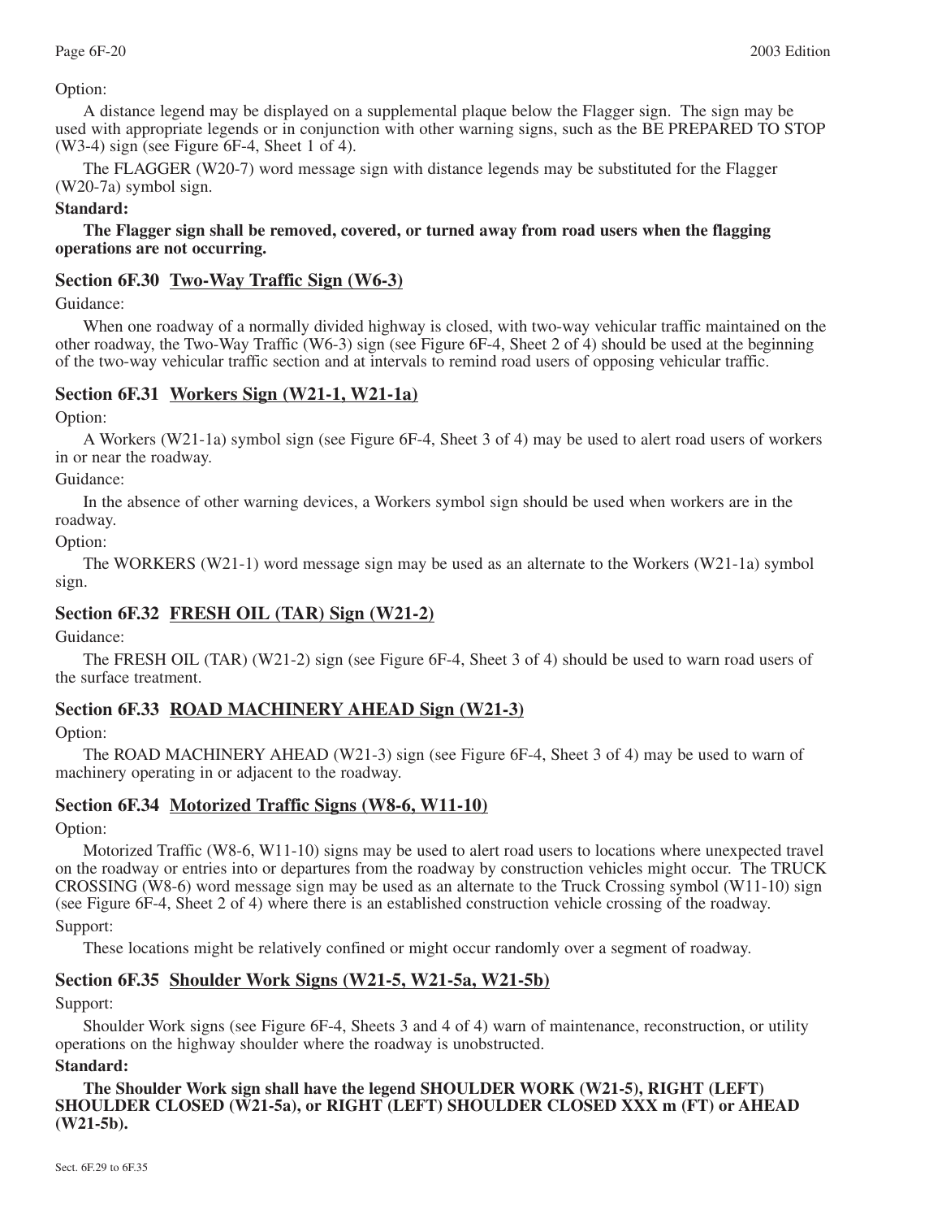Option:

A distance legend may be displayed on a supplemental plaque below the Flagger sign. The sign may be used with appropriate legends or in conjunction with other warning signs, such as the BE PREPARED TO STOP (W3-4) sign (see Figure 6F-4, Sheet 1 of 4).

The FLAGGER (W20-7) word message sign with distance legends may be substituted for the Flagger (W20-7a) symbol sign.

**Standard:**

**The Flagger sign shall be removed, covered, or turned away from road users when the flagging operations are not occurring.**

## Section 6F.30 Two-Way Traffic Sign (W6-3)

Guidance:

When one roadway of a normally divided highway is closed, with two-way vehicular traffic maintained on the other roadway, the Two-Way Traffic (W6-3) sign (see Figure 6F-4, Sheet 2 of 4) should be used at the beginning of the two-way vehicular traffic section and at intervals to remind road users of opposing vehicular traffic.

## Section 6F.31 Workers Sign (W21-1, W21-1a)

Option:

A Workers (W21-1a) symbol sign (see Figure 6F-4, Sheet 3 of 4) may be used to alert road users of workers in or near the roadway.

Guidance:

In the absence of other warning devices, a Workers symbol sign should be used when workers are in the roadway.

Option:

The WORKERS (W21-1) word message sign may be used as an alternate to the Workers (W21-1a) symbol sign.

## Section 6F.32 FRESH OIL (TAR) Sign (W21-2)

Guidance:

The FRESH OIL (TAR) (W21-2) sign (see Figure 6F-4, Sheet 3 of 4) should be used to warn road users of the surface treatment.

## Section 6F.33 ROAD MACHINERY AHEAD Sign (W21-3)

Option:

The ROAD MACHINERY AHEAD (W21-3) sign (see Figure 6F-4, Sheet 3 of 4) may be used to warn of machinery operating in or adjacent to the roadway.

## Section 6F.34 Motorized Traffic Signs (W8-6, W11-10)

Option:

Motorized Traffic (W8-6, W11-10) signs may be used to alert road users to locations where unexpected travel on the roadway or entries into or departures from the roadway by construction vehicles might occur. The TRUCK CROSSING (W8-6) word message sign may be used as an alternate to the Truck Crossing symbol (W11-10) sign (see Figure 6F-4, Sheet 2 of 4) where there is an established construction vehicle crossing of the roadway.

Support:

These locations might be relatively confined or might occur randomly over a segment of roadway.

## Section 6F.35 Shoulder Work Signs (W21-5, W21-5a, W21-5b)

Support:

Shoulder Work signs (see Figure 6F-4, Sheets 3 and 4 of 4) warn of maintenance, reconstruction, or utility operations on the highway shoulder where the roadway is unobstructed.

**Standard:**

**The Shoulder Work sign shall have the legend SHOULDER WORK (W21-5), RIGHT (LEFT) SHOULDER CLOSED (W21-5a), or RIGHT (LEFT) SHOULDER CLOSED XXX m (FT) or AHEAD (W21-5b).**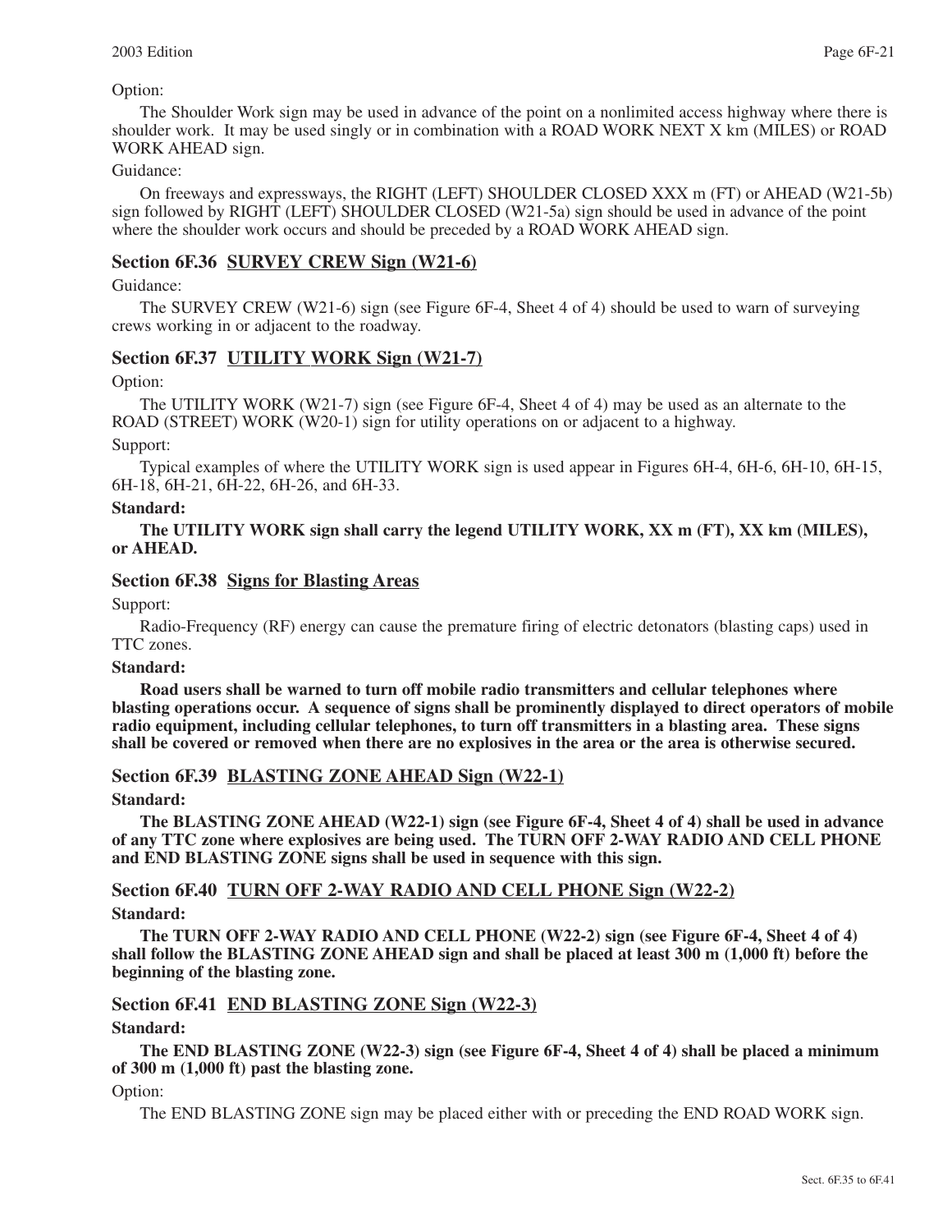Option:

The Shoulder Work sign may be used in advance of the point on a nonlimited access highway where there is shoulder work. It may be used singly or in combination with a ROAD WORK NEXT X km (MILES) or ROAD WORK AHEAD sign.

Guidance:

On freeways and expressways, the RIGHT (LEFT) SHOULDER CLOSED XXX m (FT) or AHEAD (W21-5b) sign followed by RIGHT (LEFT) SHOULDER CLOSED (W21-5a) sign should be used in advance of the point where the shoulder work occurs and should be preceded by a ROAD WORK AHEAD sign.

### Section 6F.36 SURVEY CREW Sign (W21-6)

Guidance:

The SURVEY CREW (W21-6) sign (see Figure 6F-4, Sheet 4 of 4) should be used to warn of surveying crews working in or adjacent to the roadway.

### Section 6F.37 UTILITY WORK Sign (W21-7)

Option:

The UTILITY WORK (W21-7) sign (see Figure 6F-4, Sheet 4 of 4) may be used as an alternate to the ROAD (STREET) WORK (W20-1) sign for utility operations on or adjacent to a highway.

Support:

Typical examples of where the UTILITY WORK sign is used appear in Figures 6H-4, 6H-6, 6H-10, 6H-15, 6H-18, 6H-21, 6H-22, 6H-26, and 6H-33.

**Standard:**

**The UTILITY WORK sign shall carry the legend UTILITY WORK, XX m (FT), XX km (MILES), or AHEAD.**

### Section 6F.38 Signs for Blasting Areas

Support:

Radio-Frequency (RF) energy can cause the premature firing of electric detonators (blasting caps) used in TTC zones.

**Standard:**

**Road users shall be warned to turn off mobile radio transmitters and cellular telephones where blasting operations occur. A sequence of signs shall be prominently displayed to direct operators of mobile radio equipment, including cellular telephones, to turn off transmitters in a blasting area. These signs shall be covered or removed when there are no explosives in the area or the area is otherwise secured.**

### Section 6F.39 BLASTING ZONE AHEAD Sign (W22-1)

**Standard:**

**The BLASTING ZONE AHEAD (W22-1) sign (see Figure 6F-4, Sheet 4 of 4) shall be used in advance of any TTC zone where explosives are being used. The TURN OFF 2-WAY RADIO AND CELL PHONE and END BLASTING ZONE signs shall be used in sequence with this sign.**

### Section 6F.40 TURN OFF 2-WAY RADIO AND CELL PHONE Sign (W22-2)

**Standard:**

**The TURN OFF 2-WAY RADIO AND CELL PHONE (W22-2) sign (see Figure 6F-4, Sheet 4 of 4) shall follow the BLASTING ZONE AHEAD sign and shall be placed at least 300 m (1,000 ft) before the beginning of the blasting zone.**

### Section 6F.41 END BLASTING ZONE Sign (W22-3)

**Standard:**

**The END BLASTING ZONE (W22-3) sign (see Figure 6F-4, Sheet 4 of 4) shall be placed a minimum of 300 m (1,000 ft) past the blasting zone.**

Option:

The END BLASTING ZONE sign may be placed either with or preceding the END ROAD WORK sign.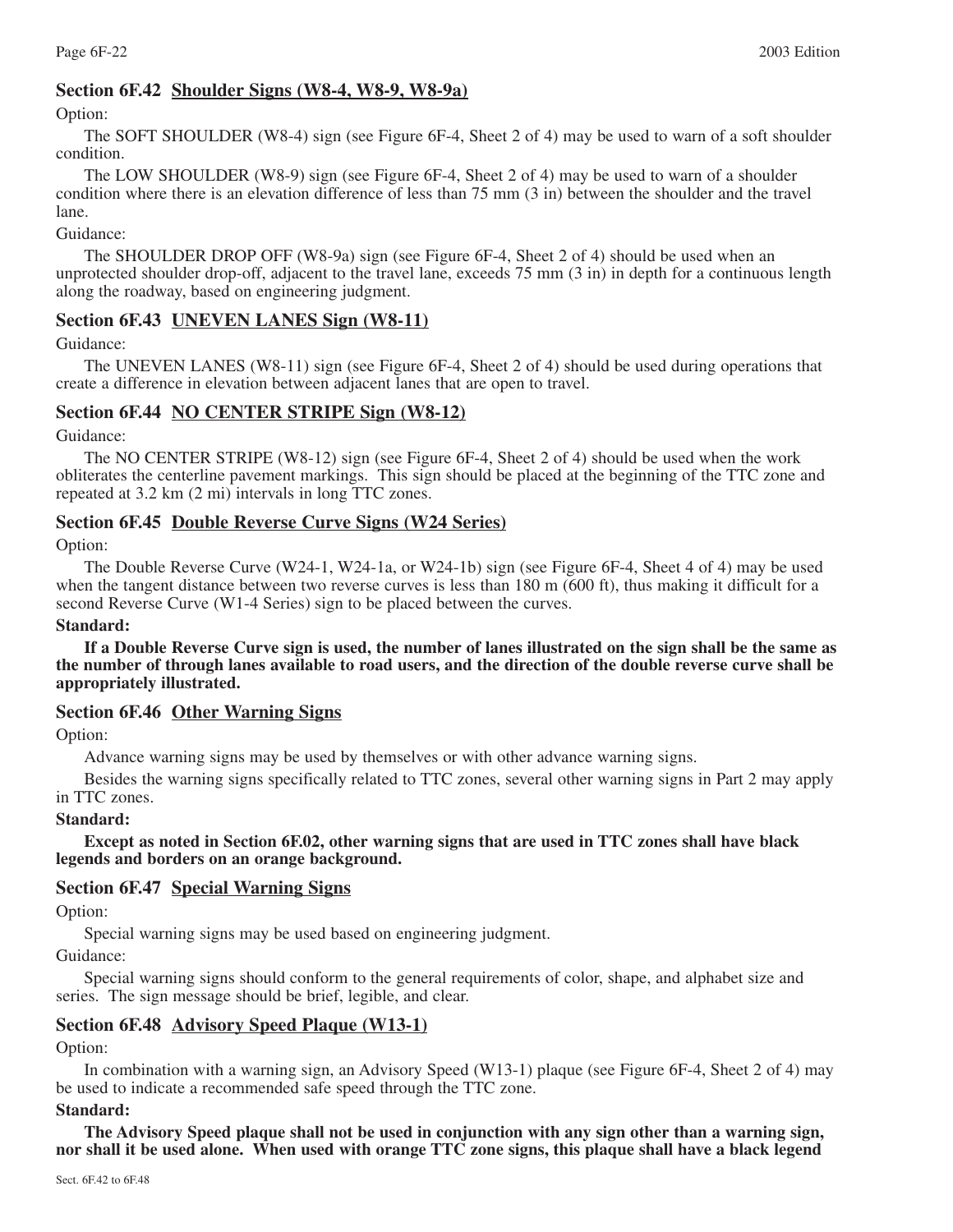### Section 6F.42 Shoulder Signs (W8-4, W8-9, W8-9a)

Option:

The SOFT SHOULDER (W8-4) sign (see Figure 6F-4, Sheet 2 of 4) may be used to warn of a soft shoulder condition.

The LOW SHOULDER (W8-9) sign (see Figure 6F-4, Sheet 2 of 4) may be used to warn of a shoulder condition where there is an elevation difference of less than 75 mm (3 in) between the shoulder and the travel lane.

Guidance:

The SHOULDER DROP OFF (W8-9a) sign (see Figure 6F-4, Sheet 2 of 4) should be used when an unprotected shoulder drop-off, adjacent to the travel lane, exceeds 75 mm (3 in) in depth for a continuous length along the roadway, based on engineering judgment.

### Section 6F.43 UNEVEN LANES Sign (W8-11)

Guidance:

The UNEVEN LANES (W8-11) sign (see Figure 6F-4, Sheet 2 of 4) should be used during operations that create a difference in elevation between adjacent lanes that are open to travel.

### Section 6F.44 NO CENTER STRIPE Sign (W8-12)

Guidance:

The NO CENTER STRIPE (W8-12) sign (see Figure 6F-4, Sheet 2 of 4) should be used when the work obliterates the centerline pavement markings. This sign should be placed at the beginning of the TTC zone and repeated at 3.2 km (2 mi) intervals in long TTC zones.

### Section 6F.45 Double Reverse Curve Signs (W24 Series)

Option:

The Double Reverse Curve (W24-1, W24-1a, or W24-1b) sign (see Figure 6F-4, Sheet 4 of 4) may be used when the tangent distance between two reverse curves is less than 180 m (600 ft), thus making it difficult for a second Reverse Curve (W1-4 Series) sign to be placed between the curves.

**Standard:**

**If a Double Reverse Curve sign is used, the number of lanes illustrated on the sign shall be the same as the number of through lanes available to road users, and the direction of the double reverse curve shall be appropriately illustrated.**

### Section 6F.46 Other Warning Signs

Option:

Advance warning signs may be used by themselves or with other advance warning signs.

Besides the warning signs specifically related to TTC zones, several other warning signs in Part 2 may apply in TTC zones.

**Standard:**

**Except as noted in Section 6F.02, other warning signs that are used in TTC zones shall have black legends and borders on an orange background.**

### Section 6F.47 Special Warning Signs

Option:

Special warning signs may be used based on engineering judgment.

Guidance:

Special warning signs should conform to the general requirements of color, shape, and alphabet size and series. The sign message should be brief, legible, and clear.

### Section 6F.48 Advisory Speed Plaque (W13-1)

Option:

In combination with a warning sign, an Advisory Speed (W13-1) plaque (see Figure 6F-4, Sheet 2 of 4) may be used to indicate a recommended safe speed through the TTC zone.

**Standard:**

**The Advisory Speed plaque shall not be used in conjunction with any sign other than a warning sign, nor shall it be used alone. When used with orange TTC zone signs, this plaque shall have a black legend**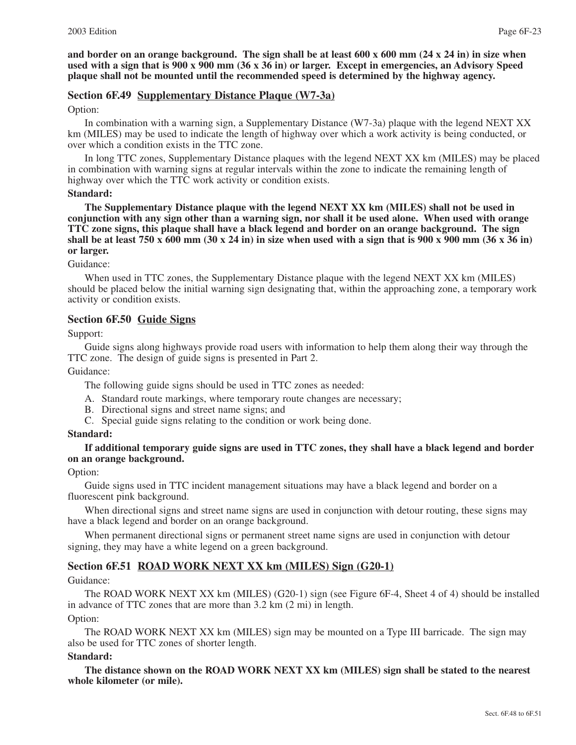**and border on an orange background. The sign shall be at least 600 x 600 mm (24 x 24 in) in size when used with a sign that is 900 x 900 mm (36 x 36 in) or larger. Except in emergencies, an Advisory Speed plaque shall not be mounted until the recommended speed is determined by the highway agency.**

### Section 6F.49 Supplementary Distance Plaque (W7-3a)

Option:

In combination with a warning sign, a Supplementary Distance (W7-3a) plaque with the legend NEXT XX km (MILES) may be used to indicate the length of highway over which a work activity is being conducted, or over which a condition exists in the TTC zone.

In long TTC zones, Supplementary Distance plaques with the legend NEXT XX km (MILES) may be placed in combination with warning signs at regular intervals within the zone to indicate the remaining length of highway over which the TTC work activity or condition exists.

**Standard:**

**The Supplementary Distance plaque with the legend NEXT XX km (MILES) shall not be used in conjunction with any sign other than a warning sign, nor shall it be used alone. When used with orange TTC zone signs, this plaque shall have a black legend and border on an orange background. The sign shall be at least 750 x 600 mm (30 x 24 in) in size when used with a sign that is 900 x 900 mm (36 x 36 in) or larger.**

Guidance:

When used in TTC zones, the Supplementary Distance plaque with the legend NEXT XX km (MILES) should be placed below the initial warning sign designating that, within the approaching zone, a temporary work activity or condition exists.

### Section 6F.50 Guide Signs

Support:

Guide signs along highways provide road users with information to help them along their way through the TTC zone. The design of guide signs is presented in Part 2.

Guidance:

The following guide signs should be used in TTC zones as needed:

A. Standard route markings, where temporary route changes are necessary;
B. Directional signs and street name signs; and
C. Special guide signs relating to the condition or work being done.

**Standard:**

**If additional temporary guide signs are used in TTC zones, they shall have a black legend and border on an orange background.**

Option:

Guide signs used in TTC incident management situations may have a black legend and border on a fluorescent pink background.

When directional signs and street name signs are used in conjunction with detour routing, these signs may have a black legend and border on an orange background.

When permanent directional signs or permanent street name signs are used in conjunction with detour signing, they may have a white legend on a green background.

### Section 6F.51 ROAD WORK NEXT XX km (MILES) Sign (G20-1)

Guidance:

The ROAD WORK NEXT XX km (MILES) (G20-1) sign (see Figure 6F-4, Sheet 4 of 4) should be installed in advance of TTC zones that are more than 3.2 km (2 mi) in length.

Option:

The ROAD WORK NEXT XX km (MILES) sign may be mounted on a Type III barricade. The sign may also be used for TTC zones of shorter length.

**Standard:**

**The distance shown on the ROAD WORK NEXT XX km (MILES) sign shall be stated to the nearest whole kilometer (or mile).**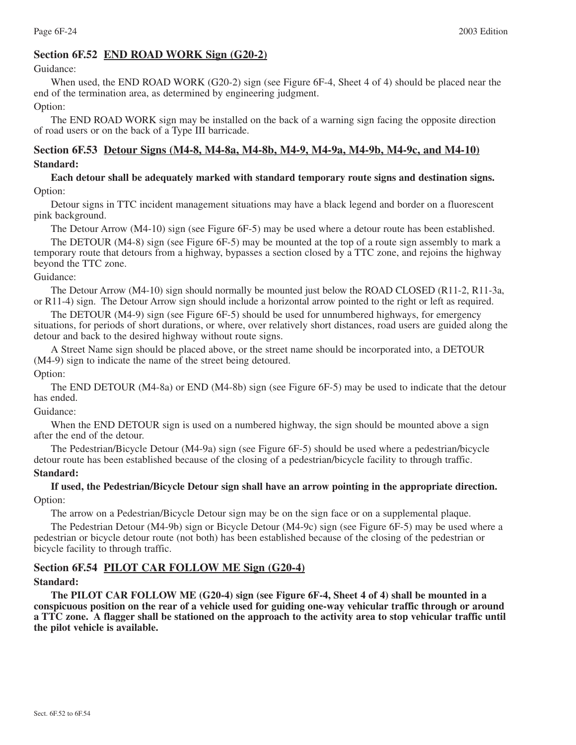## Section 6F.52 END ROAD WORK Sign (G20-2)

Guidance:

When used, the END ROAD WORK (G20-2) sign (see Figure 6F-4, Sheet 4 of 4) should be placed near the end of the termination area, as determined by engineering judgment.

Option:

The END ROAD WORK sign may be installed on the back of a warning sign facing the opposite direction of road users or on the back of a Type III barricade.

## Section 6F.53 Detour Signs (M4-8, M4-8a, M4-8b, M4-9, M4-9a, M4-9b, M4-9c, and M4-10)

**Standard:**

**Each detour shall be adequately marked with standard temporary route signs and destination signs.**

Option:

Detour signs in TTC incident management situations may have a black legend and border on a fluorescent pink background.

The Detour Arrow (M4-10) sign (see Figure 6F-5) may be used where a detour route has been established.

The DETOUR (M4-8) sign (see Figure 6F-5) may be mounted at the top of a route sign assembly to mark a temporary route that detours from a highway, bypasses a section closed by a TTC zone, and rejoins the highway beyond the TTC zone.

Guidance:

The Detour Arrow (M4-10) sign should normally be mounted just below the ROAD CLOSED (R11-2, R11-3a, or R11-4) sign. The Detour Arrow sign should include a horizontal arrow pointed to the right or left as required.

The DETOUR (M4-9) sign (see Figure 6F-5) should be used for unnumbered highways, for emergency situations, for periods of short durations, or where, over relatively short distances, road users are guided along the detour and back to the desired highway without route signs.

A Street Name sign should be placed above, or the street name should be incorporated into, a DETOUR (M4-9) sign to indicate the name of the street being detoured.

Option:

The END DETOUR (M4-8a) or END (M4-8b) sign (see Figure 6F-5) may be used to indicate that the detour has ended.

Guidance:

When the END DETOUR sign is used on a numbered highway, the sign should be mounted above a sign after the end of the detour.

The Pedestrian/Bicycle Detour (M4-9a) sign (see Figure 6F-5) should be used where a pedestrian/bicycle detour route has been established because of the closing of a pedestrian/bicycle facility to through traffic.

**Standard:**

**If used, the Pedestrian/Bicycle Detour sign shall have an arrow pointing in the appropriate direction.**

Option:

The arrow on a Pedestrian/Bicycle Detour sign may be on the sign face or on a supplemental plaque.

The Pedestrian Detour (M4-9b) sign or Bicycle Detour (M4-9c) sign (see Figure 6F-5) may be used where a pedestrian or bicycle detour route (not both) has been established because of the closing of the pedestrian or bicycle facility to through traffic.

## Section 6F.54 PILOT CAR FOLLOW ME Sign (G20-4)

**Standard:**

**The PILOT CAR FOLLOW ME (G20-4) sign (see Figure 6F-4, Sheet 4 of 4) shall be mounted in a conspicuous position on the rear of a vehicle used for guiding one-way vehicular traffic through or around a TTC zone. A flagger shall be stationed on the approach to the activity area to stop vehicular traffic until the pilot vehicle is available.**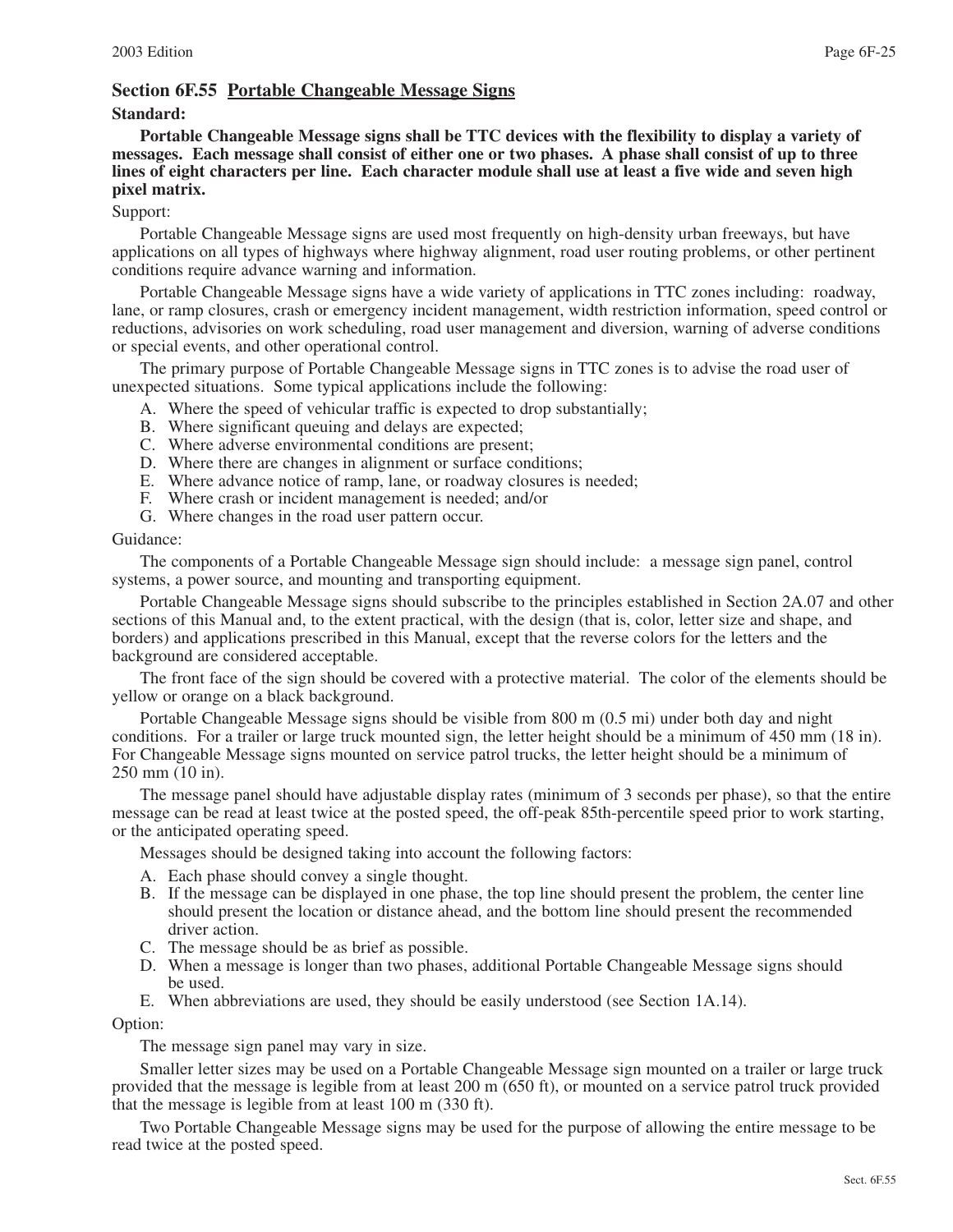## Section 6F.55 Portable Changeable Message Signs

**Standard:**

**Portable Changeable Message signs shall be TTC devices with the flexibility to display a variety of messages. Each message shall consist of either one or two phases. A phase shall consist of up to three lines of eight characters per line. Each character module shall use at least a five wide and seven high pixel matrix.**

Support:

Portable Changeable Message signs are used most frequently on high-density urban freeways, but have applications on all types of highways where highway alignment, road user routing problems, or other pertinent conditions require advance warning and information.

Portable Changeable Message signs have a wide variety of applications in TTC zones including: roadway, lane, or ramp closures, crash or emergency incident management, width restriction information, speed control or reductions, advisories on work scheduling, road user management and diversion, warning of adverse conditions or special events, and other operational control.

The primary purpose of Portable Changeable Message signs in TTC zones is to advise the road user of unexpected situations. Some typical applications include the following:

A. Where the speed of vehicular traffic is expected to drop substantially;
B. Where significant queuing and delays are expected;
C. Where adverse environmental conditions are present;
D. Where there are changes in alignment or surface conditions;
E. Where advance notice of ramp, lane, or roadway closures is needed;
F. Where crash or incident management is needed; and/or
G. Where changes in the road user pattern occur.

Guidance:

*The components of a Portable Changeable Message sign should include: a message sign panel, control systems, a power source, and mounting and transporting equipment.*

*Portable Changeable Message signs should subscribe to the principles established in Section 2A.07 and other sections of this Manual and, to the extent practical, with the design (that is, color, letter size and shape, and borders) and applications prescribed in this Manual, except that the reverse colors for the letters and the background are considered acceptable.*

*The front face of the sign should be covered with a protective material. The color of the elements should be yellow or orange on a black background.*

*Portable Changeable Message signs should be visible from 800 m (0.5 mi) under both day and night conditions. For a trailer or large truck mounted sign, the letter height should be a minimum of 450 mm (18 in). For Changeable Message signs mounted on service patrol trucks, the letter height should be a minimum of 250 mm (10 in).*

*The message panel should have adjustable display rates (minimum of 3 seconds per phase), so that the entire message can be read at least twice at the posted speed, the off-peak 85th-percentile speed prior to work starting, or the anticipated operating speed.*

*Messages should be designed taking into account the following factors:*

*A. Each phase should convey a single thought.*
*B. If the message can be displayed in one phase, the top line should present the problem, the center line should present the location or distance ahead, and the bottom line should present the recommended driver action.*
*C. The message should be as brief as possible.*
*D. When a message is longer than two phases, additional Portable Changeable Message signs should be used.*
*E. When abbreviations are used, they should be easily understood (see Section 1A.14).*

Option:

The message sign panel may vary in size.

Smaller letter sizes may be used on a Portable Changeable Message sign mounted on a trailer or large truck provided that the message is legible from at least 200 m (650 ft), or mounted on a service patrol truck provided that the message is legible from at least 100 m (330 ft).

Two Portable Changeable Message signs may be used for the purpose of allowing the entire message to be read twice at the posted speed.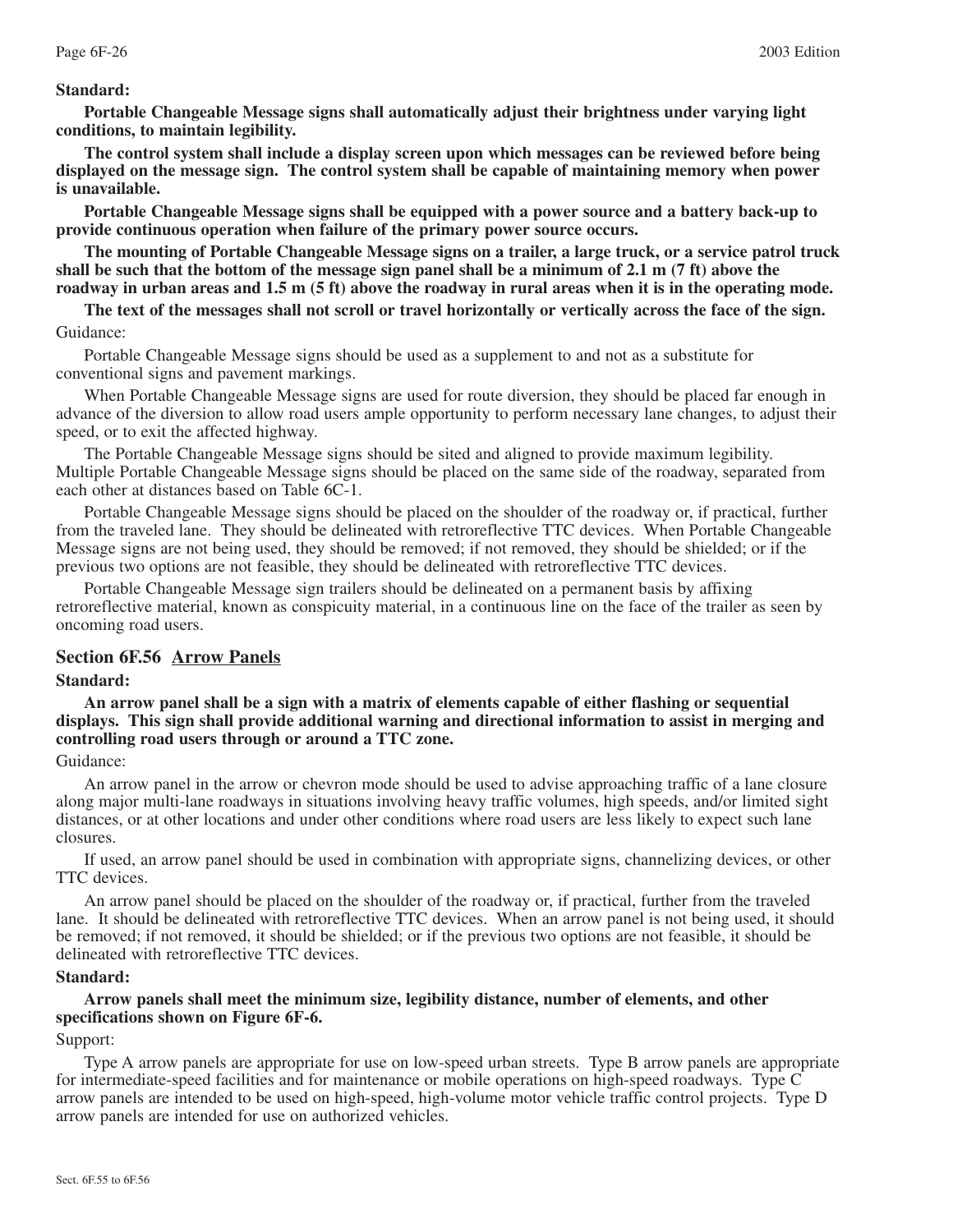**Standard:**

**Portable Changeable Message signs shall automatically adjust their brightness under varying light conditions, to maintain legibility.**

**The control system shall include a display screen upon which messages can be reviewed before being displayed on the message sign. The control system shall be capable of maintaining memory when power is unavailable.**

**Portable Changeable Message signs shall be equipped with a power source and a battery back-up to provide continuous operation when failure of the primary power source occurs.**

**The mounting of Portable Changeable Message signs on a trailer, a large truck, or a service patrol truck shall be such that the bottom of the message sign panel shall be a minimum of 2.1 m (7 ft) above the roadway in urban areas and 1.5 m (5 ft) above the roadway in rural areas when it is in the operating mode.**

**The text of the messages shall not scroll or travel horizontally or vertically across the face of the sign.**

Guidance:

Portable Changeable Message signs should be used as a supplement to and not as a substitute for conventional signs and pavement markings.

When Portable Changeable Message signs are used for route diversion, they should be placed far enough in advance of the diversion to allow road users ample opportunity to perform necessary lane changes, to adjust their speed, or to exit the affected highway.

The Portable Changeable Message signs should be sited and aligned to provide maximum legibility. Multiple Portable Changeable Message signs should be placed on the same side of the roadway, separated from each other at distances based on Table 6C-1.

Portable Changeable Message signs should be placed on the shoulder of the roadway or, if practical, further from the traveled lane. They should be delineated with retroreflective TTC devices. When Portable Changeable Message signs are not being used, they should be removed; if not removed, they should be shielded; or if the previous two options are not feasible, they should be delineated with retroreflective TTC devices.

Portable Changeable Message sign trailers should be delineated on a permanent basis by affixing retroreflective material, known as conspicuity material, in a continuous line on the face of the trailer as seen by oncoming road users.

## Section 6F.56 Arrow Panels

**Standard:**

**An arrow panel shall be a sign with a matrix of elements capable of either flashing or sequential displays. This sign shall provide additional warning and directional information to assist in merging and controlling road users through or around a TTC zone.**

Guidance:

An arrow panel in the arrow or chevron mode should be used to advise approaching traffic of a lane closure along major multi-lane roadways in situations involving heavy traffic volumes, high speeds, and/or limited sight distances, or at other locations and under other conditions where road users are less likely to expect such lane closures.

If used, an arrow panel should be used in combination with appropriate signs, channelizing devices, or other TTC devices.

An arrow panel should be placed on the shoulder of the roadway or, if practical, further from the traveled lane. It should be delineated with retroreflective TTC devices. When an arrow panel is not being used, it should be removed; if not removed, it should be shielded; or if the previous two options are not feasible, it should be delineated with retroreflective TTC devices.

**Standard:**

**Arrow panels shall meet the minimum size, legibility distance, number of elements, and other specifications shown on Figure 6F-6.**

Support:

Type A arrow panels are appropriate for use on low-speed urban streets. Type B arrow panels are appropriate for intermediate-speed facilities and for maintenance or mobile operations on high-speed roadways. Type C arrow panels are intended to be used on high-speed, high-volume motor vehicle traffic control projects. Type D arrow panels are intended for use on authorized vehicles.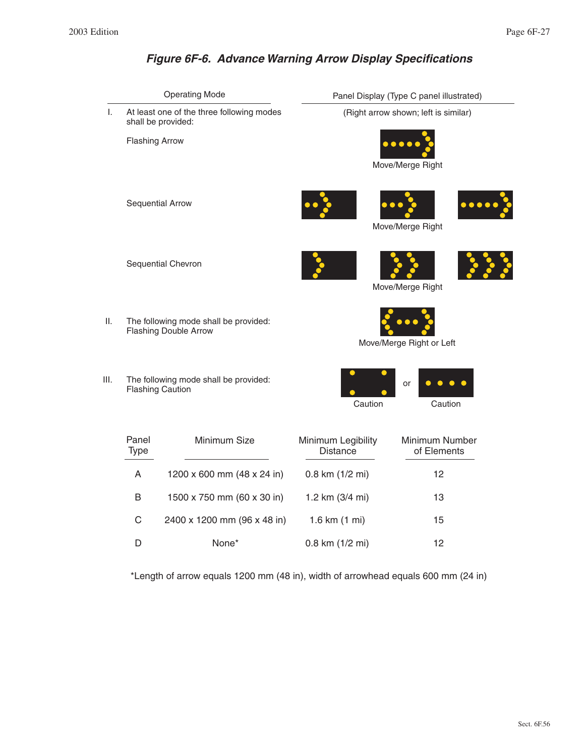## *Figure 6F-6. Advance Warning Arrow Display Specifications*

| Operating Mode | Panel Display (Type C panel illustrated) |
|---|---|
| I. At least one of the three following modes shall be provided: | (Right arrow shown; left is similar) |
| Flashing Arrow | Move/Merge Right |
| Sequential Arrow | Move/Merge Right |
| Sequential Chevron | Move/Merge Right |
| II. The following mode shall be provided: Flashing Double Arrow | Move/Merge Right or Left |
| III. The following mode shall be provided: Flashing Caution | Caution or Caution |

| Panel Type | Minimum Size | Minimum Legibility Distance | Minimum Number of Elements |
|---|---|---|---|
| A | 1200 x 600 mm (48 x 24 in) | 0.8 km (1/2 mi) | 12 |
| B | 1500 x 750 mm (60 x 30 in) | 1.2 km (3/4 mi) | 13 |
| C | 2400 x 1200 mm (96 x 48 in) | 1.6 km (1 mi) | 15 |
| D | None* | 0.8 km (1/2 mi) | 12 |

*Length of arrow equals 1200 mm (48 in), width of arrowhead equals 600 mm (24 in)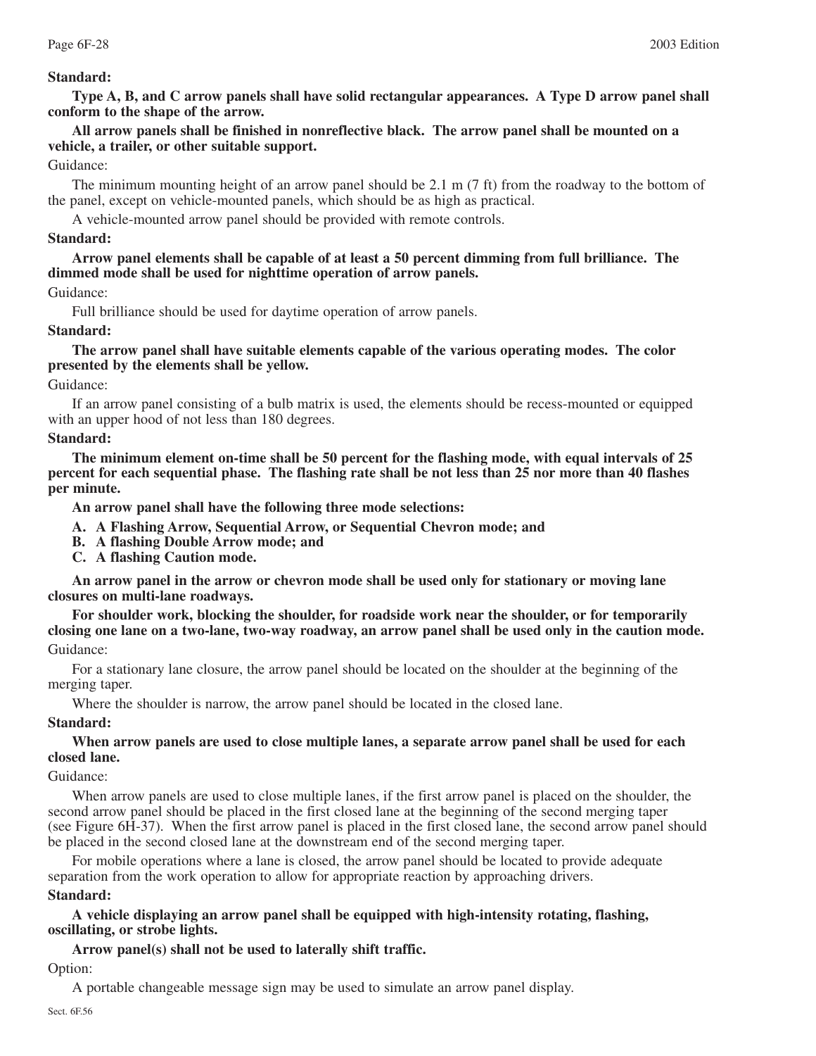**Standard:**

**Type A, B, and C arrow panels shall have solid rectangular appearances. A Type D arrow panel shall conform to the shape of the arrow.**

**All arrow panels shall be finished in nonreflective black. The arrow panel shall be mounted on a vehicle, a trailer, or other suitable support.**

Guidance:

The minimum mounting height of an arrow panel should be 2.1 m (7 ft) from the roadway to the bottom of the panel, except on vehicle-mounted panels, which should be as high as practical.

A vehicle-mounted arrow panel should be provided with remote controls.

**Standard:**

**Arrow panel elements shall be capable of at least a 50 percent dimming from full brilliance. The dimmed mode shall be used for nighttime operation of arrow panels.**

Guidance:

Full brilliance should be used for daytime operation of arrow panels.

**Standard:**

**The arrow panel shall have suitable elements capable of the various operating modes. The color presented by the elements shall be yellow.**

Guidance:

If an arrow panel consisting of a bulb matrix is used, the elements should be recess-mounted or equipped with an upper hood of not less than 180 degrees.

**Standard:**

**The minimum element on-time shall be 50 percent for the flashing mode, with equal intervals of 25 percent for each sequential phase. The flashing rate shall be not less than 25 nor more than 40 flashes per minute.**

**An arrow panel shall have the following three mode selections:**

**A. A Flashing Arrow, Sequential Arrow, or Sequential Chevron mode; and**
**B. A flashing Double Arrow mode; and**
**C. A flashing Caution mode.**

**An arrow panel in the arrow or chevron mode shall be used only for stationary or moving lane closures on multi-lane roadways.**

**For shoulder work, blocking the shoulder, for roadside work near the shoulder, or for temporarily closing one lane on a two-lane, two-way roadway, an arrow panel shall be used only in the caution mode.**

Guidance:

For a stationary lane closure, the arrow panel should be located on the shoulder at the beginning of the merging taper.

Where the shoulder is narrow, the arrow panel should be located in the closed lane.

**Standard:**

**When arrow panels are used to close multiple lanes, a separate arrow panel shall be used for each closed lane.**

Guidance:

When arrow panels are used to close multiple lanes, if the first arrow panel is placed on the shoulder, the second arrow panel should be placed in the first closed lane at the beginning of the second merging taper (see Figure 6H-37). When the first arrow panel is placed in the first closed lane, the second arrow panel should be placed in the second closed lane at the downstream end of the second merging taper.

For mobile operations where a lane is closed, the arrow panel should be located to provide adequate separation from the work operation to allow for appropriate reaction by approaching drivers.

**Standard:**

**A vehicle displaying an arrow panel shall be equipped with high-intensity rotating, flashing, oscillating, or strobe lights.**

**Arrow panel(s) shall not be used to laterally shift traffic.**

Option:

A portable changeable message sign may be used to simulate an arrow panel display.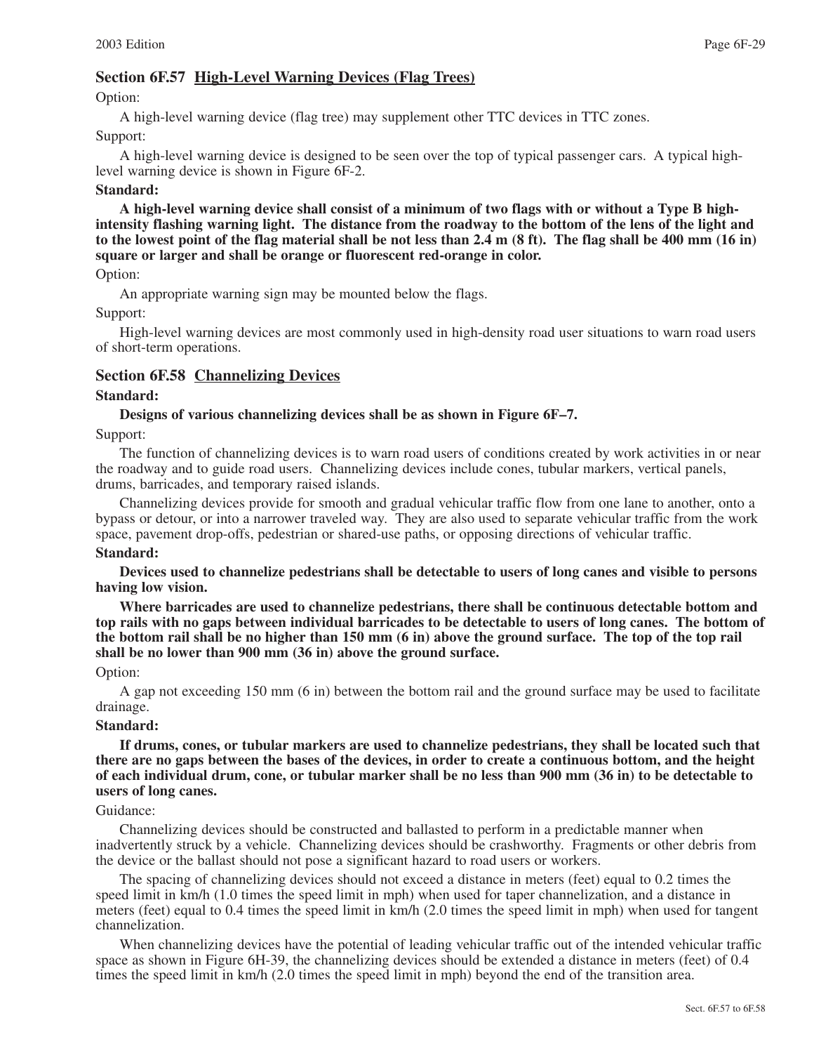## Section 6F.57 High-Level Warning Devices (Flag Trees)

Option:

A high-level warning device (flag tree) may supplement other TTC devices in TTC zones.

Support:

A high-level warning device is designed to be seen over the top of typical passenger cars. A typical high-level warning device is shown in Figure 6F-2.

**Standard:**

**A high-level warning device shall consist of a minimum of two flags with or without a Type B high-intensity flashing warning light. The distance from the roadway to the bottom of the lens of the light and to the lowest point of the flag material shall be not less than 2.4 m (8 ft). The flag shall be 400 mm (16 in) square or larger and shall be orange or fluorescent red-orange in color.**

Option:

An appropriate warning sign may be mounted below the flags.

Support:

High-level warning devices are most commonly used in high-density road user situations to warn road users of short-term operations.

## Section 6F.58 Channelizing Devices

**Standard:**

**Designs of various channelizing devices shall be as shown in Figure 6F–7.**

Support:

The function of channelizing devices is to warn road users of conditions created by work activities in or near the roadway and to guide road users. Channelizing devices include cones, tubular markers, vertical panels, drums, barricades, and temporary raised islands.

Channelizing devices provide for smooth and gradual vehicular traffic flow from one lane to another, onto a bypass or detour, or into a narrower traveled way. They are also used to separate vehicular traffic from the work space, pavement drop-offs, pedestrian or shared-use paths, or opposing directions of vehicular traffic.

**Standard:**

**Devices used to channelize pedestrians shall be detectable to users of long canes and visible to persons having low vision.**

**Where barricades are used to channelize pedestrians, there shall be continuous detectable bottom and top rails with no gaps between individual barricades to be detectable to users of long canes. The bottom of the bottom rail shall be no higher than 150 mm (6 in) above the ground surface. The top of the top rail shall be no lower than 900 mm (36 in) above the ground surface.**

Option:

A gap not exceeding 150 mm (6 in) between the bottom rail and the ground surface may be used to facilitate drainage.

**Standard:**

**If drums, cones, or tubular markers are used to channelize pedestrians, they shall be located such that there are no gaps between the bases of the devices, in order to create a continuous bottom, and the height of each individual drum, cone, or tubular marker shall be no less than 900 mm (36 in) to be detectable to users of long canes.**

Guidance:

Channelizing devices should be constructed and ballasted to perform in a predictable manner when inadvertently struck by a vehicle. Channelizing devices should be crashworthy. Fragments or other debris from the device or the ballast should not pose a significant hazard to road users or workers.

The spacing of channelizing devices should not exceed a distance in meters (feet) equal to 0.2 times the speed limit in km/h (1.0 times the speed limit in mph) when used for taper channelization, and a distance in meters (feet) equal to 0.4 times the speed limit in km/h (2.0 times the speed limit in mph) when used for tangent channelization.

When channelizing devices have the potential of leading vehicular traffic out of the intended vehicular traffic space as shown in Figure 6H-39, the channelizing devices should be extended a distance in meters (feet) of 0.4 times the speed limit in km/h (2.0 times the speed limit in mph) beyond the end of the transition area.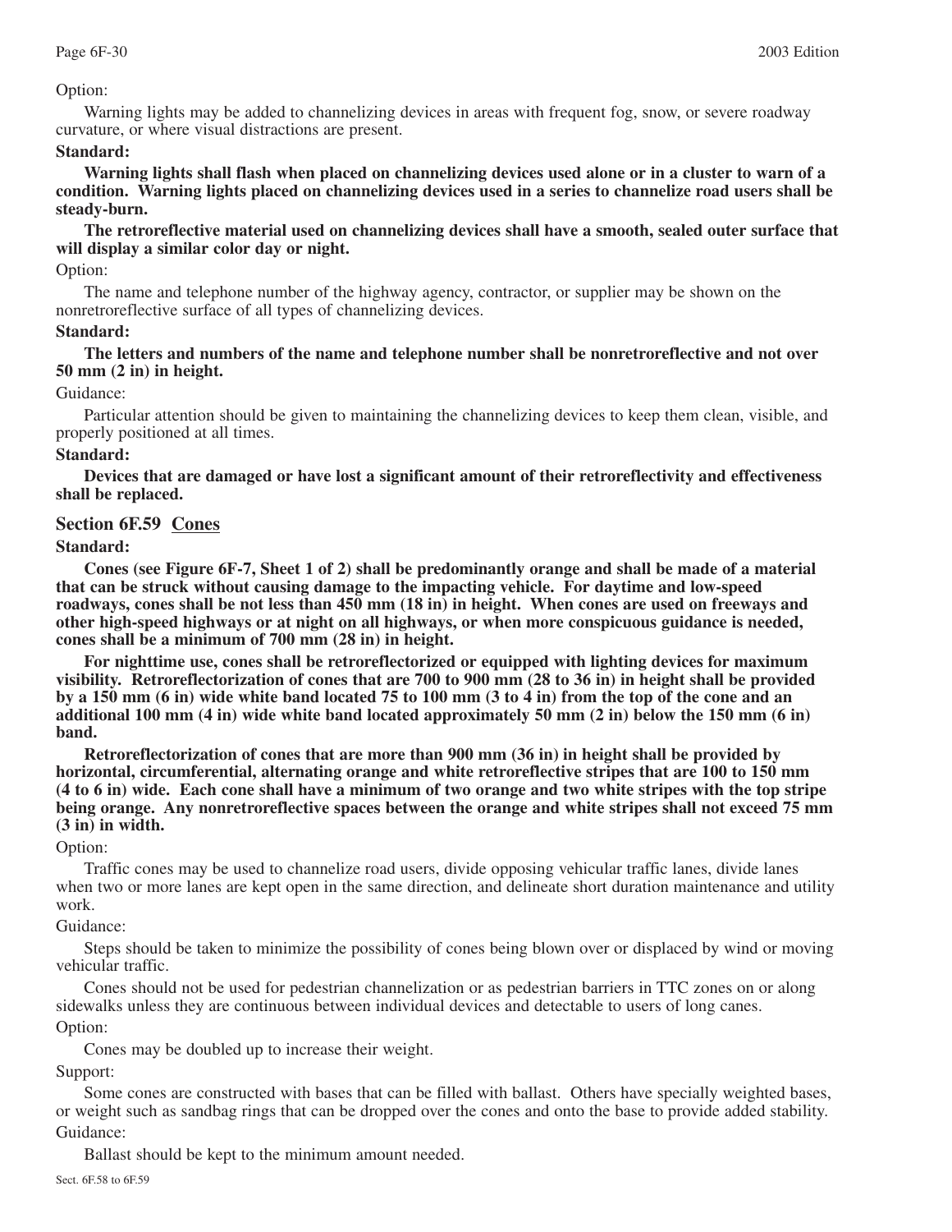Option:

Warning lights may be added to channelizing devices in areas with frequent fog, snow, or severe roadway curvature, or where visual distractions are present.

**Standard:**

**Warning lights shall flash when placed on channelizing devices used alone or in a cluster to warn of a condition. Warning lights placed on channelizing devices used in a series to channelize road users shall be steady-burn.**

**The retroreflective material used on channelizing devices shall have a smooth, sealed outer surface that will display a similar color day or night.**

Option:

The name and telephone number of the highway agency, contractor, or supplier may be shown on the nonretroreflective surface of all types of channelizing devices.

**Standard:**

**The letters and numbers of the name and telephone number shall be nonretroreflective and not over 50 mm (2 in) in height.**

Guidance:

Particular attention should be given to maintaining the channelizing devices to keep them clean, visible, and properly positioned at all times.

**Standard:**

**Devices that are damaged or have lost a significant amount of their retroreflectivity and effectiveness shall be replaced.**

## Section 6F.59 Cones

**Standard:**

**Cones (see Figure 6F-7, Sheet 1 of 2) shall be predominantly orange and shall be made of a material that can be struck without causing damage to the impacting vehicle. For daytime and low-speed roadways, cones shall be not less than 450 mm (18 in) in height. When cones are used on freeways and other high-speed highways or at night on all highways, or when more conspicuous guidance is needed, cones shall be a minimum of 700 mm (28 in) in height.**

**For nighttime use, cones shall be retroreflectorized or equipped with lighting devices for maximum visibility. Retroreflectorization of cones that are 700 to 900 mm (28 to 36 in) in height shall be provided by a 150 mm (6 in) wide white band located 75 to 100 mm (3 to 4 in) from the top of the cone and an additional 100 mm (4 in) wide white band located approximately 50 mm (2 in) below the 150 mm (6 in) band.**

**Retroreflectorization of cones that are more than 900 mm (36 in) in height shall be provided by horizontal, circumferential, alternating orange and white retroreflective stripes that are 100 to 150 mm (4 to 6 in) wide. Each cone shall have a minimum of two orange and two white stripes with the top stripe being orange. Any nonretroreflective spaces between the orange and white stripes shall not exceed 75 mm (3 in) in width.**

Option:

Traffic cones may be used to channelize road users, divide opposing vehicular traffic lanes, divide lanes when two or more lanes are kept open in the same direction, and delineate short duration maintenance and utility work.

Guidance:

Steps should be taken to minimize the possibility of cones being blown over or displaced by wind or moving vehicular traffic.

Cones should not be used for pedestrian channelization or as pedestrian barriers in TTC zones on or along sidewalks unless they are continuous between individual devices and detectable to users of long canes.

Option:

Cones may be doubled up to increase their weight.

Support:

Some cones are constructed with bases that can be filled with ballast. Others have specially weighted bases, or weight such as sandbag rings that can be dropped over the cones and onto the base to provide added stability.

Guidance:

Ballast should be kept to the minimum amount needed.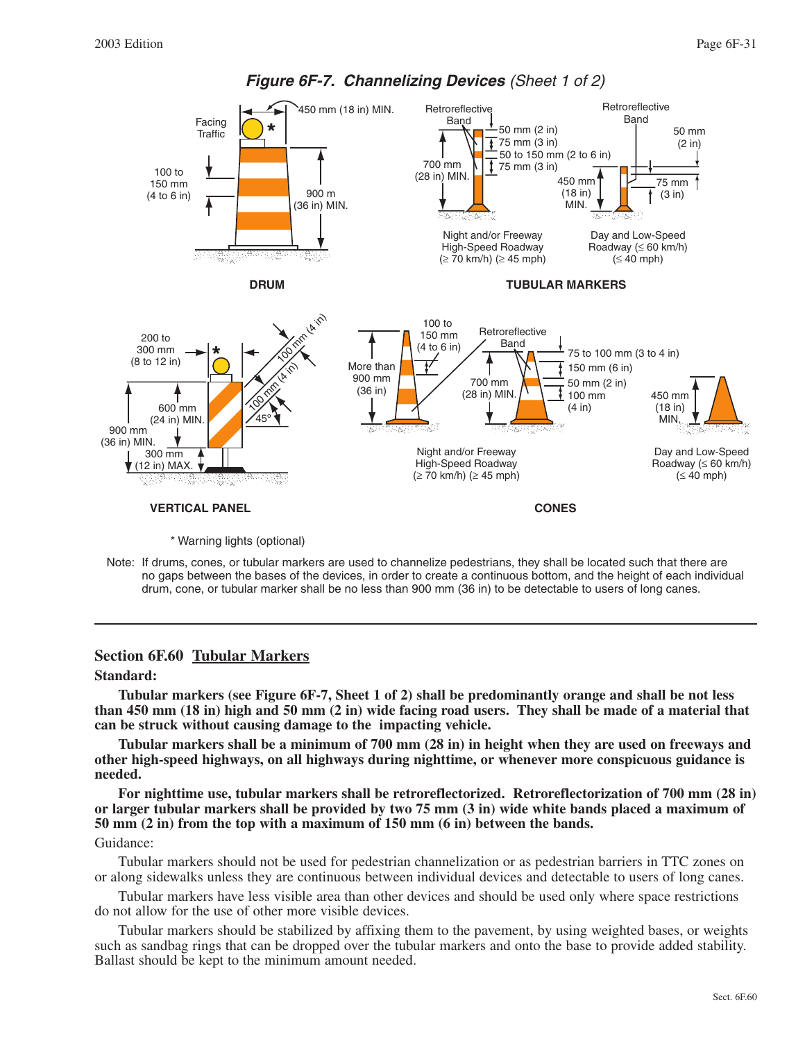## *Figure 6F-7. Channelizing Devices (Sheet 1 of 2)*

Facing Traffic

450 mm (18 in) MIN.

100 to 150 mm (4 to 6 in)

900 m (36 in) MIN.

**DRUM**

Retroreflective Band

50 mm (2 in)
75 mm (3 in)
50 to 150 mm (2 to 6 in)
75 mm (3 in)

700 mm (28 in) MIN.

Night and/or Freeway High-Speed Roadway (≥ 70 km/h) (≥ 45 mph)

Retroreflective Band

50 mm (2 in)

450 mm (18 in) MIN.

75 mm (3 in)

Day and Low-Speed Roadway (≤ 60 km/h) (≤ 40 mph)

**TUBULAR MARKERS**

200 to 300 mm (8 to 12 in)

100 mm (4 in)

100 mm (4 in)

45°

600 mm (24 in) MIN.

900 mm (36 in) MIN.

300 mm (12 in) MAX.

**VERTICAL PANEL**

100 to 150 mm (4 to 6 in)

More than 900 mm (36 in)

Retroreflective Band

75 to 100 mm (3 to 4 in)
150 mm (6 in)
50 mm (2 in)
100 mm (4 in)

700 mm (28 in) MIN.

Night and/or Freeway High-Speed Roadway (≥ 70 km/h) (≥ 45 mph)

450 mm (18 in) MIN.

Day and Low-Speed Roadway (≤ 60 km/h) (≤ 40 mph)

**CONES**

* Warning lights (optional)

Note: If drums, cones, or tubular markers are used to channelize pedestrians, they shall be located such that there are no gaps between the bases of the devices, in order to create a continuous bottom, and the height of each individual drum, cone, or tubular marker shall be no less than 900 mm (36 in) to be detectable to users of long canes.

---

## Section 6F.60 Tubular Markers

**Standard:**

**Tubular markers (see Figure 6F-7, Sheet 1 of 2) shall be predominantly orange and shall be not less than 450 mm (18 in) high and 50 mm (2 in) wide facing road users. They shall be made of a material that can be struck without causing damage to the impacting vehicle.**

**Tubular markers shall be a minimum of 700 mm (28 in) in height when they are used on freeways and other high-speed highways, on all highways during nighttime, or whenever more conspicuous guidance is needed.**

**For nighttime use, tubular markers shall be retroreflectorized. Retroreflectorization of 700 mm (28 in) or larger tubular markers shall be provided by two 75 mm (3 in) wide white bands placed a maximum of 50 mm (2 in) from the top with a maximum of 150 mm (6 in) between the bands.**

Guidance:

Tubular markers should not be used for pedestrian channelization or as pedestrian barriers in TTC zones on or along sidewalks unless they are continuous between individual devices and detectable to users of long canes.

Tubular markers have less visible area than other devices and should be used only where space restrictions do not allow for the use of other more visible devices.

Tubular markers should be stabilized by affixing them to the pavement, by using weighted bases, or weights such as sandbag rings that can be dropped over the tubular markers and onto the base to provide added stability. Ballast should be kept to the minimum amount needed.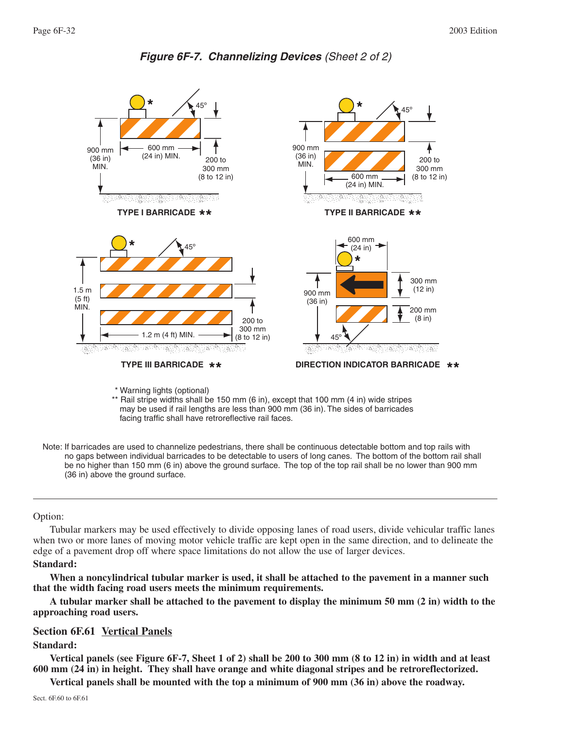## *Figure 6F-7. Channelizing Devices (Sheet 2 of 2)*

TYPE I BARRICADE **

TYPE II BARRICADE **

TYPE III BARRICADE **

DIRECTION INDICATOR BARRICADE **

\* Warning lights (optional)

** Rail stripe widths shall be 150 mm (6 in), except that 100 mm (4 in) wide stripes may be used if rail lengths are less than 900 mm (36 in). The sides of barricades facing traffic shall have retroreflective rail faces.

Note: If barricades are used to channelize pedestrians, there shall be continuous detectable bottom and top rails with no gaps between individual barricades to be detectable to users of long canes. The bottom of the bottom rail shall be no higher than 150 mm (6 in) above the ground surface. The top of the top rail shall be no lower than 900 mm (36 in) above the ground surface.

---

Option:

Tubular markers may be used effectively to divide opposing lanes of road users, divide vehicular traffic lanes when two or more lanes of moving motor vehicle traffic are kept open in the same direction, and to delineate the edge of a pavement drop off where space limitations do not allow the use of larger devices.

**Standard:**

**When a noncylindrical tubular marker is used, it shall be attached to the pavement in a manner such that the width facing road users meets the minimum requirements.**

**A tubular marker shall be attached to the pavement to display the minimum 50 mm (2 in) width to the approaching road users.**

## Section 6F.61 Vertical Panels

**Standard:**

**Vertical panels (see Figure 6F-7, Sheet 1 of 2) shall be 200 to 300 mm (8 to 12 in) in width and at least 600 mm (24 in) in height. They shall have orange and white diagonal stripes and be retroreflectorized.**

**Vertical panels shall be mounted with the top a minimum of 900 mm (36 in) above the roadway.**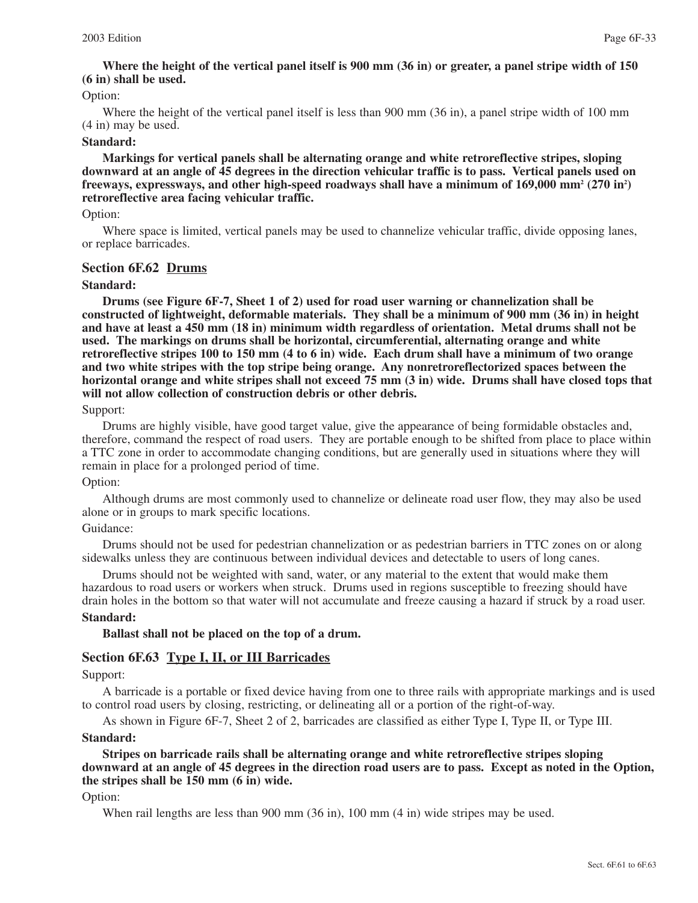**Where the height of the vertical panel itself is 900 mm (36 in) or greater, a panel stripe width of 150 (6 in) shall be used.**

Option:

Where the height of the vertical panel itself is less than 900 mm (36 in), a panel stripe width of 100 mm (4 in) may be used.

**Standard:**

**Markings for vertical panels shall be alternating orange and white retroreflective stripes, sloping downward at an angle of 45 degrees in the direction vehicular traffic is to pass. Vertical panels used on freeways, expressways, and other high-speed roadways shall have a minimum of 169,000 mm$^2$ (270 in$^2$) retroreflective area facing vehicular traffic.**

Option:

Where space is limited, vertical panels may be used to channelize vehicular traffic, divide opposing lanes, or replace barricades.

## Section 6F.62 Drums

**Standard:**

**Drums (see Figure 6F-7, Sheet 1 of 2) used for road user warning or channelization shall be constructed of lightweight, deformable materials. They shall be a minimum of 900 mm (36 in) in height and have at least a 450 mm (18 in) minimum width regardless of orientation. Metal drums shall not be used. The markings on drums shall be horizontal, circumferential, alternating orange and white retroreflective stripes 100 to 150 mm (4 to 6 in) wide. Each drum shall have a minimum of two orange and two white stripes with the top stripe being orange. Any nonretroreflectorized spaces between the horizontal orange and white stripes shall not exceed 75 mm (3 in) wide. Drums shall have closed tops that will not allow collection of construction debris or other debris.**

Support:

Drums are highly visible, have good target value, give the appearance of being formidable obstacles and, therefore, command the respect of road users. They are portable enough to be shifted from place to place within a TTC zone in order to accommodate changing conditions, but are generally used in situations where they will remain in place for a prolonged period of time.

Option:

Although drums are most commonly used to channelize or delineate road user flow, they may also be used alone or in groups to mark specific locations.

Guidance:

Drums should not be used for pedestrian channelization or as pedestrian barriers in TTC zones on or along sidewalks unless they are continuous between individual devices and detectable to users of long canes.

Drums should not be weighted with sand, water, or any material to the extent that would make them hazardous to road users or workers when struck. Drums used in regions susceptible to freezing should have drain holes in the bottom so that water will not accumulate and freeze causing a hazard if struck by a road user.

**Standard:**

**Ballast shall not be placed on the top of a drum.**

## Section 6F.63 Type I, II, or III Barricades

Support:

A barricade is a portable or fixed device having from one to three rails with appropriate markings and is used to control road users by closing, restricting, or delineating all or a portion of the right-of-way.

As shown in Figure 6F-7, Sheet 2 of 2, barricades are classified as either Type I, Type II, or Type III.

**Standard:**

**Stripes on barricade rails shall be alternating orange and white retroreflective stripes sloping downward at an angle of 45 degrees in the direction road users are to pass. Except as noted in the Option, the stripes shall be 150 mm (6 in) wide.**

Option:

When rail lengths are less than 900 mm (36 in), 100 mm (4 in) wide stripes may be used.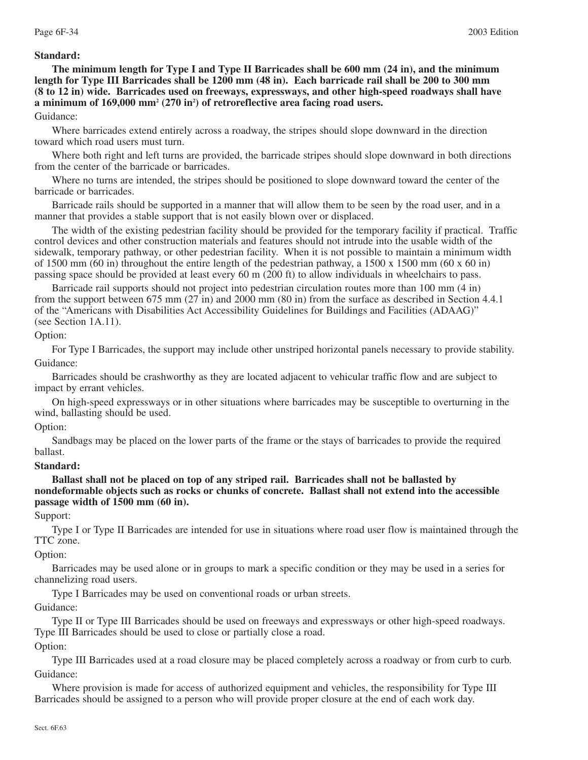**Standard:**

**The minimum length for Type I and Type II Barricades shall be 600 mm (24 in), and the minimum length for Type III Barricades shall be 1200 mm (48 in). Each barricade rail shall be 200 to 300 mm (8 to 12 in) wide. Barricades used on freeways, expressways, and other high-speed roadways shall have a minimum of 169,000 mm² (270 in²) of retroreflective area facing road users.**

Guidance:

Where barricades extend entirely across a roadway, the stripes should slope downward in the direction toward which road users must turn.

Where both right and left turns are provided, the barricade stripes should slope downward in both directions from the center of the barricade or barricades.

Where no turns are intended, the stripes should be positioned to slope downward toward the center of the barricade or barricades.

Barricade rails should be supported in a manner that will allow them to be seen by the road user, and in a manner that provides a stable support that is not easily blown over or displaced.

The width of the existing pedestrian facility should be provided for the temporary facility if practical. Traffic control devices and other construction materials and features should not intrude into the usable width of the sidewalk, temporary pathway, or other pedestrian facility. When it is not possible to maintain a minimum width of 1500 mm (60 in) throughout the entire length of the pedestrian pathway, a 1500 x 1500 mm (60 x 60 in) passing space should be provided at least every 60 m (200 ft) to allow individuals in wheelchairs to pass.

Barricade rail supports should not project into pedestrian circulation routes more than 100 mm (4 in) from the support between 675 mm (27 in) and 2000 mm (80 in) from the surface as described in Section 4.4.1 of the "Americans with Disabilities Act Accessibility Guidelines for Buildings and Facilities (ADAAG)" (see Section 1A.11).

Option:

For Type I Barricades, the support may include other unstriped horizontal panels necessary to provide stability.

Guidance:

Barricades should be crashworthy as they are located adjacent to vehicular traffic flow and are subject to impact by errant vehicles.

On high-speed expressways or in other situations where barricades may be susceptible to overturning in the wind, ballasting should be used.

Option:

Sandbags may be placed on the lower parts of the frame or the stays of barricades to provide the required ballast.

**Standard:**

**Ballast shall not be placed on top of any striped rail. Barricades shall not be ballasted by nondeformable objects such as rocks or chunks of concrete. Ballast shall not extend into the accessible passage width of 1500 mm (60 in).**

Support:

Type I or Type II Barricades are intended for use in situations where road user flow is maintained through the TTC zone.

Option:

Barricades may be used alone or in groups to mark a specific condition or they may be used in a series for channelizing road users.

Type I Barricades may be used on conventional roads or urban streets.

Guidance:

Type II or Type III Barricades should be used on freeways and expressways or other high-speed roadways. Type III Barricades should be used to close or partially close a road.

Option:

Type III Barricades used at a road closure may be placed completely across a roadway or from curb to curb.

Guidance:

Where provision is made for access of authorized equipment and vehicles, the responsibility for Type III Barricades should be assigned to a person who will provide proper closure at the end of each work day.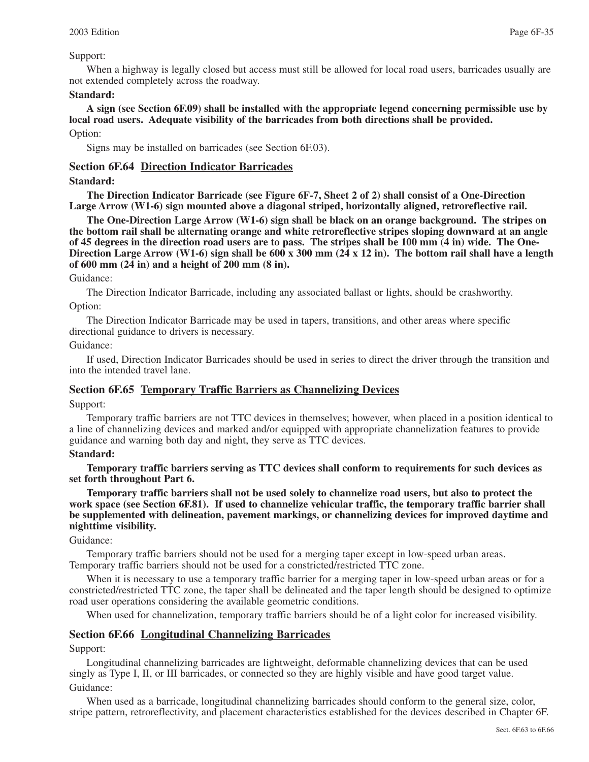Support:

When a highway is legally closed but access must still be allowed for local road users, barricades usually are not extended completely across the roadway.

**Standard:**

**A sign (see Section 6F.09) shall be installed with the appropriate legend concerning permissible use by local road users. Adequate visibility of the barricades from both directions shall be provided.**

Option:

Signs may be installed on barricades (see Section 6F.03).

## Section 6F.64 <u>Direction Indicator Barricades</u>

**Standard:**

**The Direction Indicator Barricade (see Figure 6F-7, Sheet 2 of 2) shall consist of a One-Direction Large Arrow (W1-6) sign mounted above a diagonal striped, horizontally aligned, retroreflective rail.**

**The One-Direction Large Arrow (W1-6) sign shall be black on an orange background. The stripes on the bottom rail shall be alternating orange and white retroreflective stripes sloping downward at an angle of 45 degrees in the direction road users are to pass. The stripes shall be 100 mm (4 in) wide. The One-Direction Large Arrow (W1-6) sign shall be 600 x 300 mm (24 x 12 in). The bottom rail shall have a length of 600 mm (24 in) and a height of 200 mm (8 in).**

Guidance:

The Direction Indicator Barricade, including any associated ballast or lights, should be crashworthy.

Option:

The Direction Indicator Barricade may be used in tapers, transitions, and other areas where specific directional guidance to drivers is necessary.

Guidance:

If used, Direction Indicator Barricades should be used in series to direct the driver through the transition and into the intended travel lane.

## Section 6F.65 <u>Temporary Traffic Barriers as Channelizing Devices</u>

Support:

Temporary traffic barriers are not TTC devices in themselves; however, when placed in a position identical to a line of channelizing devices and marked and/or equipped with appropriate channelization features to provide guidance and warning both day and night, they serve as TTC devices.

**Standard:**

**Temporary traffic barriers serving as TTC devices shall conform to requirements for such devices as set forth throughout Part 6.**

**Temporary traffic barriers shall not be used solely to channelize road users, but also to protect the work space (see Section 6F.81). If used to channelize vehicular traffic, the temporary traffic barrier shall be supplemented with delineation, pavement markings, or channelizing devices for improved daytime and nighttime visibility.**

Guidance:

Temporary traffic barriers should not be used for a merging taper except in low-speed urban areas. Temporary traffic barriers should not be used for a constricted/restricted TTC zone.

When it is necessary to use a temporary traffic barrier for a merging taper in low-speed urban areas or for a constricted/restricted TTC zone, the taper shall be delineated and the taper length should be designed to optimize road user operations considering the available geometric conditions.

When used for channelization, temporary traffic barriers should be of a light color for increased visibility.

## Section 6F.66 <u>Longitudinal Channelizing Barricades</u>

Support:

Longitudinal channelizing barricades are lightweight, deformable channelizing devices that can be used singly as Type I, II, or III barricades, or connected so they are highly visible and have good target value.

Guidance:

When used as a barricade, longitudinal channelizing barricades should conform to the general size, color, stripe pattern, retroreflectivity, and placement characteristics established for the devices described in Chapter 6F.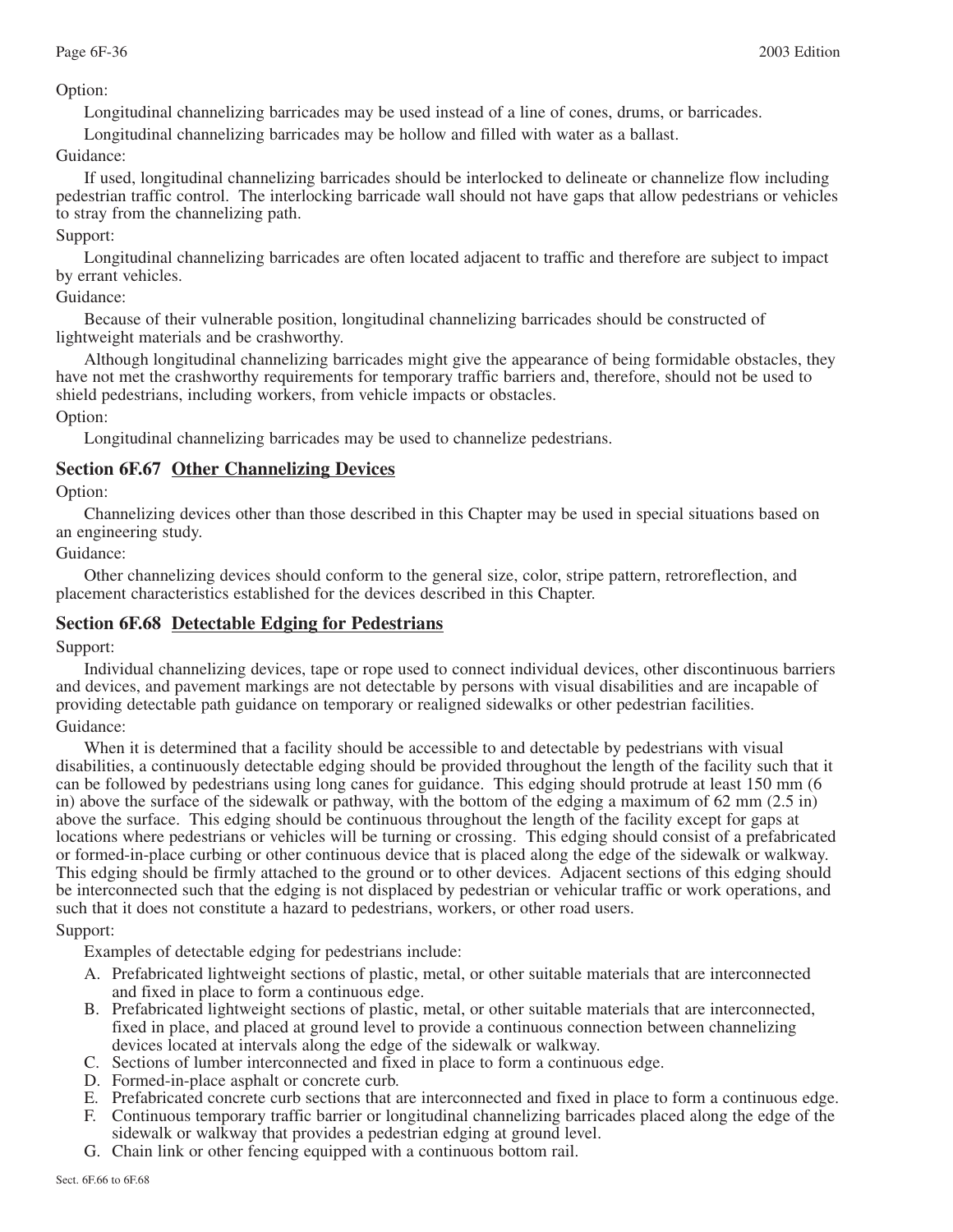Option:

Longitudinal channelizing barricades may be used instead of a line of cones, drums, or barricades.

Longitudinal channelizing barricades may be hollow and filled with water as a ballast.

Guidance:

If used, longitudinal channelizing barricades should be interlocked to delineate or channelize flow including pedestrian traffic control. The interlocking barricade wall should not have gaps that allow pedestrians or vehicles to stray from the channelizing path.

Support:

Longitudinal channelizing barricades are often located adjacent to traffic and therefore are subject to impact by errant vehicles.

Guidance:

Because of their vulnerable position, longitudinal channelizing barricades should be constructed of lightweight materials and be crashworthy.

Although longitudinal channelizing barricades might give the appearance of being formidable obstacles, they have not met the crashworthy requirements for temporary traffic barriers and, therefore, should not be used to shield pedestrians, including workers, from vehicle impacts or obstacles.

Option:

Longitudinal channelizing barricades may be used to channelize pedestrians.

## Section 6F.67 Other Channelizing Devices

Option:

Channelizing devices other than those described in this Chapter may be used in special situations based on an engineering study.

Guidance:

Other channelizing devices should conform to the general size, color, stripe pattern, retroreflection, and placement characteristics established for the devices described in this Chapter.

## Section 6F.68 Detectable Edging for Pedestrians

Support:

Individual channelizing devices, tape or rope used to connect individual devices, other discontinuous barriers and devices, and pavement markings are not detectable by persons with visual disabilities and are incapable of providing detectable path guidance on temporary or realigned sidewalks or other pedestrian facilities.

Guidance:

When it is determined that a facility should be accessible to and detectable by pedestrians with visual disabilities, a continuously detectable edging should be provided throughout the length of the facility such that it can be followed by pedestrians using long canes for guidance. This edging should protrude at least 150 mm (6 in) above the surface of the sidewalk or pathway, with the bottom of the edging a maximum of 62 mm (2.5 in) above the surface. This edging should be continuous throughout the length of the facility except for gaps at locations where pedestrians or vehicles will be turning or crossing. This edging should consist of a prefabricated or formed-in-place curbing or other continuous device that is placed along the edge of the sidewalk or walkway. This edging should be firmly attached to the ground or to other devices. Adjacent sections of this edging should be interconnected such that the edging is not displaced by pedestrian or vehicular traffic or work operations, and such that it does not constitute a hazard to pedestrians, workers, or other road users.

Support:

Examples of detectable edging for pedestrians include:

A. Prefabricated lightweight sections of plastic, metal, or other suitable materials that are interconnected and fixed in place to form a continuous edge.
B. Prefabricated lightweight sections of plastic, metal, or other suitable materials that are interconnected, fixed in place, and placed at ground level to provide a continuous connection between channelizing devices located at intervals along the edge of the sidewalk or walkway.
C. Sections of lumber interconnected and fixed in place to form a continuous edge.
D. Formed-in-place asphalt or concrete curb.
E. Prefabricated concrete curb sections that are interconnected and fixed in place to form a continuous edge.
F. Continuous temporary traffic barrier or longitudinal channelizing barricades placed along the edge of the sidewalk or walkway that provides a pedestrian edging at ground level.
G. Chain link or other fencing equipped with a continuous bottom rail.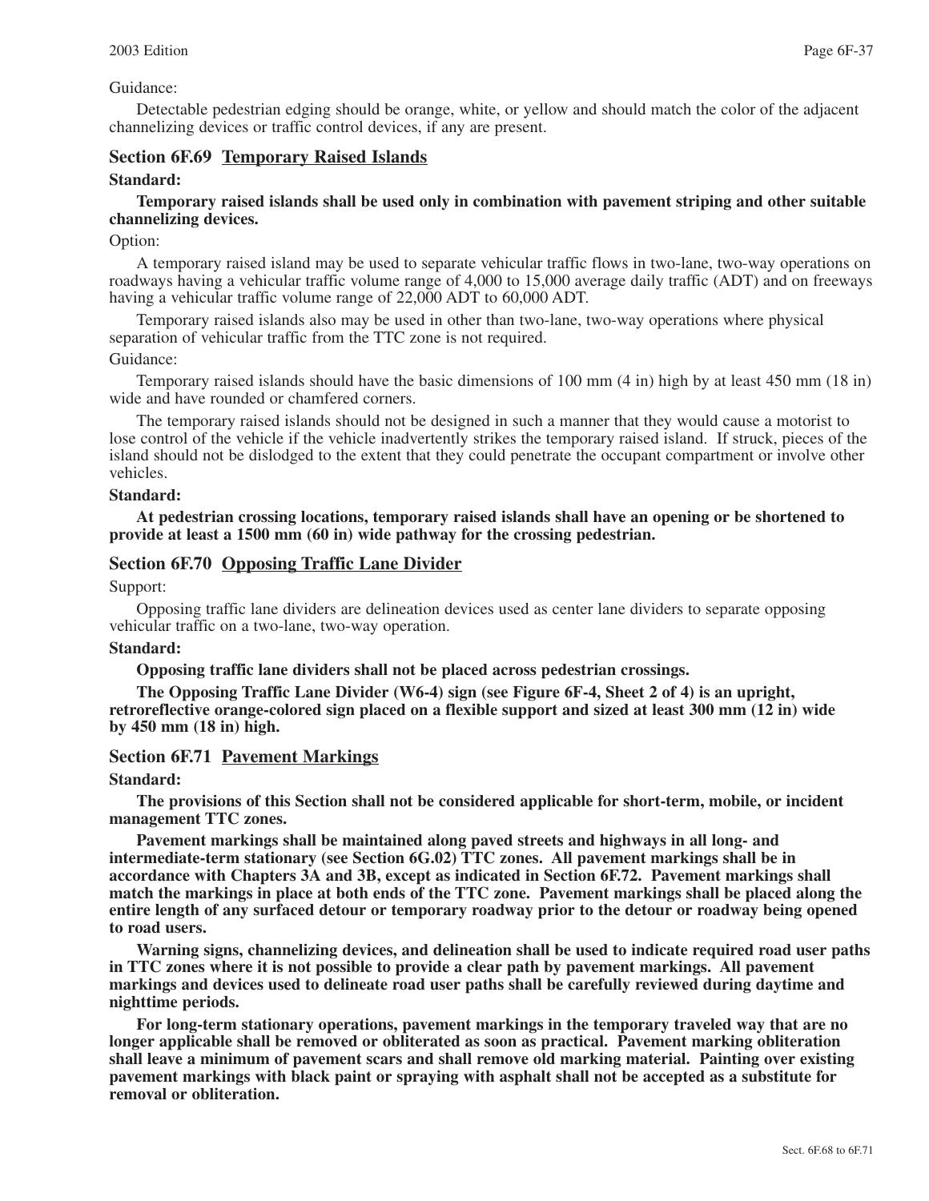Guidance:

Detectable pedestrian edging should be orange, white, or yellow and should match the color of the adjacent channelizing devices or traffic control devices, if any are present.

## Section 6F.69 Temporary Raised Islands

**Standard:**

**Temporary raised islands shall be used only in combination with pavement striping and other suitable channelizing devices.**

Option:

A temporary raised island may be used to separate vehicular traffic flows in two-lane, two-way operations on roadways having a vehicular traffic volume range of 4,000 to 15,000 average daily traffic (ADT) and on freeways having a vehicular traffic volume range of 22,000 ADT to 60,000 ADT.

Temporary raised islands also may be used in other than two-lane, two-way operations where physical separation of vehicular traffic from the TTC zone is not required.

Guidance:

Temporary raised islands should have the basic dimensions of 100 mm (4 in) high by at least 450 mm (18 in) wide and have rounded or chamfered corners.

The temporary raised islands should not be designed in such a manner that they would cause a motorist to lose control of the vehicle if the vehicle inadvertently strikes the temporary raised island. If struck, pieces of the island should not be dislodged to the extent that they could penetrate the occupant compartment or involve other vehicles.

**Standard:**

**At pedestrian crossing locations, temporary raised islands shall have an opening or be shortened to provide at least a 1500 mm (60 in) wide pathway for the crossing pedestrian.**

## Section 6F.70 Opposing Traffic Lane Divider

Support:

Opposing traffic lane dividers are delineation devices used as center lane dividers to separate opposing vehicular traffic on a two-lane, two-way operation.

**Standard:**

**Opposing traffic lane dividers shall not be placed across pedestrian crossings.**

**The Opposing Traffic Lane Divider (W6-4) sign (see Figure 6F-4, Sheet 2 of 4) is an upright, retroreflective orange-colored sign placed on a flexible support and sized at least 300 mm (12 in) wide by 450 mm (18 in) high.**

## Section 6F.71 Pavement Markings

**Standard:**

**The provisions of this Section shall not be considered applicable for short-term, mobile, or incident management TTC zones.**

**Pavement markings shall be maintained along paved streets and highways in all long- and intermediate-term stationary (see Section 6G.02) TTC zones. All pavement markings shall be in accordance with Chapters 3A and 3B, except as indicated in Section 6F.72. Pavement markings shall match the markings in place at both ends of the TTC zone. Pavement markings shall be placed along the entire length of any surfaced detour or temporary roadway prior to the detour or roadway being opened to road users.**

**Warning signs, channelizing devices, and delineation shall be used to indicate required road user paths in TTC zones where it is not possible to provide a clear path by pavement markings. All pavement markings and devices used to delineate road user paths shall be carefully reviewed during daytime and nighttime periods.**

**For long-term stationary operations, pavement markings in the temporary traveled way that are no longer applicable shall be removed or obliterated as soon as practical. Pavement marking obliteration shall leave a minimum of pavement scars and shall remove old marking material. Painting over existing pavement markings with black paint or spraying with asphalt shall not be accepted as a substitute for removal or obliteration.**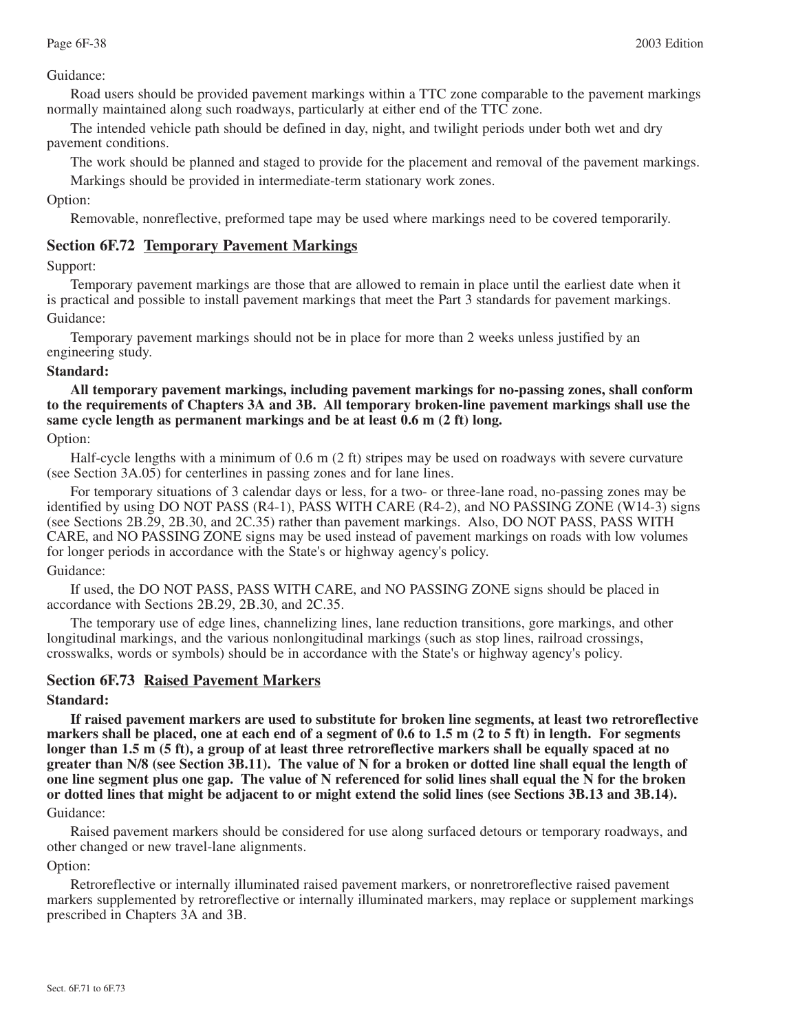Guidance:

Road users should be provided pavement markings within a TTC zone comparable to the pavement markings normally maintained along such roadways, particularly at either end of the TTC zone.

The intended vehicle path should be defined in day, night, and twilight periods under both wet and dry pavement conditions.

The work should be planned and staged to provide for the placement and removal of the pavement markings.

Markings should be provided in intermediate-term stationary work zones.

Option:

Removable, nonreflective, preformed tape may be used where markings need to be covered temporarily.

## Section 6F.72 Temporary Pavement Markings

Support:

Temporary pavement markings are those that are allowed to remain in place until the earliest date when it is practical and possible to install pavement markings that meet the Part 3 standards for pavement markings.

Guidance:

Temporary pavement markings should not be in place for more than 2 weeks unless justified by an engineering study.

**Standard:**

**All temporary pavement markings, including pavement markings for no-passing zones, shall conform to the requirements of Chapters 3A and 3B. All temporary broken-line pavement markings shall use the same cycle length as permanent markings and be at least 0.6 m (2 ft) long.**

Option:

Half-cycle lengths with a minimum of 0.6 m (2 ft) stripes may be used on roadways with severe curvature (see Section 3A.05) for centerlines in passing zones and for lane lines.

For temporary situations of 3 calendar days or less, for a two- or three-lane road, no-passing zones may be identified by using DO NOT PASS (R4-1), PASS WITH CARE (R4-2), and NO PASSING ZONE (W14-3) signs (see Sections 2B.29, 2B.30, and 2C.35) rather than pavement markings. Also, DO NOT PASS, PASS WITH CARE, and NO PASSING ZONE signs may be used instead of pavement markings on roads with low volumes for longer periods in accordance with the State's or highway agency's policy.

Guidance:

If used, the DO NOT PASS, PASS WITH CARE, and NO PASSING ZONE signs should be placed in accordance with Sections 2B.29, 2B.30, and 2C.35.

The temporary use of edge lines, channelizing lines, lane reduction transitions, gore markings, and other longitudinal markings, and the various nonlongitudinal markings (such as stop lines, railroad crossings, crosswalks, words or symbols) should be in accordance with the State's or highway agency's policy.

## Section 6F.73 Raised Pavement Markers

**Standard:**

**If raised pavement markers are used to substitute for broken line segments, at least two retroreflective markers shall be placed, one at each end of a segment of 0.6 to 1.5 m (2 to 5 ft) in length. For segments longer than 1.5 m (5 ft), a group of at least three retroreflective markers shall be equally spaced at no greater than N/8 (see Section 3B.11). The value of N for a broken or dotted line shall equal the length of one line segment plus one gap. The value of N referenced for solid lines shall equal the N for the broken or dotted lines that might be adjacent to or might extend the solid lines (see Sections 3B.13 and 3B.14).**

Guidance:

Raised pavement markers should be considered for use along surfaced detours or temporary roadways, and other changed or new travel-lane alignments.

Option:

Retroreflective or internally illuminated raised pavement markers, or nonretroreflective raised pavement markers supplemented by retroreflective or internally illuminated markers, may replace or supplement markings prescribed in Chapters 3A and 3B.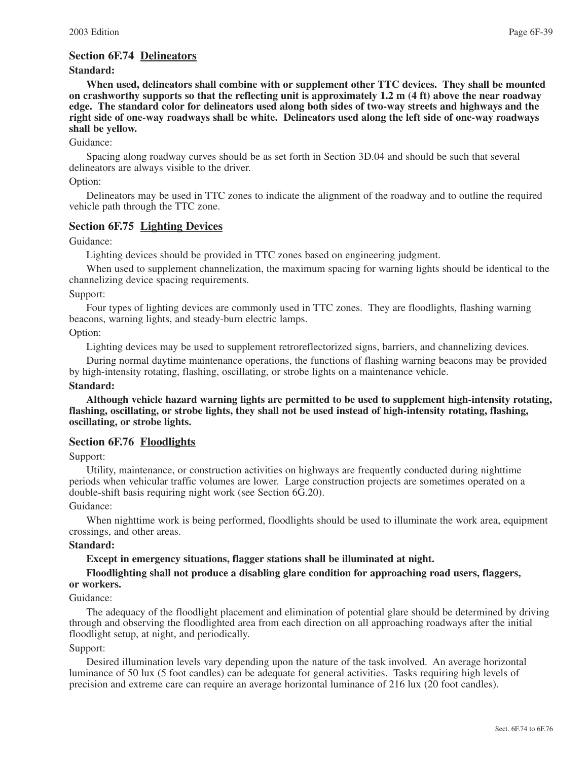## Section 6F.74 Delineators

**Standard:**

**When used, delineators shall combine with or supplement other TTC devices. They shall be mounted on crashworthy supports so that the reflecting unit is approximately 1.2 m (4 ft) above the near roadway edge. The standard color for delineators used along both sides of two-way streets and highways and the right side of one-way roadways shall be white. Delineators used along the left side of one-way roadways shall be yellow.**

Guidance:

Spacing along roadway curves should be as set forth in Section 3D.04 and should be such that several delineators are always visible to the driver.

Option:

Delineators may be used in TTC zones to indicate the alignment of the roadway and to outline the required vehicle path through the TTC zone.

## Section 6F.75 Lighting Devices

Guidance:

Lighting devices should be provided in TTC zones based on engineering judgment.

When used to supplement channelization, the maximum spacing for warning lights should be identical to the channelizing device spacing requirements.

Support:

Four types of lighting devices are commonly used in TTC zones. They are floodlights, flashing warning beacons, warning lights, and steady-burn electric lamps.

Option:

Lighting devices may be used to supplement retroreflectorized signs, barriers, and channelizing devices.

During normal daytime maintenance operations, the functions of flashing warning beacons may be provided by high-intensity rotating, flashing, oscillating, or strobe lights on a maintenance vehicle.

**Standard:**

**Although vehicle hazard warning lights are permitted to be used to supplement high-intensity rotating, flashing, oscillating, or strobe lights, they shall not be used instead of high-intensity rotating, flashing, oscillating, or strobe lights.**

## Section 6F.76 Floodlights

Support:

Utility, maintenance, or construction activities on highways are frequently conducted during nighttime periods when vehicular traffic volumes are lower. Large construction projects are sometimes operated on a double-shift basis requiring night work (see Section 6G.20).

Guidance:

When nighttime work is being performed, floodlights should be used to illuminate the work area, equipment crossings, and other areas.

**Standard:**

**Except in emergency situations, flagger stations shall be illuminated at night.**

**Floodlighting shall not produce a disabling glare condition for approaching road users, flaggers, or workers.**

Guidance:

The adequacy of the floodlight placement and elimination of potential glare should be determined by driving through and observing the floodlighted area from each direction on all approaching roadways after the initial floodlight setup, at night, and periodically.

Support:

Desired illumination levels vary depending upon the nature of the task involved. An average horizontal luminance of 50 lux (5 foot candles) can be adequate for general activities. Tasks requiring high levels of precision and extreme care can require an average horizontal luminance of 216 lux (20 foot candles).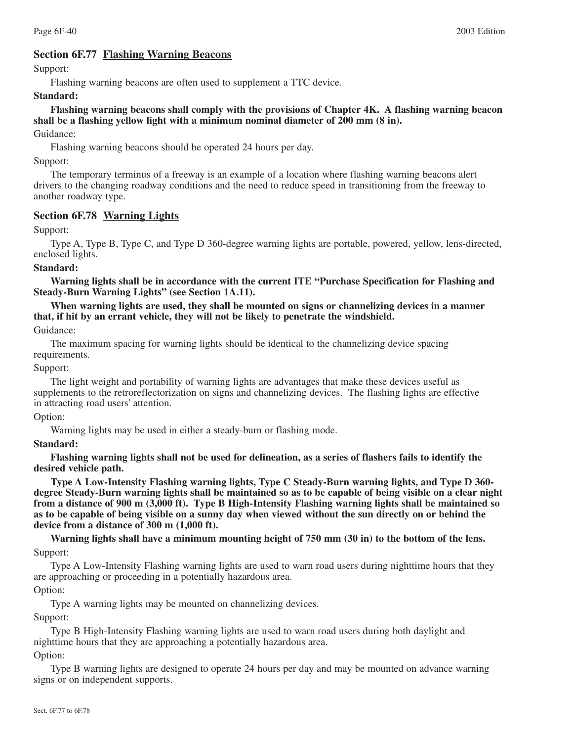## Section 6F.77 Flashing Warning Beacons

Support:

Flashing warning beacons are often used to supplement a TTC device.

**Standard:**

**Flashing warning beacons shall comply with the provisions of Chapter 4K. A flashing warning beacon shall be a flashing yellow light with a minimum nominal diameter of 200 mm (8 in).**

Guidance:

Flashing warning beacons should be operated 24 hours per day.

Support:

The temporary terminus of a freeway is an example of a location where flashing warning beacons alert drivers to the changing roadway conditions and the need to reduce speed in transitioning from the freeway to another roadway type.

## Section 6F.78 Warning Lights

Support:

Type A, Type B, Type C, and Type D 360-degree warning lights are portable, powered, yellow, lens-directed, enclosed lights.

**Standard:**

**Warning lights shall be in accordance with the current ITE "Purchase Specification for Flashing and Steady-Burn Warning Lights" (see Section 1A.11).**

**When warning lights are used, they shall be mounted on signs or channelizing devices in a manner that, if hit by an errant vehicle, they will not be likely to penetrate the windshield.**

Guidance:

The maximum spacing for warning lights should be identical to the channelizing device spacing requirements.

Support:

The light weight and portability of warning lights are advantages that make these devices useful as supplements to the retroreflectorization on signs and channelizing devices. The flashing lights are effective in attracting road users' attention.

Option:

Warning lights may be used in either a steady-burn or flashing mode.

**Standard:**

**Flashing warning lights shall not be used for delineation, as a series of flashers fails to identify the desired vehicle path.**

**Type A Low-Intensity Flashing warning lights, Type C Steady-Burn warning lights, and Type D 360-degree Steady-Burn warning lights shall be maintained so as to be capable of being visible on a clear night from a distance of 900 m (3,000 ft). Type B High-Intensity Flashing warning lights shall be maintained so as to be capable of being visible on a sunny day when viewed without the sun directly on or behind the device from a distance of 300 m (1,000 ft).**

**Warning lights shall have a minimum mounting height of 750 mm (30 in) to the bottom of the lens.**

Support:

Type A Low-Intensity Flashing warning lights are used to warn road users during nighttime hours that they are approaching or proceeding in a potentially hazardous area.

Option:

Type A warning lights may be mounted on channelizing devices.

Support:

Type B High-Intensity Flashing warning lights are used to warn road users during both daylight and nighttime hours that they are approaching a potentially hazardous area.

Option:

Type B warning lights are designed to operate 24 hours per day and may be mounted on advance warning signs or on independent supports.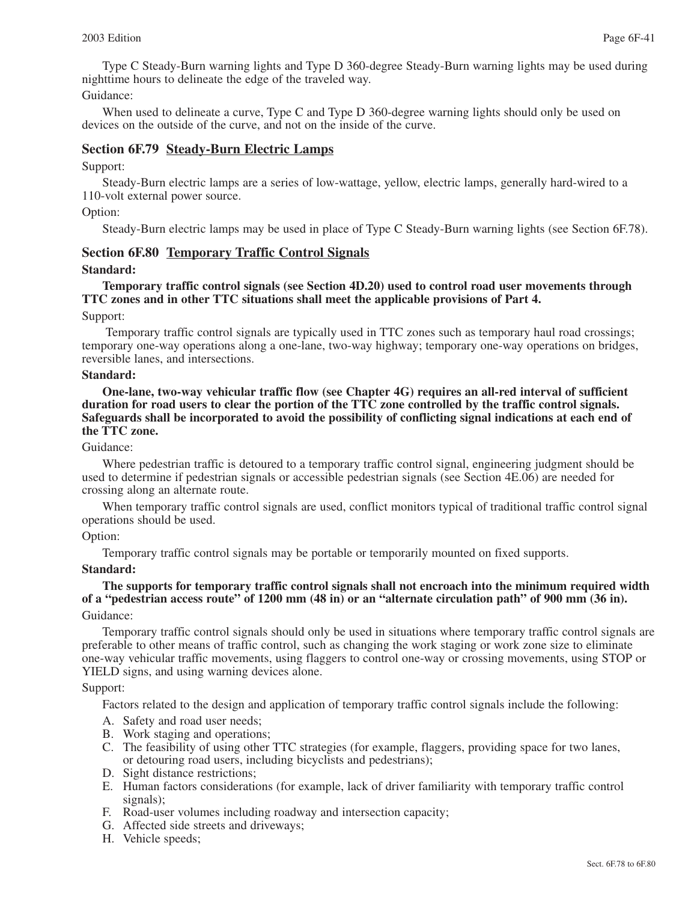Type C Steady-Burn warning lights and Type D 360-degree Steady-Burn warning lights may be used during nighttime hours to delineate the edge of the traveled way.

Guidance:

When used to delineate a curve, Type C and Type D 360-degree warning lights should only be used on devices on the outside of the curve, and not on the inside of the curve.

## Section 6F.79 Steady-Burn Electric Lamps

Support:

Steady-Burn electric lamps are a series of low-wattage, yellow, electric lamps, generally hard-wired to a 110-volt external power source.

Option:

Steady-Burn electric lamps may be used in place of Type C Steady-Burn warning lights (see Section 6F.78).

## Section 6F.80 Temporary Traffic Control Signals

**Standard:**

**Temporary traffic control signals (see Section 4D.20) used to control road user movements through TTC zones and in other TTC situations shall meet the applicable provisions of Part 4.**

Support:

Temporary traffic control signals are typically used in TTC zones such as temporary haul road crossings; temporary one-way operations along a one-lane, two-way highway; temporary one-way operations on bridges, reversible lanes, and intersections.

**Standard:**

**One-lane, two-way vehicular traffic flow (see Chapter 4G) requires an all-red interval of sufficient duration for road users to clear the portion of the TTC zone controlled by the traffic control signals. Safeguards shall be incorporated to avoid the possibility of conflicting signal indications at each end of the TTC zone.**

Guidance:

Where pedestrian traffic is detoured to a temporary traffic control signal, engineering judgment should be used to determine if pedestrian signals or accessible pedestrian signals (see Section 4E.06) are needed for crossing along an alternate route.

When temporary traffic control signals are used, conflict monitors typical of traditional traffic control signal operations should be used.

Option:

Temporary traffic control signals may be portable or temporarily mounted on fixed supports.

**Standard:**

**The supports for temporary traffic control signals shall not encroach into the minimum required width of a "pedestrian access route" of 1200 mm (48 in) or an "alternate circulation path" of 900 mm (36 in).**

Guidance:

Temporary traffic control signals should only be used in situations where temporary traffic control signals are preferable to other means of traffic control, such as changing the work staging or work zone size to eliminate one-way vehicular traffic movements, using flaggers to control one-way or crossing movements, using STOP or YIELD signs, and using warning devices alone.

Support:

Factors related to the design and application of temporary traffic control signals include the following:

A. Safety and road user needs;
B. Work staging and operations;
C. The feasibility of using other TTC strategies (for example, flaggers, providing space for two lanes, or detouring road users, including bicyclists and pedestrians);
D. Sight distance restrictions;
E. Human factors considerations (for example, lack of driver familiarity with temporary traffic control signals);
F. Road-user volumes including roadway and intersection capacity;
G. Affected side streets and driveways;
H. Vehicle speeds;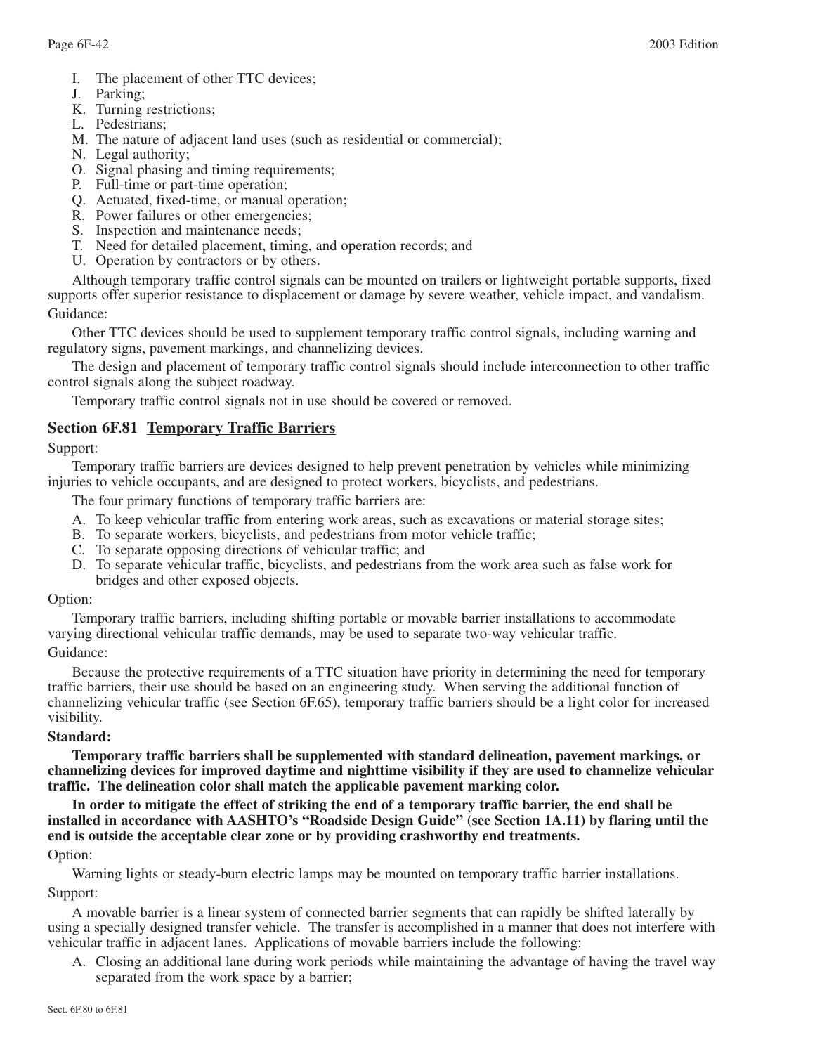I. The placement of other TTC devices;
J. Parking;
K. Turning restrictions;
L. Pedestrians;
M. The nature of adjacent land uses (such as residential or commercial);
N. Legal authority;
O. Signal phasing and timing requirements;
P. Full-time or part-time operation;
Q. Actuated, fixed-time, or manual operation;
R. Power failures or other emergencies;
S. Inspection and maintenance needs;
T. Need for detailed placement, timing, and operation records; and
U. Operation by contractors or by others.

Although temporary traffic control signals can be mounted on trailers or lightweight portable supports, fixed supports offer superior resistance to displacement or damage by severe weather, vehicle impact, and vandalism.

Guidance:

Other TTC devices should be used to supplement temporary traffic control signals, including warning and regulatory signs, pavement markings, and channelizing devices.

The design and placement of temporary traffic control signals should include interconnection to other traffic control signals along the subject roadway.

Temporary traffic control signals not in use should be covered or removed.

## Section 6F.81 Temporary Traffic Barriers

Support:

Temporary traffic barriers are devices designed to help prevent penetration by vehicles while minimizing injuries to vehicle occupants, and are designed to protect workers, bicyclists, and pedestrians.

The four primary functions of temporary traffic barriers are:

A. To keep vehicular traffic from entering work areas, such as excavations or material storage sites;
B. To separate workers, bicyclists, and pedestrians from motor vehicle traffic;
C. To separate opposing directions of vehicular traffic; and
D. To separate vehicular traffic, bicyclists, and pedestrians from the work area such as false work for bridges and other exposed objects.

Option:

Temporary traffic barriers, including shifting portable or movable barrier installations to accommodate varying directional vehicular traffic demands, may be used to separate two-way vehicular traffic.

Guidance:

Because the protective requirements of a TTC situation have priority in determining the need for temporary traffic barriers, their use should be based on an engineering study. When serving the additional function of channelizing vehicular traffic (see Section 6F.65), temporary traffic barriers should be a light color for increased visibility.

**Standard:**

**Temporary traffic barriers shall be supplemented with standard delineation, pavement markings, or channelizing devices for improved daytime and nighttime visibility if they are used to channelize vehicular traffic. The delineation color shall match the applicable pavement marking color.**

**In order to mitigate the effect of striking the end of a temporary traffic barrier, the end shall be installed in accordance with AASHTO's "Roadside Design Guide" (see Section 1A.11) by flaring until the end is outside the acceptable clear zone or by providing crashworthy end treatments.**

Option:

Warning lights or steady-burn electric lamps may be mounted on temporary traffic barrier installations.

Support:

A movable barrier is a linear system of connected barrier segments that can rapidly be shifted laterally by using a specially designed transfer vehicle. The transfer is accomplished in a manner that does not interfere with vehicular traffic in adjacent lanes. Applications of movable barriers include the following:

A. Closing an additional lane during work periods while maintaining the advantage of having the travel way separated from the work space by a barrier;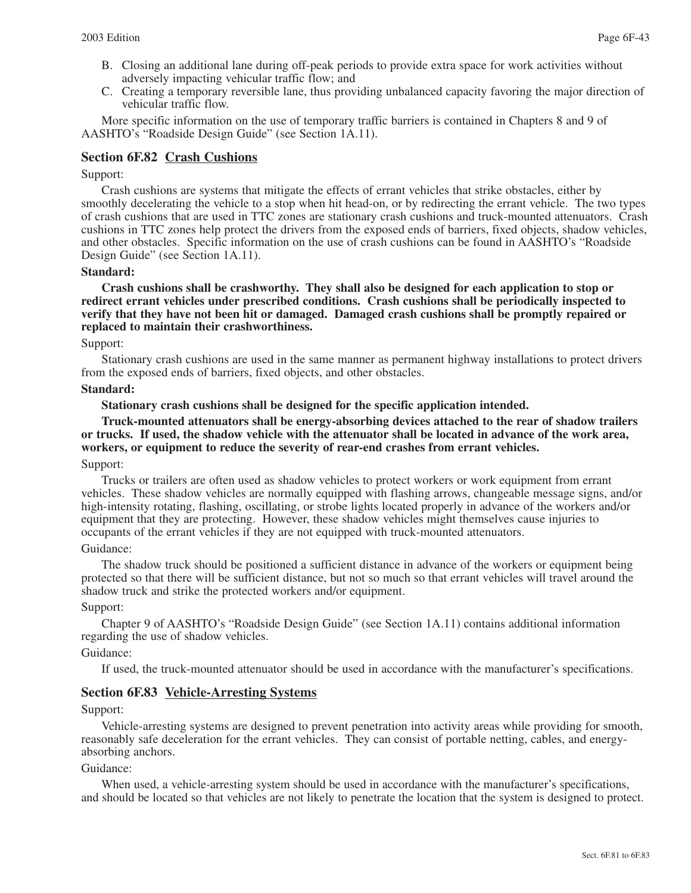B. Closing an additional lane during off-peak periods to provide extra space for work activities without adversely impacting vehicular traffic flow; and
C. Creating a temporary reversible lane, thus providing unbalanced capacity favoring the major direction of vehicular traffic flow.

More specific information on the use of temporary traffic barriers is contained in Chapters 8 and 9 of AASHTO's "Roadside Design Guide" (see Section 1A.11).

## Section 6F.82 Crash Cushions

Support:

Crash cushions are systems that mitigate the effects of errant vehicles that strike obstacles, either by smoothly decelerating the vehicle to a stop when hit head-on, or by redirecting the errant vehicle. The two types of crash cushions that are used in TTC zones are stationary crash cushions and truck-mounted attenuators. Crash cushions in TTC zones help protect the drivers from the exposed ends of barriers, fixed objects, shadow vehicles, and other obstacles. Specific information on the use of crash cushions can be found in AASHTO's "Roadside Design Guide" (see Section 1A.11).

**Standard:**

**Crash cushions shall be crashworthy. They shall also be designed for each application to stop or redirect errant vehicles under prescribed conditions. Crash cushions shall be periodically inspected to verify that they have not been hit or damaged. Damaged crash cushions shall be promptly repaired or replaced to maintain their crashworthiness.**

Support:

Stationary crash cushions are used in the same manner as permanent highway installations to protect drivers from the exposed ends of barriers, fixed objects, and other obstacles.

**Standard:**

**Stationary crash cushions shall be designed for the specific application intended.**

**Truck-mounted attenuators shall be energy-absorbing devices attached to the rear of shadow trailers or trucks. If used, the shadow vehicle with the attenuator shall be located in advance of the work area, workers, or equipment to reduce the severity of rear-end crashes from errant vehicles.**

Support:

Trucks or trailers are often used as shadow vehicles to protect workers or work equipment from errant vehicles. These shadow vehicles are normally equipped with flashing arrows, changeable message signs, and/or high-intensity rotating, flashing, oscillating, or strobe lights located properly in advance of the workers and/or equipment that they are protecting. However, these shadow vehicles might themselves cause injuries to occupants of the errant vehicles if they are not equipped with truck-mounted attenuators.

Guidance:

The shadow truck should be positioned a sufficient distance in advance of the workers or equipment being protected so that there will be sufficient distance, but not so much so that errant vehicles will travel around the shadow truck and strike the protected workers and/or equipment.

Support:

Chapter 9 of AASHTO's "Roadside Design Guide" (see Section 1A.11) contains additional information regarding the use of shadow vehicles.

Guidance:

If used, the truck-mounted attenuator should be used in accordance with the manufacturer's specifications.

## Section 6F.83 Vehicle-Arresting Systems

Support:

Vehicle-arresting systems are designed to prevent penetration into activity areas while providing for smooth, reasonably safe deceleration for the errant vehicles. They can consist of portable netting, cables, and energy-absorbing anchors.

Guidance:

When used, a vehicle-arresting system should be used in accordance with the manufacturer's specifications, and should be located so that vehicles are not likely to penetrate the location that the system is designed to protect.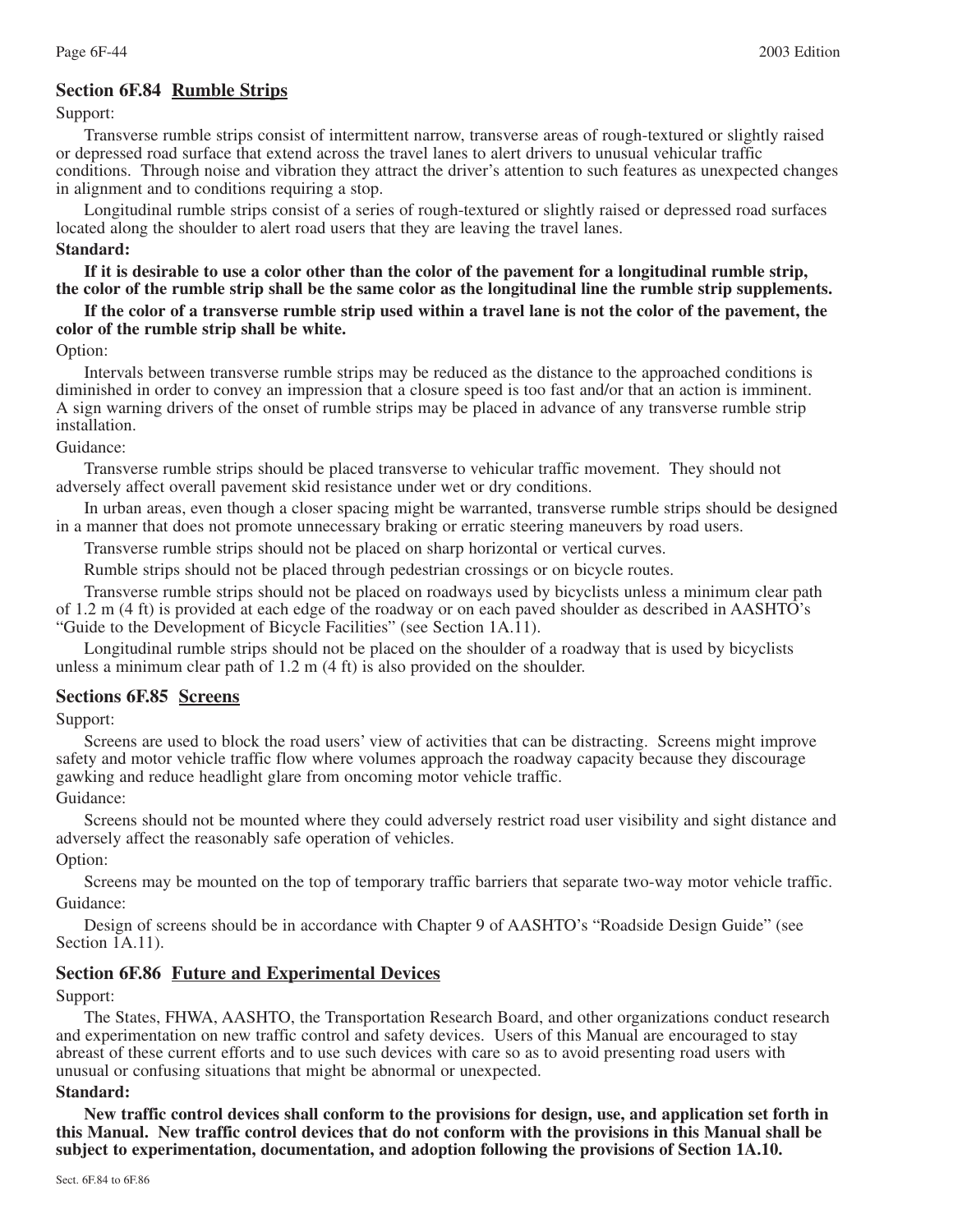## Section 6F.84 Rumble Strips

Support:

Transverse rumble strips consist of intermittent narrow, transverse areas of rough-textured or slightly raised or depressed road surface that extend across the travel lanes to alert drivers to unusual vehicular traffic conditions. Through noise and vibration they attract the driver's attention to such features as unexpected changes in alignment and to conditions requiring a stop.

Longitudinal rumble strips consist of a series of rough-textured or slightly raised or depressed road surfaces located along the shoulder to alert road users that they are leaving the travel lanes.

**Standard:**

**If it is desirable to use a color other than the color of the pavement for a longitudinal rumble strip, the color of the rumble strip shall be the same color as the longitudinal line the rumble strip supplements.**

**If the color of a transverse rumble strip used within a travel lane is not the color of the pavement, the color of the rumble strip shall be white.**

Option:

Intervals between transverse rumble strips may be reduced as the distance to the approached conditions is diminished in order to convey an impression that a closure speed is too fast and/or that an action is imminent. A sign warning drivers of the onset of rumble strips may be placed in advance of any transverse rumble strip installation.

Guidance:

Transverse rumble strips should be placed transverse to vehicular traffic movement. They should not adversely affect overall pavement skid resistance under wet or dry conditions.

In urban areas, even though a closer spacing might be warranted, transverse rumble strips should be designed in a manner that does not promote unnecessary braking or erratic steering maneuvers by road users.

Transverse rumble strips should not be placed on sharp horizontal or vertical curves.

Rumble strips should not be placed through pedestrian crossings or on bicycle routes.

Transverse rumble strips should not be placed on roadways used by bicyclists unless a minimum clear path of 1.2 m (4 ft) is provided at each edge of the roadway or on each paved shoulder as described in AASHTO's "Guide to the Development of Bicycle Facilities" (see Section 1A.11).

Longitudinal rumble strips should not be placed on the shoulder of a roadway that is used by bicyclists unless a minimum clear path of 1.2 m (4 ft) is also provided on the shoulder.

## Sections 6F.85 Screens

Support:

Screens are used to block the road users' view of activities that can be distracting. Screens might improve safety and motor vehicle traffic flow where volumes approach the roadway capacity because they discourage gawking and reduce headlight glare from oncoming motor vehicle traffic.

Guidance:

Screens should not be mounted where they could adversely restrict road user visibility and sight distance and adversely affect the reasonably safe operation of vehicles.

Option:

Screens may be mounted on the top of temporary traffic barriers that separate two-way motor vehicle traffic.

Guidance:

Design of screens should be in accordance with Chapter 9 of AASHTO's "Roadside Design Guide" (see Section 1A.11).

## Section 6F.86 Future and Experimental Devices

Support:

The States, FHWA, AASHTO, the Transportation Research Board, and other organizations conduct research and experimentation on new traffic control and safety devices. Users of this Manual are encouraged to stay abreast of these current efforts and to use such devices with care so as to avoid presenting road users with unusual or confusing situations that might be abnormal or unexpected.

**Standard:**

**New traffic control devices shall conform to the provisions for design, use, and application set forth in this Manual. New traffic control devices that do not conform with the provisions in this Manual shall be subject to experimentation, documentation, and adoption following the provisions of Section 1A.10.**